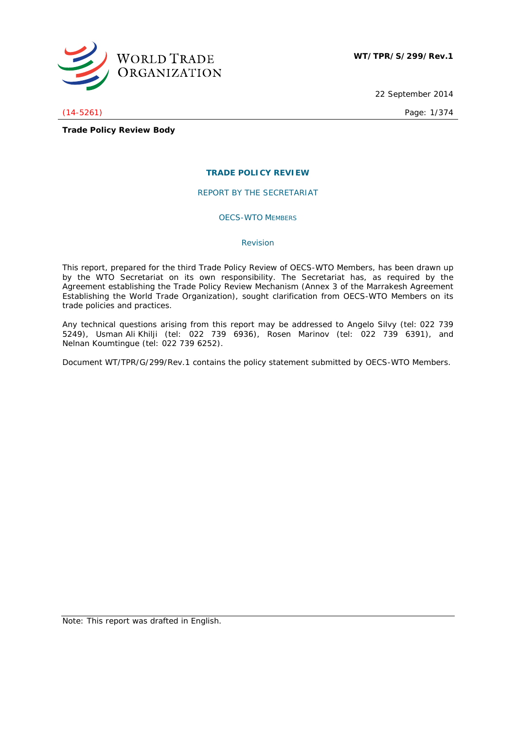WORLD TRADE ORGANIZATION

**WT/TPR/S/299/Rev.1**

22 September 2014

(14-5261)

**Trade Policy Review Body**

# TRADE POLICY REVIEW

## REPORT BY THE SECRETARIAT

## OECS-WTO MEMBERS

### Revision

This report, prepared for the third Trade Policy Review of OECS-WTO Members, has been drawn up by the WTO Secretariat on its own responsibility. The Secretariat has, as required by the Agreement establishing the Trade Policy Review Mechanism (Annex 3 of the Marrakesh Agreement Establishing the World Trade Organization), sought clarification from OECS-WTO Members on its trade policies and practices.

Any technical questions arising from this report may be addressed to Angelo Silvy (tel: 022 739 5249), Usman Ali Khilji (tel: 022 739 6936), Rosen Marinov (tel: 022 739 6391), and Nelnan Koumtingue (tel: 022 739 6252).

Document WT/TPR/G/299/Rev.1 contains the policy statement submitted by OECS-WTO Members.

Note: This report was drafted in English.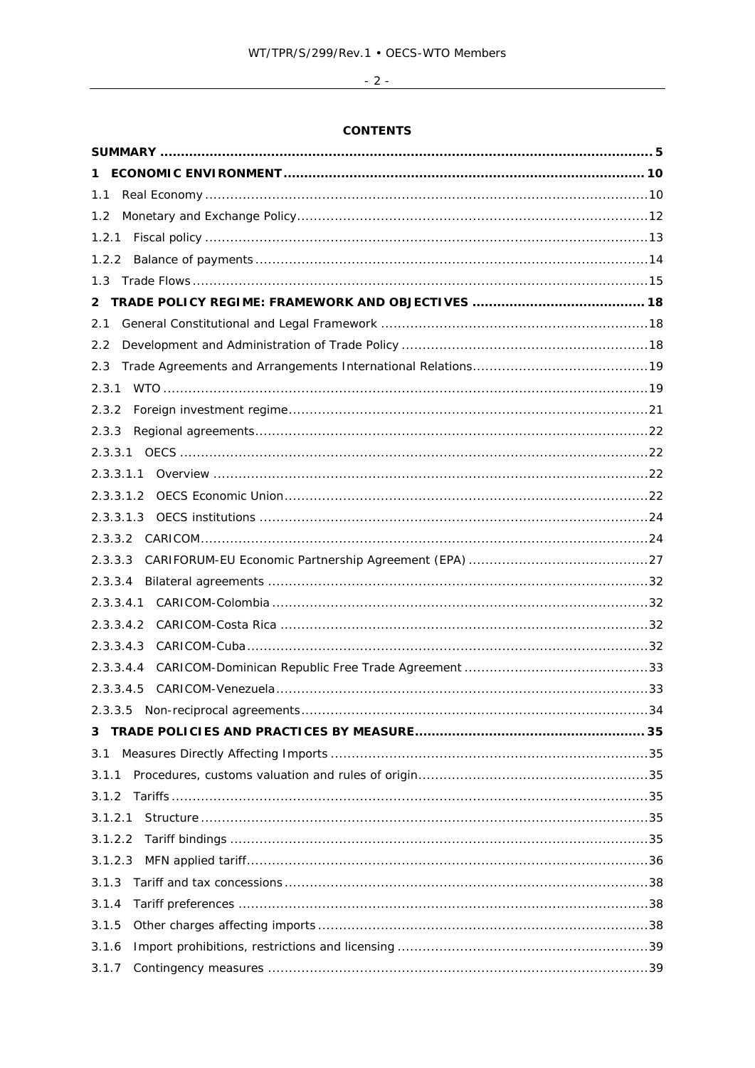## CONTENTS

| | |
|---|---|
| **SUMMARY** | **5** |
| **1 ECONOMIC ENVIRONMENT** | **10** |
| 1.1 Real Economy | 10 |
| 1.2 Monetary and Exchange Policy | 12 |
| 1.2.1 Fiscal policy | 13 |
| 1.2.2 Balance of payments | 14 |
| 1.3 Trade Flows | 15 |
| **2 TRADE POLICY REGIME: FRAMEWORK AND OBJECTIVES** | **18** |
| 2.1 General Constitutional and Legal Framework | 18 |
| 2.2 Development and Administration of Trade Policy | 18 |
| 2.3 Trade Agreements and Arrangements International Relations | 19 |
| 2.3.1 WTO | 19 |
| 2.3.2 Foreign investment regime | 21 |
| 2.3.3 Regional agreements | 22 |
| 2.3.3.1 OECS | 22 |
| 2.3.3.1.1 Overview | 22 |
| 2.3.3.1.2 OECS Economic Union | 22 |
| 2.3.3.1.3 OECS institutions | 24 |
| 2.3.3.2 CARICOM | 24 |
| 2.3.3.3 CARIFORUM-EU Economic Partnership Agreement (EPA) | 27 |
| 2.3.3.4 Bilateral agreements | 32 |
| 2.3.3.4.1 CARICOM-Colombia | 32 |
| 2.3.3.4.2 CARICOM-Costa Rica | 32 |
| 2.3.3.4.3 CARICOM-Cuba | 32 |
| 2.3.3.4.4 CARICOM-Dominican Republic Free Trade Agreement | 33 |
| 2.3.3.4.5 CARICOM-Venezuela | 33 |
| 2.3.3.5 Non-reciprocal agreements | 34 |
| **3 TRADE POLICIES AND PRACTICES BY MEASURE** | **35** |
| 3.1 Measures Directly Affecting Imports | 35 |
| 3.1.1 Procedures, customs valuation and rules of origin | 35 |
| 3.1.2 Tariffs | 35 |
| 3.1.2.1 Structure | 35 |
| 3.1.2.2 Tariff bindings | 35 |
| 3.1.2.3 MFN applied tariff | 36 |
| 3.1.3 Tariff and tax concessions | 38 |
| 3.1.4 Tariff preferences | 38 |
| 3.1.5 Other charges affecting imports | 38 |
| 3.1.6 Import prohibitions, restrictions and licensing | 39 |
| 3.1.7 Contingency measures | 39 |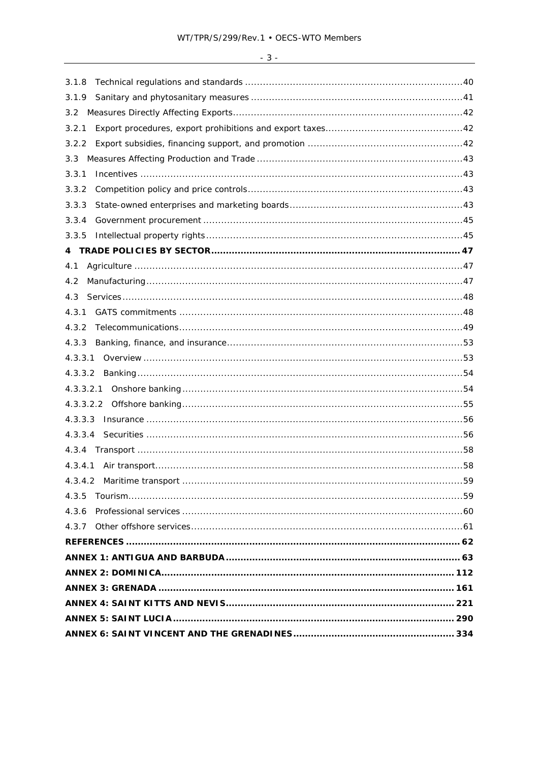3.1.8 Technical regulations and standards ......................................................................40

3.1.9 Sanitary and phytosanitary measures .....................................................................41

3.2 Measures Directly Affecting Exports...........................................................................42

3.2.1 Export procedures, export prohibitions and export taxes............................................42

3.2.2 Export subsidies, financing support, and promotion ..................................................42

3.3 Measures Affecting Production and Trade ...................................................................43

3.3.1 Incentives ..........................................................................................................43

3.3.2 Competition policy and price controls......................................................................43

3.3.3 State-owned enterprises and marketing boards........................................................43

3.3.4 Government procurement .....................................................................................45

3.3.5 Intellectual property rights....................................................................................45

**4 TRADE POLICIES BY SECTOR.................................................................................. 47**

4.1 Agriculture ............................................................................................................47

4.2 Manufacturing........................................................................................................47

4.3 Services................................................................................................................48

4.3.1 GATS commitments .............................................................................................48

4.3.2 Telecommunications.............................................................................................49

4.3.3 Banking, finance, and insurance.............................................................................53

4.3.3.1 Overview .........................................................................................................53

4.3.3.2 Banking...........................................................................................................54

4.3.3.2.1 Onshore banking ...........................................................................................54

4.3.3.2.2 Offshore banking...........................................................................................55

4.3.3.3 Insurance ........................................................................................................56

4.3.3.4 Securities ........................................................................................................56

4.3.4 Transport ...........................................................................................................58

4.3.4.1 Air transport.....................................................................................................58

4.3.4.2 Maritime transport ............................................................................................59

4.3.5 Tourism..............................................................................................................59

4.3.6 Professional services ............................................................................................60

4.3.7 Other offshore services.........................................................................................61

**REFERENCES ............................................................................................................... 62**

**ANNEX 1: ANTIGUA AND BARBUDA.............................................................................. 63**

**ANNEX 2: DOMINICA.................................................................................................. 112**

**ANNEX 3: GRENADA ................................................................................................... 161**

**ANNEX 4: SAINT KITTS AND NEVIS............................................................................ 221**

**ANNEX 5: SAINT LUCIA.............................................................................................. 290**

**ANNEX 6: SAINT VINCENT AND THE GRENADINES...................................................... 334**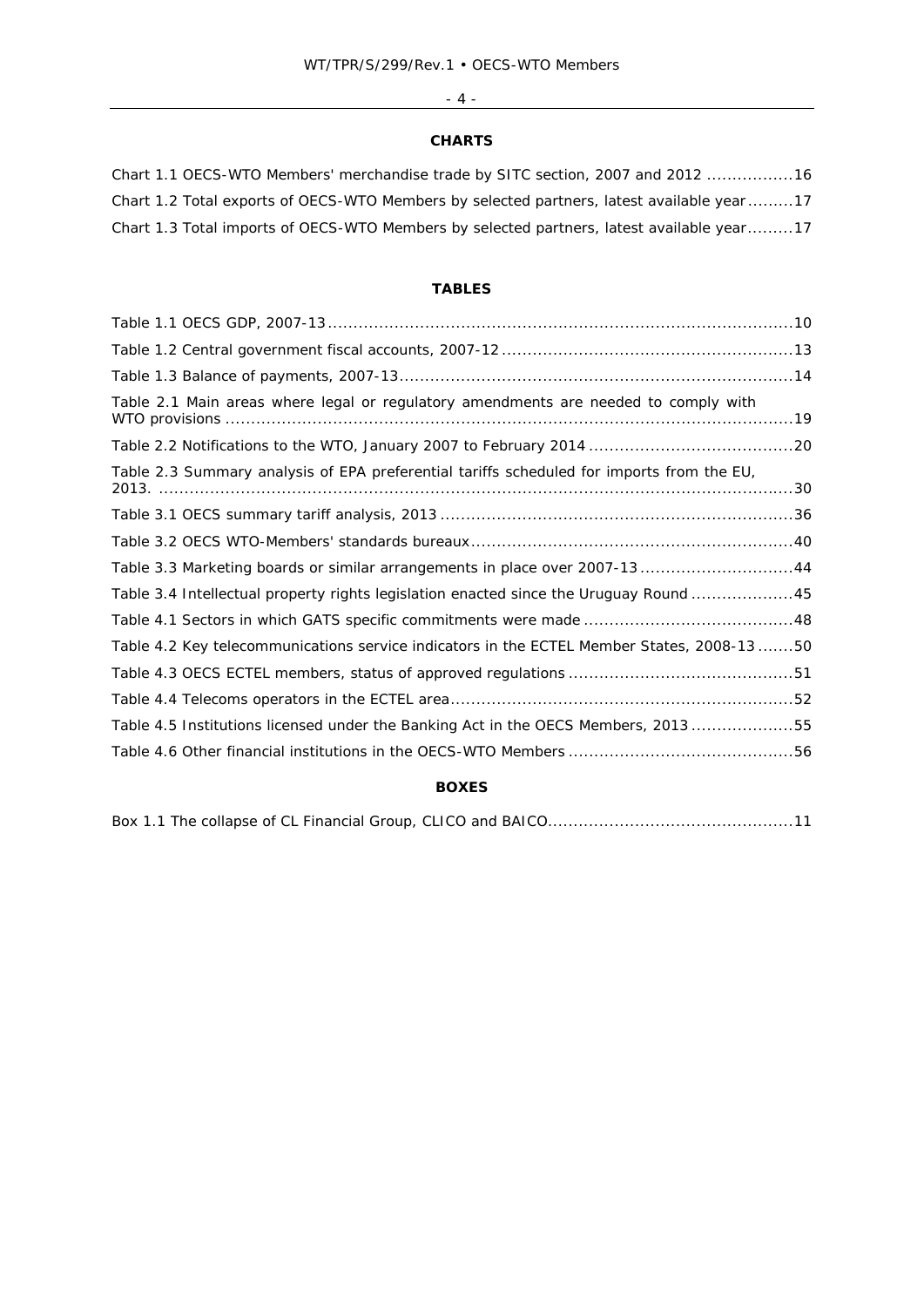## CHARTS

Chart 1.1 OECS-WTO Members' merchandise trade by SITC section, 2007 and 2012 .................16

Chart 1.2 Total exports of OECS-WTO Members by selected partners, latest available year.........17

Chart 1.3 Total imports of OECS-WTO Members by selected partners, latest available year.........17

## TABLES

Table 1.1 OECS GDP, 2007-13............................................................................................10

Table 1.2 Central government fiscal accounts, 2007-12.........................................................13

Table 1.3 Balance of payments, 2007-13.............................................................................14

Table 2.1 Main areas where legal or regulatory amendments are needed to comply with WTO provisions ...............................................................................................................19

Table 2.2 Notifications to the WTO, January 2007 to February 2014 ........................................20

Table 2.3 Summary analysis of EPA preferential tariffs scheduled for imports from the EU, 2013. ..............................................................................................................................30

Table 3.1 OECS summary tariff analysis, 2013 .....................................................................36

Table 3.2 OECS WTO-Members' standards bureaux...............................................................40

Table 3.3 Marketing boards or similar arrangements in place over 2007-13..............................44

Table 3.4 Intellectual property rights legislation enacted since the Uruguay Round ....................45

Table 4.1 Sectors in which GATS specific commitments were made .........................................48

Table 4.2 Key telecommunications service indicators in the ECTEL Member States, 2008-13.......50

Table 4.3 OECS ECTEL members, status of approved regulations ............................................51

Table 4.4 Telecoms operators in the ECTEL area...................................................................52

Table 4.5 Institutions licensed under the Banking Act in the OECS Members, 2013....................55

Table 4.6 Other financial institutions in the OECS-WTO Members ............................................56

## BOXES

Box 1.1 The collapse of CL Financial Group, CLICO and BAICO................................................11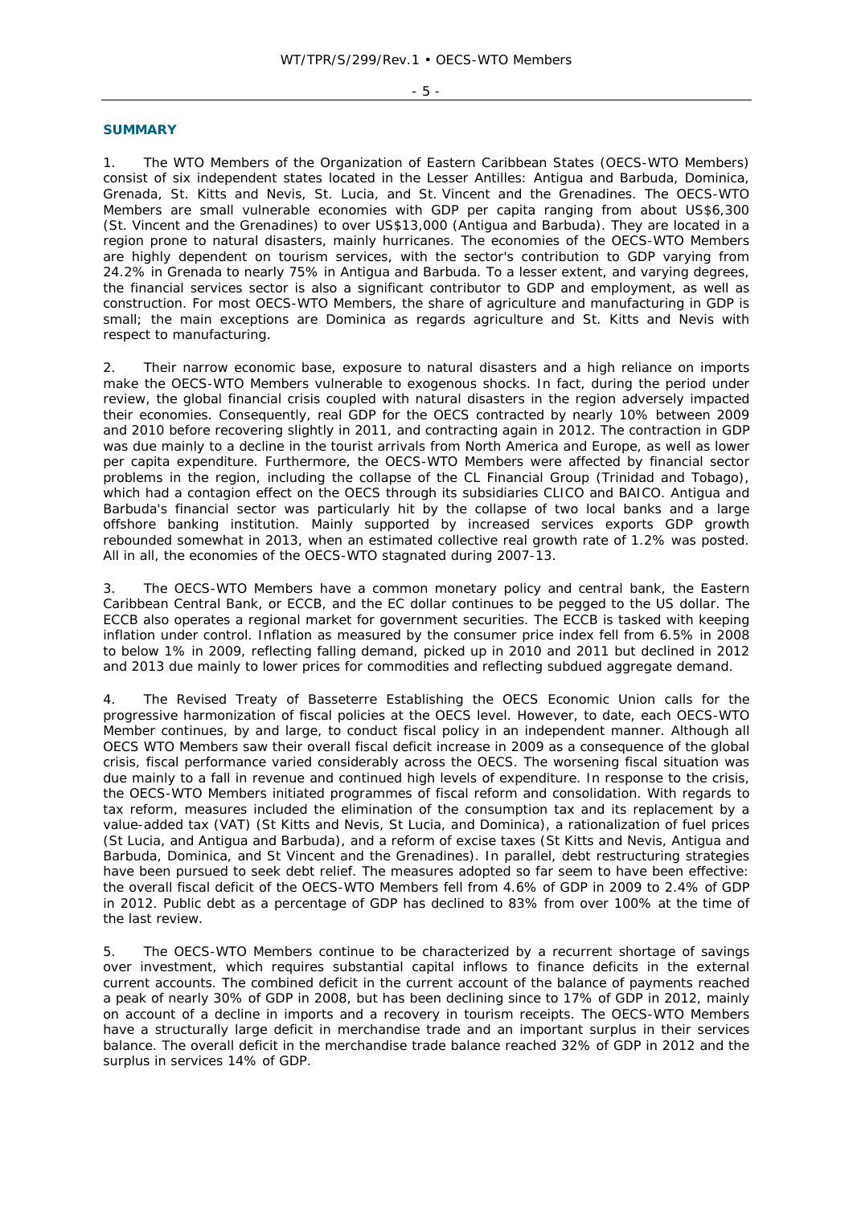## SUMMARY

1. The WTO Members of the Organization of Eastern Caribbean States (OECS-WTO Members) consist of six independent states located in the Lesser Antilles: Antigua and Barbuda, Dominica, Grenada, St. Kitts and Nevis, St. Lucia, and St. Vincent and the Grenadines. The OECS-WTO Members are small vulnerable economies with GDP per capita ranging from about US$6,300 (St. Vincent and the Grenadines) to over US$13,000 (Antigua and Barbuda). They are located in a region prone to natural disasters, mainly hurricanes. The economies of the OECS-WTO Members are highly dependent on tourism services, with the sector's contribution to GDP varying from 24.2% in Grenada to nearly 75% in Antigua and Barbuda. To a lesser extent, and varying degrees, the financial services sector is also a significant contributor to GDP and employment, as well as construction. For most OECS-WTO Members, the share of agriculture and manufacturing in GDP is small; the main exceptions are Dominica as regards agriculture and St. Kitts and Nevis with respect to manufacturing.

2. Their narrow economic base, exposure to natural disasters and a high reliance on imports make the OECS-WTO Members vulnerable to exogenous shocks. In fact, during the period under review, the global financial crisis coupled with natural disasters in the region adversely impacted their economies. Consequently, real GDP for the OECS contracted by nearly 10% between 2009 and 2010 before recovering slightly in 2011, and contracting again in 2012. The contraction in GDP was due mainly to a decline in the tourist arrivals from North America and Europe, as well as lower per capita expenditure. Furthermore, the OECS-WTO Members were affected by financial sector problems in the region, including the collapse of the CL Financial Group (Trinidad and Tobago), which had a contagion effect on the OECS through its subsidiaries CLICO and BAICO. Antigua and Barbuda's financial sector was particularly hit by the collapse of two local banks and a large offshore banking institution. Mainly supported by increased services exports GDP growth rebounded somewhat in 2013, when an estimated collective real growth rate of 1.2% was posted. All in all, the economies of the OECS-WTO stagnated during 2007-13.

3. The OECS-WTO Members have a common monetary policy and central bank, the Eastern Caribbean Central Bank, or ECCB, and the EC dollar continues to be pegged to the US dollar. The ECCB also operates a regional market for government securities. The ECCB is tasked with keeping inflation under control. Inflation as measured by the consumer price index fell from 6.5% in 2008 to below 1% in 2009, reflecting falling demand, picked up in 2010 and 2011 but declined in 2012 and 2013 due mainly to lower prices for commodities and reflecting subdued aggregate demand.

4. The Revised Treaty of Basseterre Establishing the OECS Economic Union calls for the progressive harmonization of fiscal policies at the OECS level. However, to date, each OECS-WTO Member continues, by and large, to conduct fiscal policy in an independent manner. Although all OECS WTO Members saw their overall fiscal deficit increase in 2009 as a consequence of the global crisis, fiscal performance varied considerably across the OECS. The worsening fiscal situation was due mainly to a fall in revenue and continued high levels of expenditure. In response to the crisis, the OECS-WTO Members initiated programmes of fiscal reform and consolidation. With regards to tax reform, measures included the elimination of the consumption tax and its replacement by a value-added tax (VAT) (St Kitts and Nevis, St Lucia, and Dominica), a rationalization of fuel prices (St Lucia, and Antigua and Barbuda), and a reform of excise taxes (St Kitts and Nevis, Antigua and Barbuda, Dominica, and St Vincent and the Grenadines). In parallel, debt restructuring strategies have been pursued to seek debt relief. The measures adopted so far seem to have been effective: the overall fiscal deficit of the OECS-WTO Members fell from 4.6% of GDP in 2009 to 2.4% of GDP in 2012. Public debt as a percentage of GDP has declined to 83% from over 100% at the time of the last review.

5. The OECS-WTO Members continue to be characterized by a recurrent shortage of savings over investment, which requires substantial capital inflows to finance deficits in the external current accounts. The combined deficit in the current account of the balance of payments reached a peak of nearly 30% of GDP in 2008, but has been declining since to 17% of GDP in 2012, mainly on account of a decline in imports and a recovery in tourism receipts. The OECS-WTO Members have a structurally large deficit in merchandise trade and an important surplus in their services balance. The overall deficit in the merchandise trade balance reached 32% of GDP in 2012 and the surplus in services 14% of GDP.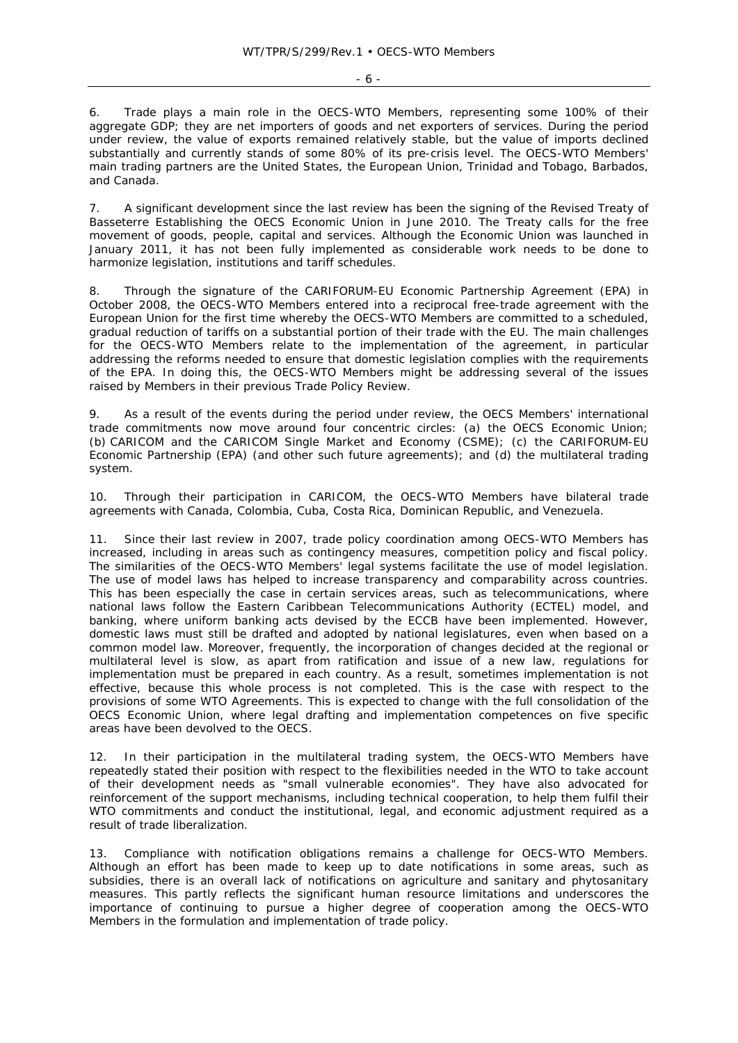6. Trade plays a main role in the OECS-WTO Members, representing some 100% of their aggregate GDP; they are net importers of goods and net exporters of services. During the period under review, the value of exports remained relatively stable, but the value of imports declined substantially and currently stands of some 80% of its pre-crisis level. The OECS-WTO Members' main trading partners are the United States, the European Union, Trinidad and Tobago, Barbados, and Canada.

7. A significant development since the last review has been the signing of the Revised Treaty of Basseterre Establishing the OECS Economic Union in June 2010. The Treaty calls for the free movement of goods, people, capital and services. Although the Economic Union was launched in January 2011, it has not been fully implemented as considerable work needs to be done to harmonize legislation, institutions and tariff schedules.

8. Through the signature of the CARIFORUM-EU Economic Partnership Agreement (EPA) in October 2008, the OECS-WTO Members entered into a reciprocal free-trade agreement with the European Union for the first time whereby the OECS-WTO Members are committed to a scheduled, gradual reduction of tariffs on a substantial portion of their trade with the EU. The main challenges for the OECS-WTO Members relate to the implementation of the agreement, in particular addressing the reforms needed to ensure that domestic legislation complies with the requirements of the EPA. In doing this, the OECS-WTO Members might be addressing several of the issues raised by Members in their previous Trade Policy Review.

9. As a result of the events during the period under review, the OECS Members' international trade commitments now move around four concentric circles: (a) the OECS Economic Union; (b) CARICOM and the CARICOM Single Market and Economy (CSME); (c) the CARIFORUM-EU Economic Partnership (EPA) (and other such future agreements); and (d) the multilateral trading system.

10. Through their participation in CARICOM, the OECS-WTO Members have bilateral trade agreements with Canada, Colombia, Cuba, Costa Rica, Dominican Republic, and Venezuela.

11. Since their last review in 2007, trade policy coordination among OECS-WTO Members has increased, including in areas such as contingency measures, competition policy and fiscal policy. The similarities of the OECS-WTO Members' legal systems facilitate the use of model legislation. The use of model laws has helped to increase transparency and comparability across countries. This has been especially the case in certain services areas, such as telecommunications, where national laws follow the Eastern Caribbean Telecommunications Authority (ECTEL) model, and banking, where uniform banking acts devised by the ECCB have been implemented. However, domestic laws must still be drafted and adopted by national legislatures, even when based on a common model law. Moreover, frequently, the incorporation of changes decided at the regional or multilateral level is slow, as apart from ratification and issue of a new law, regulations for implementation must be prepared in each country. As a result, sometimes implementation is not effective, because this whole process is not completed. This is the case with respect to the provisions of some WTO Agreements. This is expected to change with the full consolidation of the OECS Economic Union, where legal drafting and implementation competences on five specific areas have been devolved to the OECS.

12. In their participation in the multilateral trading system, the OECS-WTO Members have repeatedly stated their position with respect to the flexibilities needed in the WTO to take account of their development needs as "small vulnerable economies". They have also advocated for reinforcement of the support mechanisms, including technical cooperation, to help them fulfil their WTO commitments and conduct the institutional, legal, and economic adjustment required as a result of trade liberalization.

13. Compliance with notification obligations remains a challenge for OECS-WTO Members. Although an effort has been made to keep up to date notifications in some areas, such as subsidies, there is an overall lack of notifications on agriculture and sanitary and phytosanitary measures. This partly reflects the significant human resource limitations and underscores the importance of continuing to pursue a higher degree of cooperation among the OECS-WTO Members in the formulation and implementation of trade policy.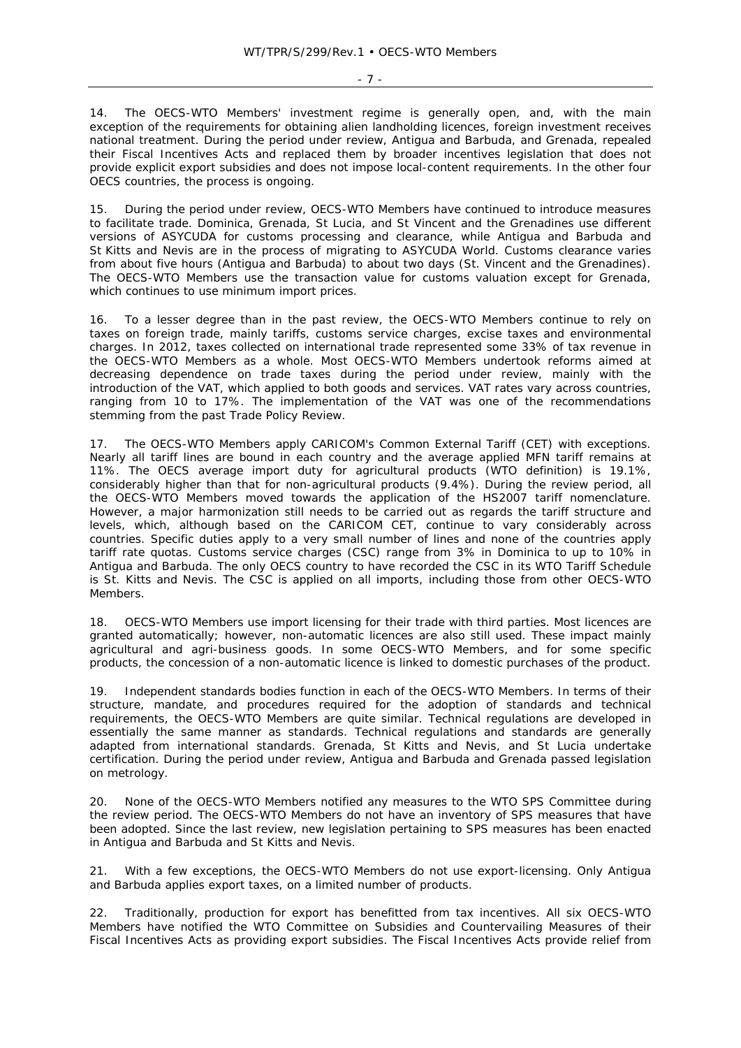14. The OECS-WTO Members' investment regime is generally open, and, with the main exception of the requirements for obtaining alien landholding licences, foreign investment receives national treatment. During the period under review, Antigua and Barbuda, and Grenada, repealed their Fiscal Incentives Acts and replaced them by broader incentives legislation that does not provide explicit export subsidies and does not impose local-content requirements. In the other four OECS countries, the process is ongoing.

15. During the period under review, OECS-WTO Members have continued to introduce measures to facilitate trade. Dominica, Grenada, St Lucia, and St Vincent and the Grenadines use different versions of ASYCUDA for customs processing and clearance, while Antigua and Barbuda and St Kitts and Nevis are in the process of migrating to ASYCUDA World. Customs clearance varies from about five hours (Antigua and Barbuda) to about two days (St. Vincent and the Grenadines). The OECS-WTO Members use the transaction value for customs valuation except for Grenada, which continues to use minimum import prices.

16. To a lesser degree than in the past review, the OECS-WTO Members continue to rely on taxes on foreign trade, mainly tariffs, customs service charges, excise taxes and environmental charges. In 2012, taxes collected on international trade represented some 33% of tax revenue in the OECS-WTO Members as a whole. Most OECS-WTO Members undertook reforms aimed at decreasing dependence on trade taxes during the period under review, mainly with the introduction of the VAT, which applied to both goods and services. VAT rates vary across countries, ranging from 10 to 17%. The implementation of the VAT was one of the recommendations stemming from the past Trade Policy Review.

17. The OECS-WTO Members apply CARICOM's Common External Tariff (CET) with exceptions. Nearly all tariff lines are bound in each country and the average applied MFN tariff remains at 11%. The OECS average import duty for agricultural products (WTO definition) is 19.1%, considerably higher than that for non-agricultural products (9.4%). During the review period, all the OECS-WTO Members moved towards the application of the HS2007 tariff nomenclature. However, a major harmonization still needs to be carried out as regards the tariff structure and levels, which, although based on the CARICOM CET, continue to vary considerably across countries. Specific duties apply to a very small number of lines and none of the countries apply tariff rate quotas. Customs service charges (CSC) range from 3% in Dominica to up to 10% in Antigua and Barbuda. The only OECS country to have recorded the CSC in its WTO Tariff Schedule is St. Kitts and Nevis. The CSC is applied on all imports, including those from other OECS-WTO Members.

18. OECS-WTO Members use import licensing for their trade with third parties. Most licences are granted automatically; however, non-automatic licences are also still used. These impact mainly agricultural and agri-business goods. In some OECS-WTO Members, and for some specific products, the concession of a non-automatic licence is linked to domestic purchases of the product.

19. Independent standards bodies function in each of the OECS-WTO Members. In terms of their structure, mandate, and procedures required for the adoption of standards and technical requirements, the OECS-WTO Members are quite similar. Technical regulations are developed in essentially the same manner as standards. Technical regulations and standards are generally adapted from international standards. Grenada, St Kitts and Nevis, and St Lucia undertake certification. During the period under review, Antigua and Barbuda and Grenada passed legislation on metrology.

20. None of the OECS-WTO Members notified any measures to the WTO SPS Committee during the review period. The OECS-WTO Members do not have an inventory of SPS measures that have been adopted. Since the last review, new legislation pertaining to SPS measures has been enacted in Antigua and Barbuda and St Kitts and Nevis.

21. With a few exceptions, the OECS-WTO Members do not use export-licensing. Only Antigua and Barbuda applies export taxes, on a limited number of products.

22. Traditionally, production for export has benefitted from tax incentives. All six OECS-WTO Members have notified the WTO Committee on Subsidies and Countervailing Measures of their Fiscal Incentives Acts as providing export subsidies. The Fiscal Incentives Acts provide relief from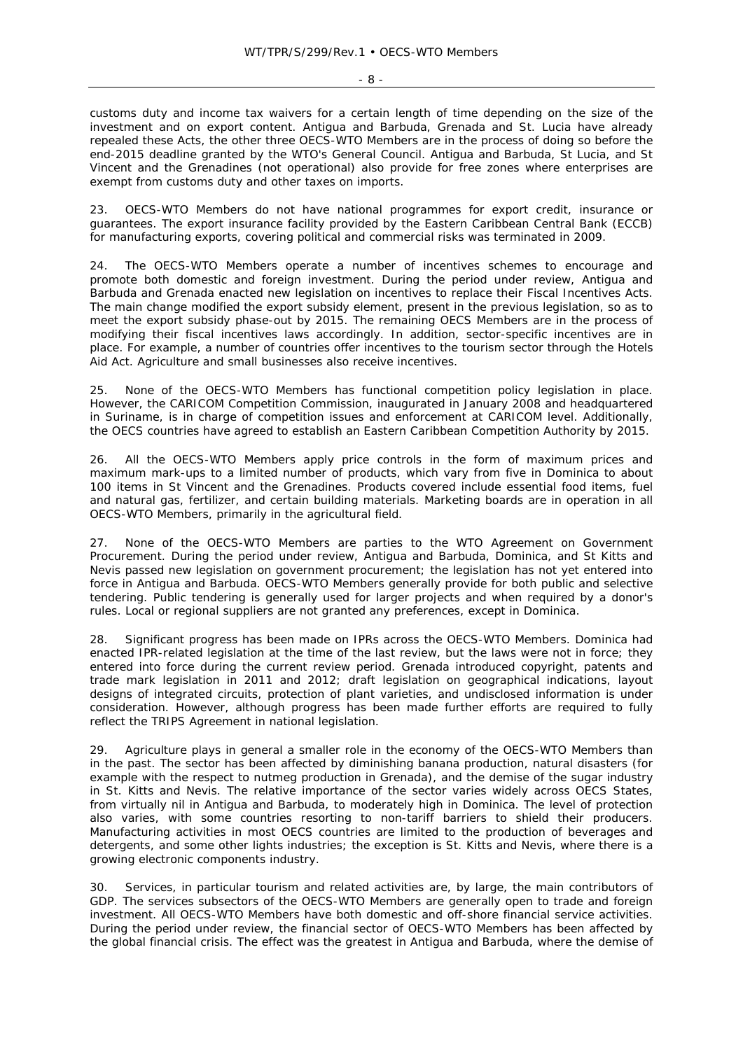customs duty and income tax waivers for a certain length of time depending on the size of the investment and on export content. Antigua and Barbuda, Grenada and St. Lucia have already repealed these Acts, the other three OECS-WTO Members are in the process of doing so before the end-2015 deadline granted by the WTO's General Council. Antigua and Barbuda, St Lucia, and St Vincent and the Grenadines (not operational) also provide for free zones where enterprises are exempt from customs duty and other taxes on imports.

23. OECS-WTO Members do not have national programmes for export credit, insurance or guarantees. The export insurance facility provided by the Eastern Caribbean Central Bank (ECCB) for manufacturing exports, covering political and commercial risks was terminated in 2009.

24. The OECS-WTO Members operate a number of incentives schemes to encourage and promote both domestic and foreign investment. During the period under review, Antigua and Barbuda and Grenada enacted new legislation on incentives to replace their Fiscal Incentives Acts. The main change modified the export subsidy element, present in the previous legislation, so as to meet the export subsidy phase-out by 2015. The remaining OECS Members are in the process of modifying their fiscal incentives laws accordingly. In addition, sector-specific incentives are in place. For example, a number of countries offer incentives to the tourism sector through the Hotels Aid Act. Agriculture and small businesses also receive incentives.

25. None of the OECS-WTO Members has functional competition policy legislation in place. However, the CARICOM Competition Commission, inaugurated in January 2008 and headquartered in Suriname, is in charge of competition issues and enforcement at CARICOM level. Additionally, the OECS countries have agreed to establish an Eastern Caribbean Competition Authority by 2015.

26. All the OECS-WTO Members apply price controls in the form of maximum prices and maximum mark-ups to a limited number of products, which vary from five in Dominica to about 100 items in St Vincent and the Grenadines. Products covered include essential food items, fuel and natural gas, fertilizer, and certain building materials. Marketing boards are in operation in all OECS-WTO Members, primarily in the agricultural field.

27. None of the OECS-WTO Members are parties to the WTO Agreement on Government Procurement. During the period under review, Antigua and Barbuda, Dominica, and St Kitts and Nevis passed new legislation on government procurement; the legislation has not yet entered into force in Antigua and Barbuda. OECS-WTO Members generally provide for both public and selective tendering. Public tendering is generally used for larger projects and when required by a donor's rules. Local or regional suppliers are not granted any preferences, except in Dominica.

28. Significant progress has been made on IPRs across the OECS-WTO Members. Dominica had enacted IPR-related legislation at the time of the last review, but the laws were not in force; they entered into force during the current review period. Grenada introduced copyright, patents and trade mark legislation in 2011 and 2012; draft legislation on geographical indications, layout designs of integrated circuits, protection of plant varieties, and undisclosed information is under consideration. However, although progress has been made further efforts are required to fully reflect the TRIPS Agreement in national legislation.

29. Agriculture plays in general a smaller role in the economy of the OECS-WTO Members than in the past. The sector has been affected by diminishing banana production, natural disasters (for example with the respect to nutmeg production in Grenada), and the demise of the sugar industry in St. Kitts and Nevis. The relative importance of the sector varies widely across OECS States, from virtually nil in Antigua and Barbuda, to moderately high in Dominica. The level of protection also varies, with some countries resorting to non-tariff barriers to shield their producers. Manufacturing activities in most OECS countries are limited to the production of beverages and detergents, and some other lights industries; the exception is St. Kitts and Nevis, where there is a growing electronic components industry.

30. Services, in particular tourism and related activities are, by large, the main contributors of GDP. The services subsectors of the OECS-WTO Members are generally open to trade and foreign investment. All OECS-WTO Members have both domestic and off-shore financial service activities. During the period under review, the financial sector of OECS-WTO Members has been affected by the global financial crisis. The effect was the greatest in Antigua and Barbuda, where the demise of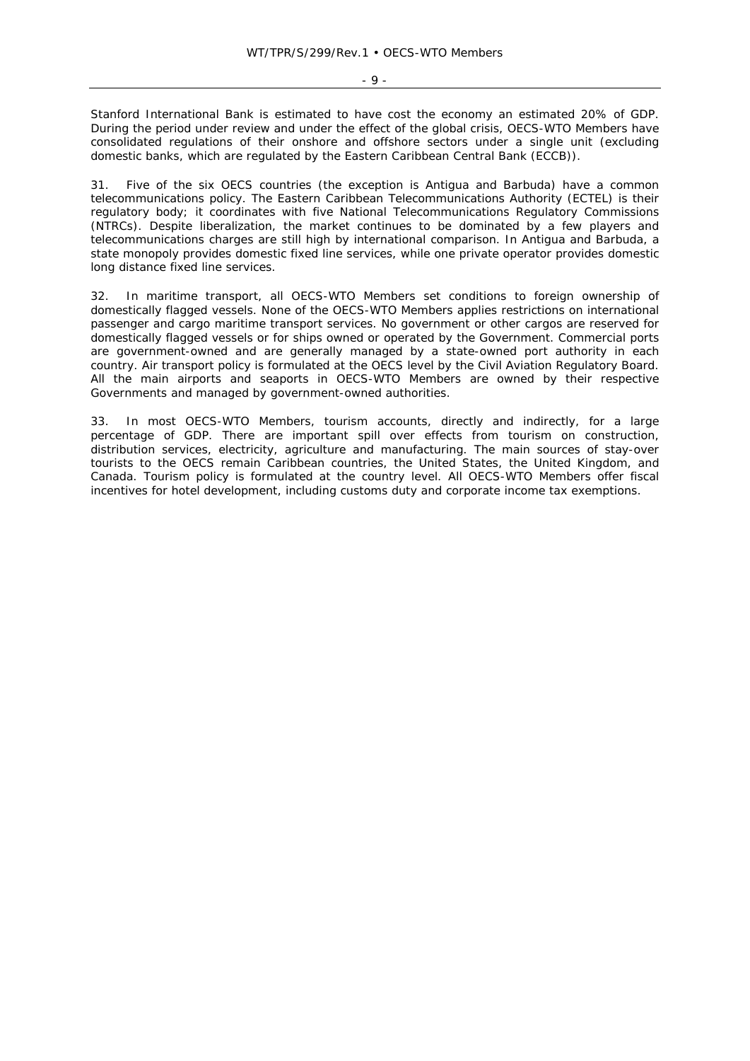Stanford International Bank is estimated to have cost the economy an estimated 20% of GDP. During the period under review and under the effect of the global crisis, OECS-WTO Members have consolidated regulations of their onshore and offshore sectors under a single unit (excluding domestic banks, which are regulated by the Eastern Caribbean Central Bank (ECCB)).

31. Five of the six OECS countries (the exception is Antigua and Barbuda) have a common telecommunications policy. The Eastern Caribbean Telecommunications Authority (ECTEL) is their regulatory body; it coordinates with five National Telecommunications Regulatory Commissions (NTRCs). Despite liberalization, the market continues to be dominated by a few players and telecommunications charges are still high by international comparison. In Antigua and Barbuda, a state monopoly provides domestic fixed line services, while one private operator provides domestic long distance fixed line services.

32. In maritime transport, all OECS-WTO Members set conditions to foreign ownership of domestically flagged vessels. None of the OECS-WTO Members applies restrictions on international passenger and cargo maritime transport services. No government or other cargos are reserved for domestically flagged vessels or for ships owned or operated by the Government. Commercial ports are government-owned and are generally managed by a state-owned port authority in each country. Air transport policy is formulated at the OECS level by the Civil Aviation Regulatory Board. All the main airports and seaports in OECS-WTO Members are owned by their respective Governments and managed by government-owned authorities.

33. In most OECS-WTO Members, tourism accounts, directly and indirectly, for a large percentage of GDP. There are important spill over effects from tourism on construction, distribution services, electricity, agriculture and manufacturing. The main sources of stay-over tourists to the OECS remain Caribbean countries, the United States, the United Kingdom, and Canada. Tourism policy is formulated at the country level. All OECS-WTO Members offer fiscal incentives for hotel development, including customs duty and corporate income tax exemptions.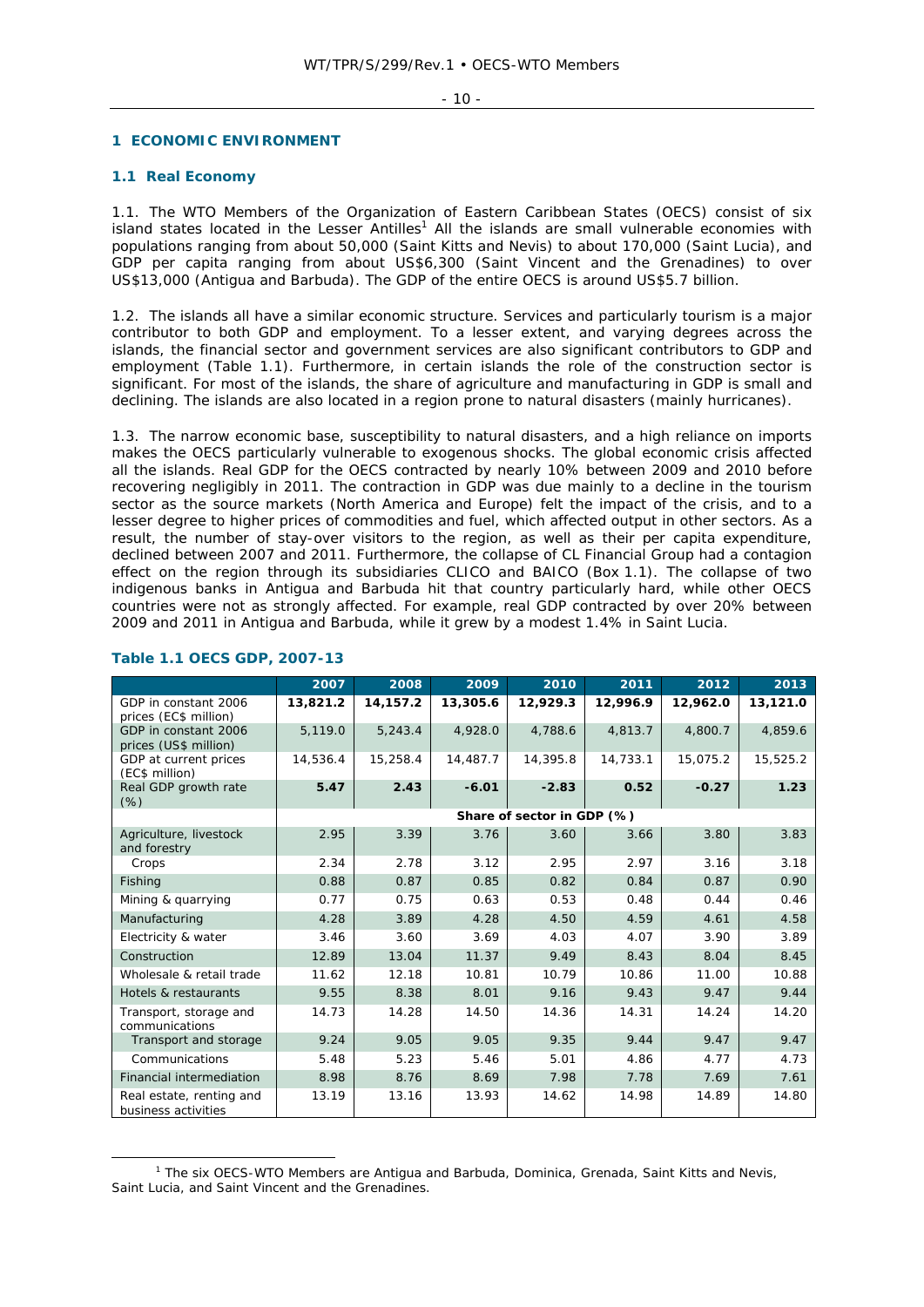## 1 ECONOMIC ENVIRONMENT

### 1.1 Real Economy

1.1. The WTO Members of the Organization of Eastern Caribbean States (OECS) consist of six island states located in the Lesser Antilles[1] All the islands are small vulnerable economies with populations ranging from about 50,000 (Saint Kitts and Nevis) to about 170,000 (Saint Lucia), and GDP per capita ranging from about US$6,300 (Saint Vincent and the Grenadines) to over US$13,000 (Antigua and Barbuda). The GDP of the entire OECS is around US$5.7 billion.

1.2. The islands all have a similar economic structure. Services and particularly tourism is a major contributor to both GDP and employment. To a lesser extent, and varying degrees across the islands, the financial sector and government services are also significant contributors to GDP and employment (Table 1.1). Furthermore, in certain islands the role of the construction sector is significant. For most of the islands, the share of agriculture and manufacturing in GDP is small and declining. The islands are also located in a region prone to natural disasters (mainly hurricanes).

1.3. The narrow economic base, susceptibility to natural disasters, and a high reliance on imports makes the OECS particularly vulnerable to exogenous shocks. The global economic crisis affected all the islands. Real GDP for the OECS contracted by nearly 10% between 2009 and 2010 before recovering negligibly in 2011. The contraction in GDP was due mainly to a decline in the tourism sector as the source markets (North America and Europe) felt the impact of the crisis, and to a lesser degree to higher prices of commodities and fuel, which affected output in other sectors. As a result, the number of stay-over visitors to the region, as well as their per capita expenditure, declined between 2007 and 2011. Furthermore, the collapse of CL Financial Group had a contagion effect on the region through its subsidiaries CLICO and BAICO (Box 1.1). The collapse of two indigenous banks in Antigua and Barbuda hit that country particularly hard, while other OECS countries were not as strongly affected. For example, real GDP contracted by over 20% between 2009 and 2011 in Antigua and Barbuda, while it grew by a modest 1.4% in Saint Lucia.

**Table 1.1 OECS GDP, 2007-13**

| | 2007 | 2008 | 2009 | 2010 | 2011 | 2012 | 2013 |
|---|---|---|---|---|---|---|---|
| GDP in constant 2006 prices (EC$ million) | **13,821.2** | **14,157.2** | **13,305.6** | **12,929.3** | **12,996.9** | **12,962.0** | **13,121.0** |
| GDP in constant 2006 prices (US$ million) | 5,119.0 | 5,243.4 | 4,928.0 | 4,788.6 | 4,813.7 | 4,800.7 | 4,859.6 |
| GDP at current prices (EC$ million) | 14,536.4 | 15,258.4 | 14,487.7 | 14,395.8 | 14,733.1 | 15,075.2 | 15,525.2 |
| Real GDP growth rate (%) | **5.47** | **2.43** | **-6.01** | **-2.83** | **0.52** | **-0.27** | **1.23** |
| | **Share of sector in GDP (%)** | | | | | | |
| Agriculture, livestock and forestry | 2.95 | 3.39 | 3.76 | 3.60 | 3.66 | 3.80 | 3.83 |
| Crops | 2.34 | 2.78 | 3.12 | 2.95 | 2.97 | 3.16 | 3.18 |
| Fishing | 0.88 | 0.87 | 0.85 | 0.82 | 0.84 | 0.87 | 0.90 |
| Mining & quarrying | 0.77 | 0.75 | 0.63 | 0.53 | 0.48 | 0.44 | 0.46 |
| Manufacturing | 4.28 | 3.89 | 4.28 | 4.50 | 4.59 | 4.61 | 4.58 |
| Electricity & water | 3.46 | 3.60 | 3.69 | 4.03 | 4.07 | 3.90 | 3.89 |
| Construction | 12.89 | 13.04 | 11.37 | 9.49 | 8.43 | 8.04 | 8.45 |
| Wholesale & retail trade | 11.62 | 12.18 | 10.81 | 10.79 | 10.86 | 11.00 | 10.88 |
| Hotels & restaurants | 9.55 | 8.38 | 8.01 | 9.16 | 9.43 | 9.47 | 9.44 |
| Transport, storage and communications | 14.73 | 14.28 | 14.50 | 14.36 | 14.31 | 14.24 | 14.20 |
| Transport and storage | 9.24 | 9.05 | 9.05 | 9.35 | 9.44 | 9.47 | 9.47 |
| Communications | 5.48 | 5.23 | 5.46 | 5.01 | 4.86 | 4.77 | 4.73 |
| Financial intermediation | 8.98 | 8.76 | 8.69 | 7.98 | 7.78 | 7.69 | 7.61 |
| Real estate, renting and business activities | 13.19 | 13.16 | 13.93 | 14.62 | 14.98 | 14.89 | 14.80 |

[1] The six OECS-WTO Members are Antigua and Barbuda, Dominica, Grenada, Saint Kitts and Nevis, Saint Lucia, and Saint Vincent and the Grenadines.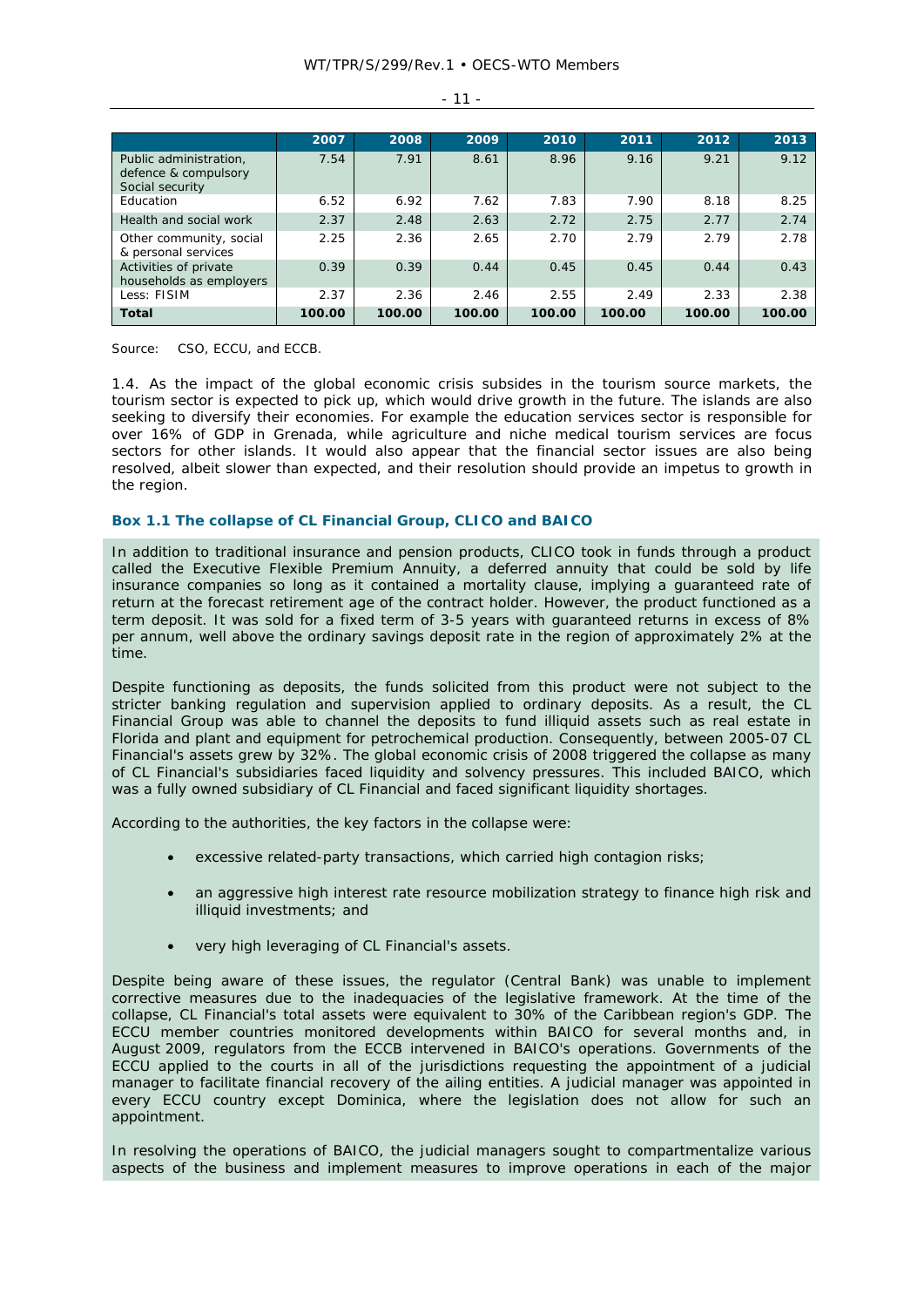| | 2007 | 2008 | 2009 | 2010 | 2011 | 2012 | 2013 |
|---|---|---|---|---|---|---|---|
| Public administration, defence & compulsory Social security | 7.54 | 7.91 | 8.61 | 8.96 | 9.16 | 9.21 | 9.12 |
| Education | 6.52 | 6.92 | 7.62 | 7.83 | 7.90 | 8.18 | 8.25 |
| Health and social work | 2.37 | 2.48 | 2.63 | 2.72 | 2.75 | 2.77 | 2.74 |
| Other community, social & personal services | 2.25 | 2.36 | 2.65 | 2.70 | 2.79 | 2.79 | 2.78 |
| Activities of private households as employers | 0.39 | 0.39 | 0.44 | 0.45 | 0.45 | 0.44 | 0.43 |
| Less: FISIM | 2.37 | 2.36 | 2.46 | 2.55 | 2.49 | 2.33 | 2.38 |
| **Total** | **100.00** | **100.00** | **100.00** | **100.00** | **100.00** | **100.00** | **100.00** |

Source: CSO, ECCU, and ECCB.

1.4. As the impact of the global economic crisis subsides in the tourism source markets, the tourism sector is expected to pick up, which would drive growth in the future. The islands are also seeking to diversify their economies. For example the education services sector is responsible for over 16% of GDP in Grenada, while agriculture and niche medical tourism services are focus sectors for other islands. It would also appear that the financial sector issues are also being resolved, albeit slower than expected, and their resolution should provide an impetus to growth in the region.

**Box 1.1 The collapse of CL Financial Group, CLICO and BAICO**

In addition to traditional insurance and pension products, CLICO took in funds through a product called the Executive Flexible Premium Annuity, a deferred annuity that could be sold by life insurance companies so long as it contained a mortality clause, implying a guaranteed rate of return at the forecast retirement age of the contract holder. However, the product functioned as a term deposit. It was sold for a fixed term of 3-5 years with guaranteed returns in excess of 8% per annum, well above the ordinary savings deposit rate in the region of approximately 2% at the time.

Despite functioning as deposits, the funds solicited from this product were not subject to the stricter banking regulation and supervision applied to ordinary deposits. As a result, the CL Financial Group was able to channel the deposits to fund illiquid assets such as real estate in Florida and plant and equipment for petrochemical production. Consequently, between 2005-07 CL Financial's assets grew by 32%. The global economic crisis of 2008 triggered the collapse as many of CL Financial's subsidiaries faced liquidity and solvency pressures. This included BAICO, which was a fully owned subsidiary of CL Financial and faced significant liquidity shortages.

According to the authorities, the key factors in the collapse were:

- excessive related-party transactions, which carried high contagion risks;
- an aggressive high interest rate resource mobilization strategy to finance high risk and illiquid investments; and
- very high leveraging of CL Financial's assets.

Despite being aware of these issues, the regulator (Central Bank) was unable to implement corrective measures due to the inadequacies of the legislative framework. At the time of the collapse, CL Financial's total assets were equivalent to 30% of the Caribbean region's GDP. The ECCU member countries monitored developments within BAICO for several months and, in August 2009, regulators from the ECCB intervened in BAICO's operations. Governments of the ECCU applied to the courts in all of the jurisdictions requesting the appointment of a judicial manager to facilitate financial recovery of the ailing entities. A judicial manager was appointed in every ECCU country except Dominica, where the legislation does not allow for such an appointment.

In resolving the operations of BAICO, the judicial managers sought to compartmentalize various aspects of the business and implement measures to improve operations in each of the major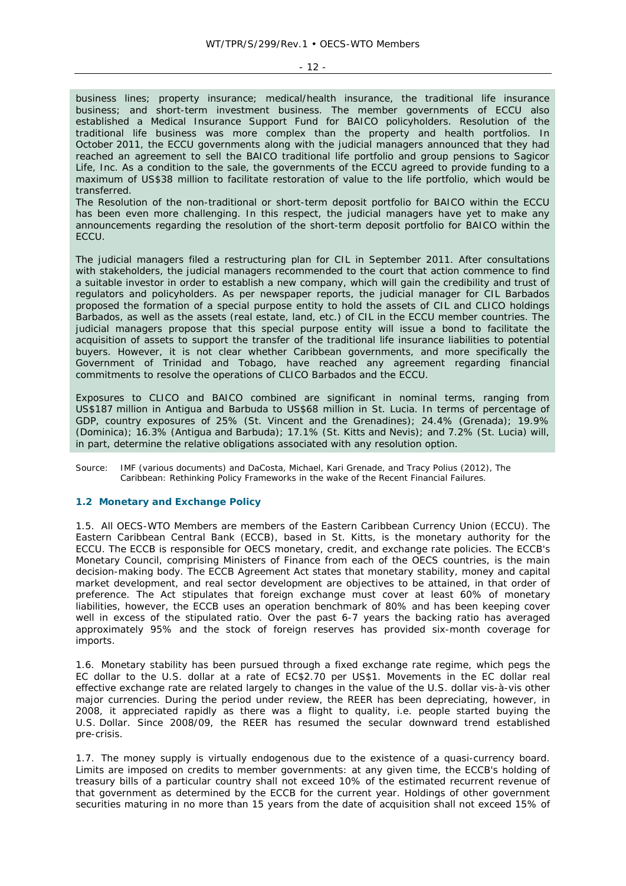business lines; property insurance; medical/health insurance, the traditional life insurance business; and short-term investment business. The member governments of ECCU also established a Medical Insurance Support Fund for BAICO policyholders. Resolution of the traditional life business was more complex than the property and health portfolios. In October 2011, the ECCU governments along with the judicial managers announced that they had reached an agreement to sell the BAICO traditional life portfolio and group pensions to Sagicor Life, Inc. As a condition to the sale, the governments of the ECCU agreed to provide funding to a maximum of US$38 million to facilitate restoration of value to the life portfolio, which would be transferred.

The Resolution of the non-traditional or short-term deposit portfolio for BAICO within the ECCU has been even more challenging. In this respect, the judicial managers have yet to make any announcements regarding the resolution of the short-term deposit portfolio for BAICO within the ECCU.

The judicial managers filed a restructuring plan for CIL in September 2011. After consultations with stakeholders, the judicial managers recommended to the court that action commence to find a suitable investor in order to establish a new company, which will gain the credibility and trust of regulators and policyholders. As per newspaper reports, the judicial manager for CIL Barbados proposed the formation of a special purpose entity to hold the assets of CIL and CLICO holdings Barbados, as well as the assets (real estate, land, etc.) of CIL in the ECCU member countries. The judicial managers propose that this special purpose entity will issue a bond to facilitate the acquisition of assets to support the transfer of the traditional life insurance liabilities to potential buyers. However, it is not clear whether Caribbean governments, and more specifically the Government of Trinidad and Tobago, have reached any agreement regarding financial commitments to resolve the operations of CLICO Barbados and the ECCU.

Exposures to CLICO and BAICO combined are significant in nominal terms, ranging from US$187 million in Antigua and Barbuda to US$68 million in St. Lucia. In terms of percentage of GDP, country exposures of 25% (St. Vincent and the Grenadines); 24.4% (Grenada); 19.9% (Dominica); 16.3% (Antigua and Barbuda); 17.1% (St. Kitts and Nevis); and 7.2% (St. Lucia) will, in part, determine the relative obligations associated with any resolution option.

Source: IMF (various documents) and DaCosta, Michael, Kari Grenade, and Tracy Polius (2012), *The Caribbean: Rethinking Policy Frameworks in the wake of the Recent Financial Failures.*

## 1.2 Monetary and Exchange Policy

1.5. All OECS-WTO Members are members of the Eastern Caribbean Currency Union (ECCU). The Eastern Caribbean Central Bank (ECCB), based in St. Kitts, is the monetary authority for the ECCU. The ECCB is responsible for OECS monetary, credit, and exchange rate policies. The ECCB's Monetary Council, comprising Ministers of Finance from each of the OECS countries, is the main decision-making body. The ECCB Agreement Act states that monetary stability, money and capital market development, and real sector development are objectives to be attained, in that order of preference. The Act stipulates that foreign exchange must cover at least 60% of monetary liabilities, however, the ECCB uses an operation benchmark of 80% and has been keeping cover well in excess of the stipulated ratio. Over the past 6-7 years the backing ratio has averaged approximately 95% and the stock of foreign reserves has provided six-month coverage for imports.

1.6. Monetary stability has been pursued through a fixed exchange rate regime, which pegs the EC dollar to the U.S. dollar at a rate of EC$2.70 per US$1. Movements in the EC dollar real effective exchange rate are related largely to changes in the value of the U.S. dollar vis-à-vis other major currencies. During the period under review, the REER has been depreciating, however, in 2008, it appreciated rapidly as there was a flight to quality, i.e. people started buying the U.S. Dollar. Since 2008/09, the REER has resumed the secular downward trend established pre-crisis.

1.7. The money supply is virtually endogenous due to the existence of a quasi-currency board. Limits are imposed on credits to member governments: at any given time, the ECCB's holding of treasury bills of a particular country shall not exceed 10% of the estimated recurrent revenue of that government as determined by the ECCB for the current year. Holdings of other government securities maturing in no more than 15 years from the date of acquisition shall not exceed 15% of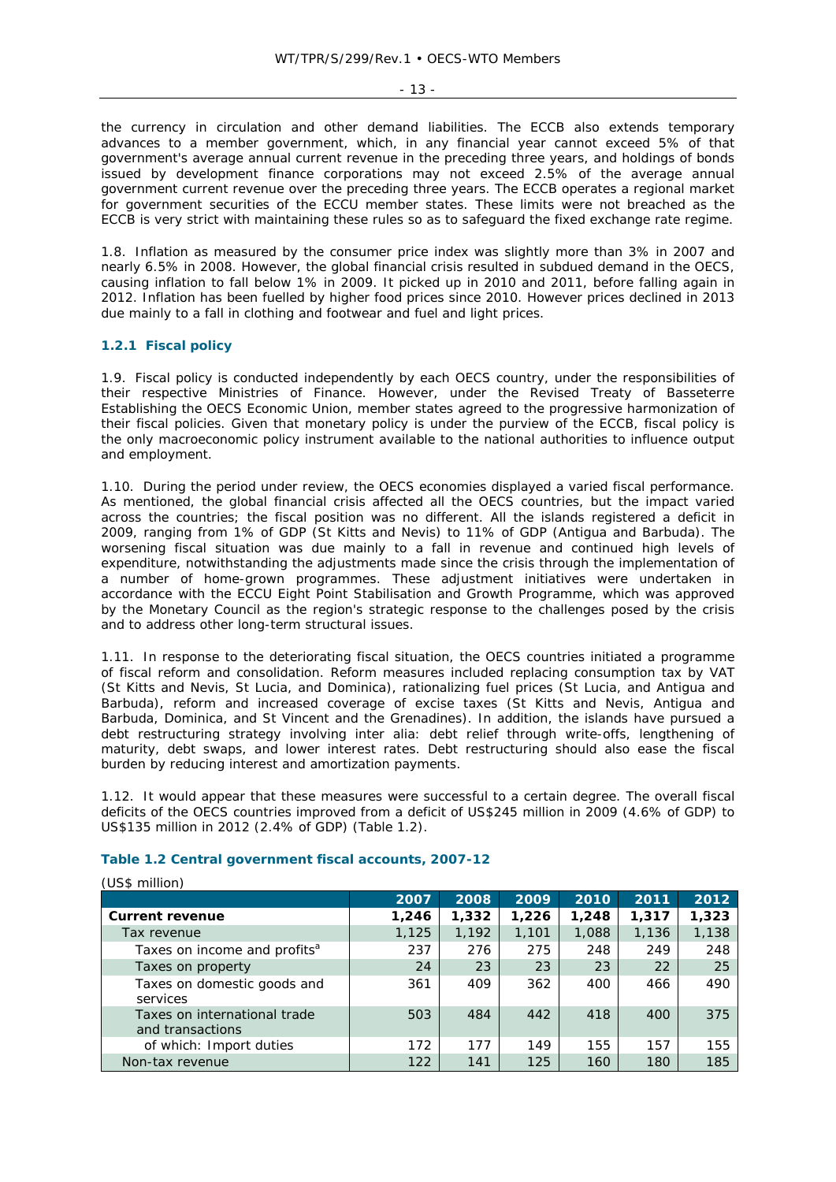the currency in circulation and other demand liabilities. The ECCB also extends temporary advances to a member government, which, in any financial year cannot exceed 5% of that government's average annual current revenue in the preceding three years, and holdings of bonds issued by development finance corporations may not exceed 2.5% of the average annual government current revenue over the preceding three years. The ECCB operates a regional market for government securities of the ECCU member states. These limits were not breached as the ECCB is very strict with maintaining these rules so as to safeguard the fixed exchange rate regime.

1.8. Inflation as measured by the consumer price index was slightly more than 3% in 2007 and nearly 6.5% in 2008. However, the global financial crisis resulted in subdued demand in the OECS, causing inflation to fall below 1% in 2009. It picked up in 2010 and 2011, before falling again in 2012. Inflation has been fuelled by higher food prices since 2010. However prices declined in 2013 due mainly to a fall in clothing and footwear and fuel and light prices.

### 1.2.1 Fiscal policy

1.9. Fiscal policy is conducted independently by each OECS country, under the responsibilities of their respective Ministries of Finance. However, under the Revised Treaty of Basseterre Establishing the OECS Economic Union, member states agreed to the progressive harmonization of their fiscal policies. Given that monetary policy is under the purview of the ECCB, fiscal policy is the only macroeconomic policy instrument available to the national authorities to influence output and employment.

1.10. During the period under review, the OECS economies displayed a varied fiscal performance. As mentioned, the global financial crisis affected all the OECS countries, but the impact varied across the countries; the fiscal position was no different. All the islands registered a deficit in 2009, ranging from 1% of GDP (St Kitts and Nevis) to 11% of GDP (Antigua and Barbuda). The worsening fiscal situation was due mainly to a fall in revenue and continued high levels of expenditure, notwithstanding the adjustments made since the crisis through the implementation of a number of home-grown programmes. These adjustment initiatives were undertaken in accordance with the ECCU Eight Point Stabilisation and Growth Programme, which was approved by the Monetary Council as the region's strategic response to the challenges posed by the crisis and to address other long-term structural issues.

1.11. In response to the deteriorating fiscal situation, the OECS countries initiated a programme of fiscal reform and consolidation. Reform measures included replacing consumption tax by VAT (St Kitts and Nevis, St Lucia, and Dominica), rationalizing fuel prices (St Lucia, and Antigua and Barbuda), reform and increased coverage of excise taxes (St Kitts and Nevis, Antigua and Barbuda, Dominica, and St Vincent and the Grenadines). In addition, the islands have pursued a debt restructuring strategy involving inter alia: debt relief through write-offs, lengthening of maturity, debt swaps, and lower interest rates. Debt restructuring should also ease the fiscal burden by reducing interest and amortization payments.

1.12. It would appear that these measures were successful to a certain degree. The overall fiscal deficits of the OECS countries improved from a deficit of US$245 million in 2009 (4.6% of GDP) to US$135 million in 2012 (2.4% of GDP) (Table 1.2).

**Table 1.2 Central government fiscal accounts, 2007-12**

(US$ million)

| | 2007 | 2008 | 2009 | 2010 | 2011 | 2012 |
|---|---|---|---|---|---|---|
| **Current revenue** | **1,246** | **1,332** | **1,226** | **1,248** | **1,317** | **1,323** |
| Tax revenue | 1,125 | 1,192 | 1,101 | 1,088 | 1,136 | 1,138 |
| Taxes on income and profits[a] | 237 | 276 | 275 | 248 | 249 | 248 |
| Taxes on property | 24 | 23 | 23 | 23 | 22 | 25 |
| Taxes on domestic goods and services | 361 | 409 | 362 | 400 | 466 | 490 |
| Taxes on international trade and transactions | 503 | 484 | 442 | 418 | 400 | 375 |
| of which: Import duties | 172 | 177 | 149 | 155 | 157 | 155 |
| Non-tax revenue | 122 | 141 | 125 | 160 | 180 | 185 |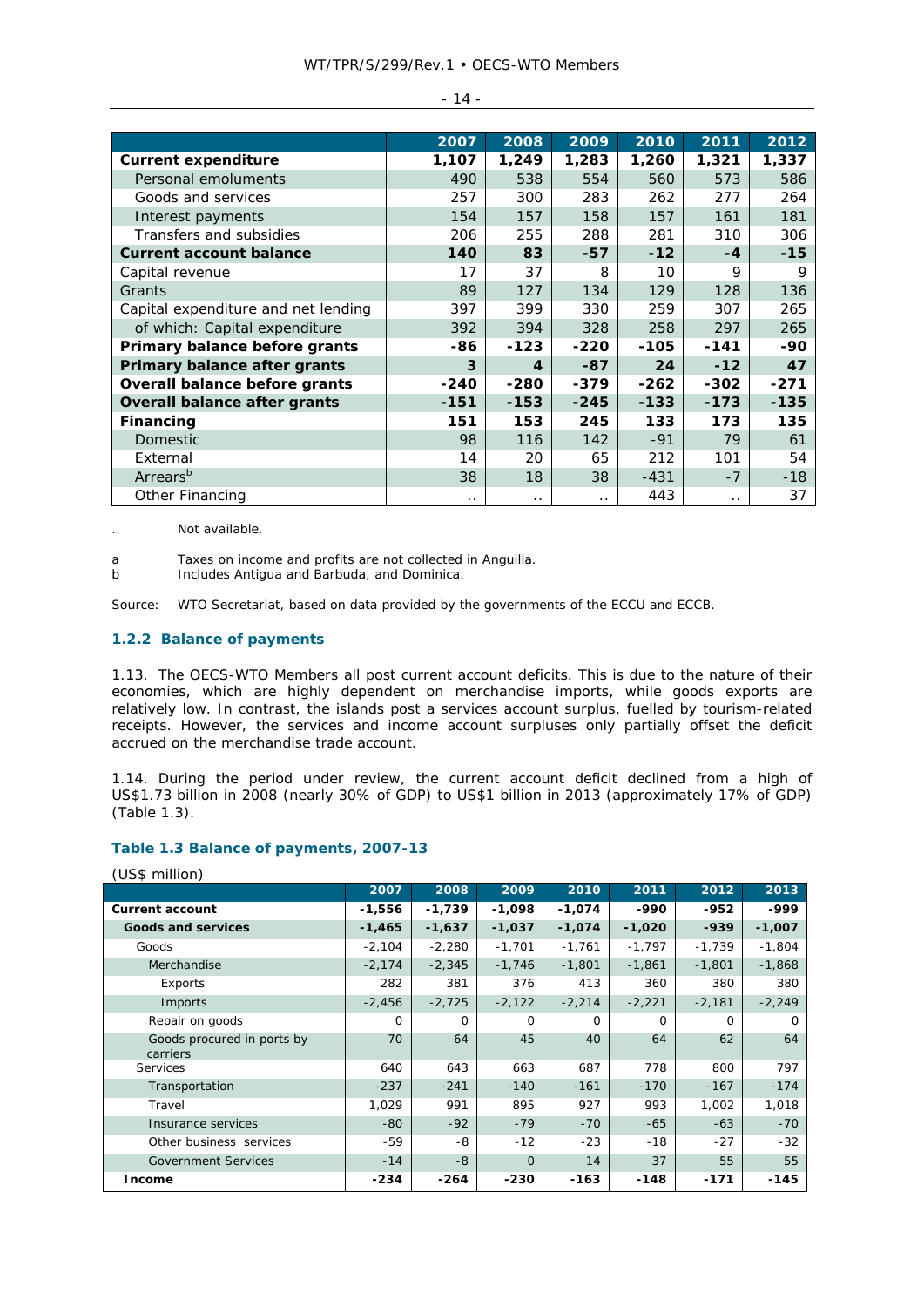| | 2007 | 2008 | 2009 | 2010 | 2011 | 2012 |
|---|---|---|---|---|---|---|
| **Current expenditure** | **1,107** | **1,249** | **1,283** | **1,260** | **1,321** | **1,337** |
| Personal emoluments | 490 | 538 | 554 | 560 | 573 | 586 |
| Goods and services | 257 | 300 | 283 | 262 | 277 | 264 |
| Interest payments | 154 | 157 | 158 | 157 | 161 | 181 |
| Transfers and subsidies | 206 | 255 | 288 | 281 | 310 | 306 |
| **Current account balance** | **140** | **83** | **-57** | **-12** | **-4** | **-15** |
| Capital revenue | 17 | 37 | 8 | 10 | 9 | 9 |
| Grants | 89 | 127 | 134 | 129 | 128 | 136 |
| Capital expenditure and net lending | 397 | 399 | 330 | 259 | 307 | 265 |
| of which: Capital expenditure | 392 | 394 | 328 | 258 | 297 | 265 |
| **Primary balance before grants** | **-86** | **-123** | **-220** | **-105** | **-141** | **-90** |
| **Primary balance after grants** | **3** | **4** | **-87** | **24** | **-12** | **47** |
| **Overall balance before grants** | **-240** | **-280** | **-379** | **-262** | **-302** | **-271** |
| **Overall balance after grants** | **-151** | **-153** | **-245** | **-133** | **-173** | **-135** |
| **Financing** | **151** | **153** | **245** | **133** | **173** | **135** |
| Domestic | 98 | 116 | 142 | -91 | 79 | 61 |
| External | 14 | 20 | 65 | 212 | 101 | 54 |
| Arrears[b] | 38 | 18 | 38 | -431 | -7 | -18 |
| Other Financing | .. | .. | .. | 443 | .. | 37 |

.. Not available.

a Taxes on income and profits are not collected in Anguilla.
b Includes Antigua and Barbuda, and Dominica.

Source: WTO Secretariat, based on data provided by the governments of the ECCU and ECCB.

### 1.2.2 Balance of payments

1.13. The OECS-WTO Members all post current account deficits. This is due to the nature of their economies, which are highly dependent on merchandise imports, while goods exports are relatively low. In contrast, the islands post a services account surplus, fuelled by tourism-related receipts. However, the services and income account surpluses only partially offset the deficit accrued on the merchandise trade account.

1.14. During the period under review, the current account deficit declined from a high of US$1.73 billion in 2008 (nearly 30% of GDP) to US$1 billion in 2013 (approximately 17% of GDP) (Table 1.3).

**Table 1.3 Balance of payments, 2007-13**

(US$ million)

| | 2007 | 2008 | 2009 | 2010 | 2011 | 2012 | 2013 |
|---|---|---|---|---|---|---|---|
| **Current account** | **-1,556** | **-1,739** | **-1,098** | **-1,074** | **-990** | **-952** | **-999** |
| **Goods and services** | **-1,465** | **-1,637** | **-1,037** | **-1,074** | **-1,020** | **-939** | **-1,007** |
| Goods | -2,104 | -2,280 | -1,701 | -1,761 | -1,797 | -1,739 | -1,804 |
| Merchandise | -2,174 | -2,345 | -1,746 | -1,801 | -1,861 | -1,801 | -1,868 |
| Exports | 282 | 381 | 376 | 413 | 360 | 380 | 380 |
| Imports | -2,456 | -2,725 | -2,122 | -2,214 | -2,221 | -2,181 | -2,249 |
| Repair on goods | 0 | 0 | 0 | 0 | 0 | 0 | 0 |
| Goods procured in ports by carriers | 70 | 64 | 45 | 40 | 64 | 62 | 64 |
| Services | 640 | 643 | 663 | 687 | 778 | 800 | 797 |
| Transportation | -237 | -241 | -140 | -161 | -170 | -167 | -174 |
| Travel | 1,029 | 991 | 895 | 927 | 993 | 1,002 | 1,018 |
| Insurance services | -80 | -92 | -79 | -70 | -65 | -63 | -70 |
| Other business services | -59 | -8 | -12 | -23 | -18 | -27 | -32 |
| Government Services | -14 | -8 | 0 | 14 | 37 | 55 | 55 |
| **Income** | **-234** | **-264** | **-230** | **-163** | **-148** | **-171** | **-145** |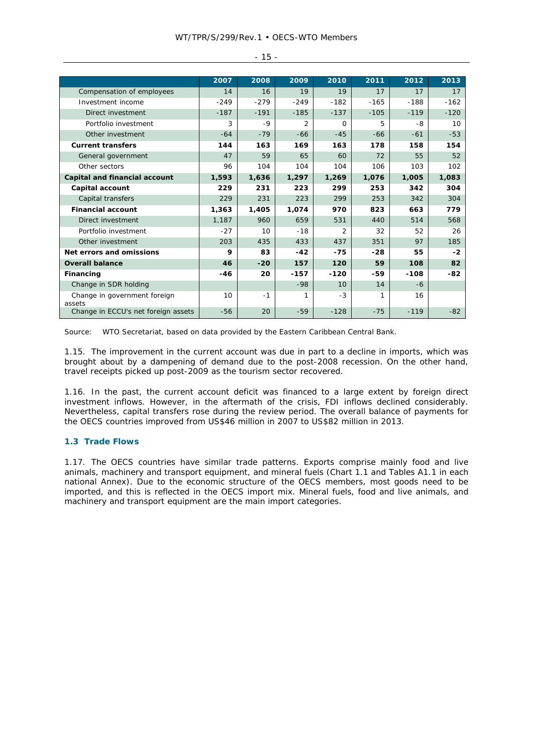| | 2007 | 2008 | 2009 | 2010 | 2011 | 2012 | 2013 |
|---|---|---|---|---|---|---|---|
| Compensation of employees | 14 | 16 | 19 | 19 | 17 | 17 | 17 |
| Investment income | -249 | -279 | -249 | -182 | -165 | -188 | -162 |
| Direct investment | -187 | -191 | -185 | -137 | -105 | -119 | -120 |
| Portfolio investment | 3 | -9 | 2 | 0 | 5 | -8 | 10 |
| Other investment | -64 | -79 | -66 | -45 | -66 | -61 | -53 |
| **Current transfers** | **144** | **163** | **169** | **163** | **178** | **158** | **154** |
| General government | 47 | 59 | 65 | 60 | 72 | 55 | 52 |
| Other sectors | 96 | 104 | 104 | 104 | 106 | 103 | 102 |
| **Capital and financial account** | **1,593** | **1,636** | **1,297** | **1,269** | **1,076** | **1,005** | **1,083** |
| **Capital account** | **229** | **231** | **223** | **299** | **253** | **342** | **304** |
| Capital transfers | 229 | 231 | 223 | 299 | 253 | 342 | 304 |
| **Financial account** | **1,363** | **1,405** | **1,074** | **970** | **823** | **663** | **779** |
| Direct investment | 1,187 | 960 | 659 | 531 | 440 | 514 | 568 |
| Portfolio investment | -27 | 10 | -18 | 2 | 32 | 52 | 26 |
| Other investment | 203 | 435 | 433 | 437 | 351 | 97 | 185 |
| **Net errors and omissions** | **9** | **83** | **-42** | **-75** | **-28** | **55** | **-2** |
| **Overall balance** | **46** | **-20** | **157** | **120** | **59** | **108** | **82** |
| **Financing** | **-46** | **20** | **-157** | **-120** | **-59** | **-108** | **-82** |
| Change in SDR holding | | | -98 | 10 | 14 | -6 | |
| Change in government foreign assets | 10 | -1 | 1 | -3 | 1 | 16 | |
| Change in ECCU's net foreign assets | -56 | 20 | -59 | -128 | -75 | -119 | -82 |

Source: WTO Secretariat, based on data provided by the Eastern Caribbean Central Bank.

1.15. The improvement in the current account was due in part to a decline in imports, which was brought about by a dampening of demand due to the post-2008 recession. On the other hand, travel receipts picked up post-2009 as the tourism sector recovered.

1.16. In the past, the current account deficit was financed to a large extent by foreign direct investment inflows. However, in the aftermath of the crisis, FDI inflows declined considerably. Nevertheless, capital transfers rose during the review period. The overall balance of payments for the OECS countries improved from US$46 million in 2007 to US$82 million in 2013.

## 1.3 Trade Flows

1.17. The OECS countries have similar trade patterns. Exports comprise mainly food and live animals, machinery and transport equipment, and mineral fuels (Chart 1.1 and Tables A1.1 in each national Annex). Due to the economic structure of the OECS members, most goods need to be imported, and this is reflected in the OECS import mix. Mineral fuels, food and live animals, and machinery and transport equipment are the main import categories.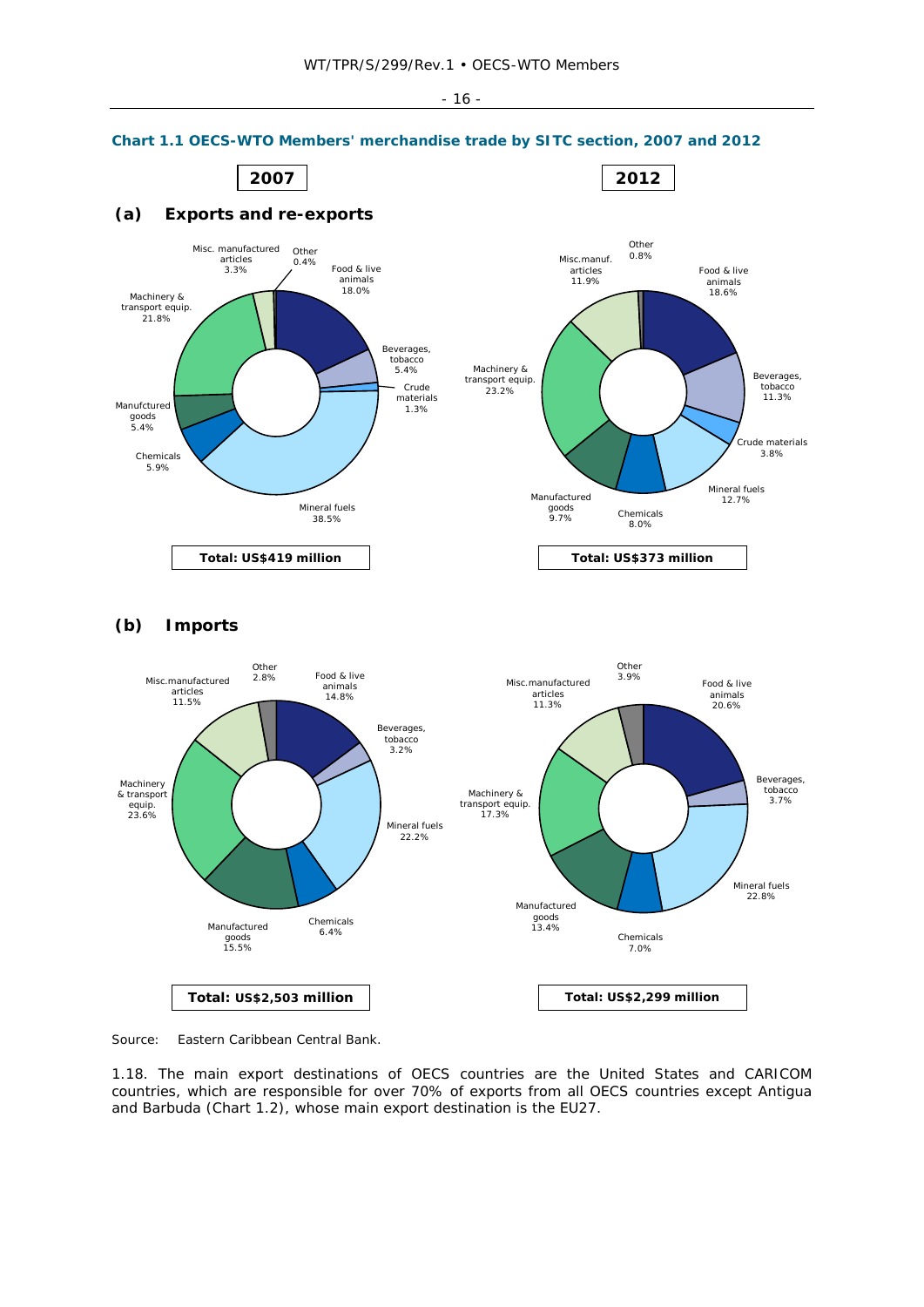**Chart 1.1 OECS-WTO Members' merchandise trade by SITC section, 2007 and 2012**

**(a) Exports and re-exports**

| | 2007 | 2012 |
|---|---|---|
| Food & live animals | 18.0% | 18.6% |
| Beverages, tobacco | 5.4% | 11.3% |
| Crude materials | 1.3% | 3.8% |
| Mineral fuels | 38.5% | 12.7% |
| Chemicals | 5.9% | 8.0% |
| Manufactured goods | 5.4% | 9.7% |
| Machinery & transport equip. | 21.8% | 23.2% |
| Misc. manufactured articles | 3.3% | 11.9% |
| Other | 0.4% | 0.8% |
| **Total** | **US$419 million** | **US$373 million** |

**(b) Imports**

| | 2007 | 2012 |
|---|---|---|
| Food & live animals | 14.8% | 20.6% |
| Beverages, tobacco | 3.2% | 3.7% |
| Mineral fuels | 22.2% | 22.8% |
| Chemicals | 6.4% | 7.0% |
| Manufactured goods | 15.5% | 13.4% |
| Machinery & transport equip. | 23.6% | 17.3% |
| Misc. manufactured articles | 11.5% | 11.3% |
| Other | 2.8% | 3.9% |
| **Total** | **US$2,503 million** | **US$2,299 million** |

Source: Eastern Caribbean Central Bank.

1.18. The main export destinations of OECS countries are the United States and CARICOM countries, which are responsible for over 70% of exports from all OECS countries except Antigua and Barbuda (Chart 1.2), whose main export destination is the EU27.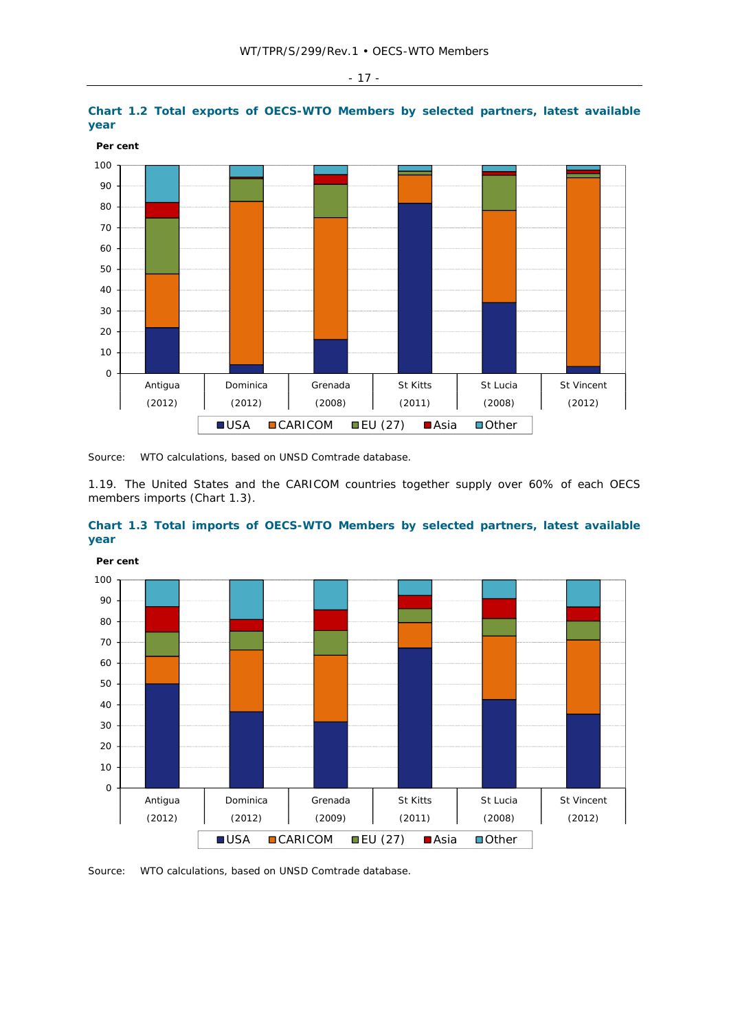**Chart 1.2 Total exports of OECS-WTO Members by selected partners, latest available year**

Per cent

Antigua (2012), Dominica (2012), Grenada (2008), St Kitts (2011), St Lucia (2008), St Vincent (2012)

USA, CARICOM, EU (27), Asia, Other

Source: WTO calculations, based on UNSD Comtrade database.

1.19. The United States and the CARICOM countries together supply over 60% of each OECS members imports (Chart 1.3).

**Chart 1.3 Total imports of OECS-WTO Members by selected partners, latest available year**

Per cent

Antigua (2012), Dominica (2012), Grenada (2009), St Kitts (2011), St Lucia (2008), St Vincent (2012)

USA, CARICOM, EU (27), Asia, Other

Source: WTO calculations, based on UNSD Comtrade database.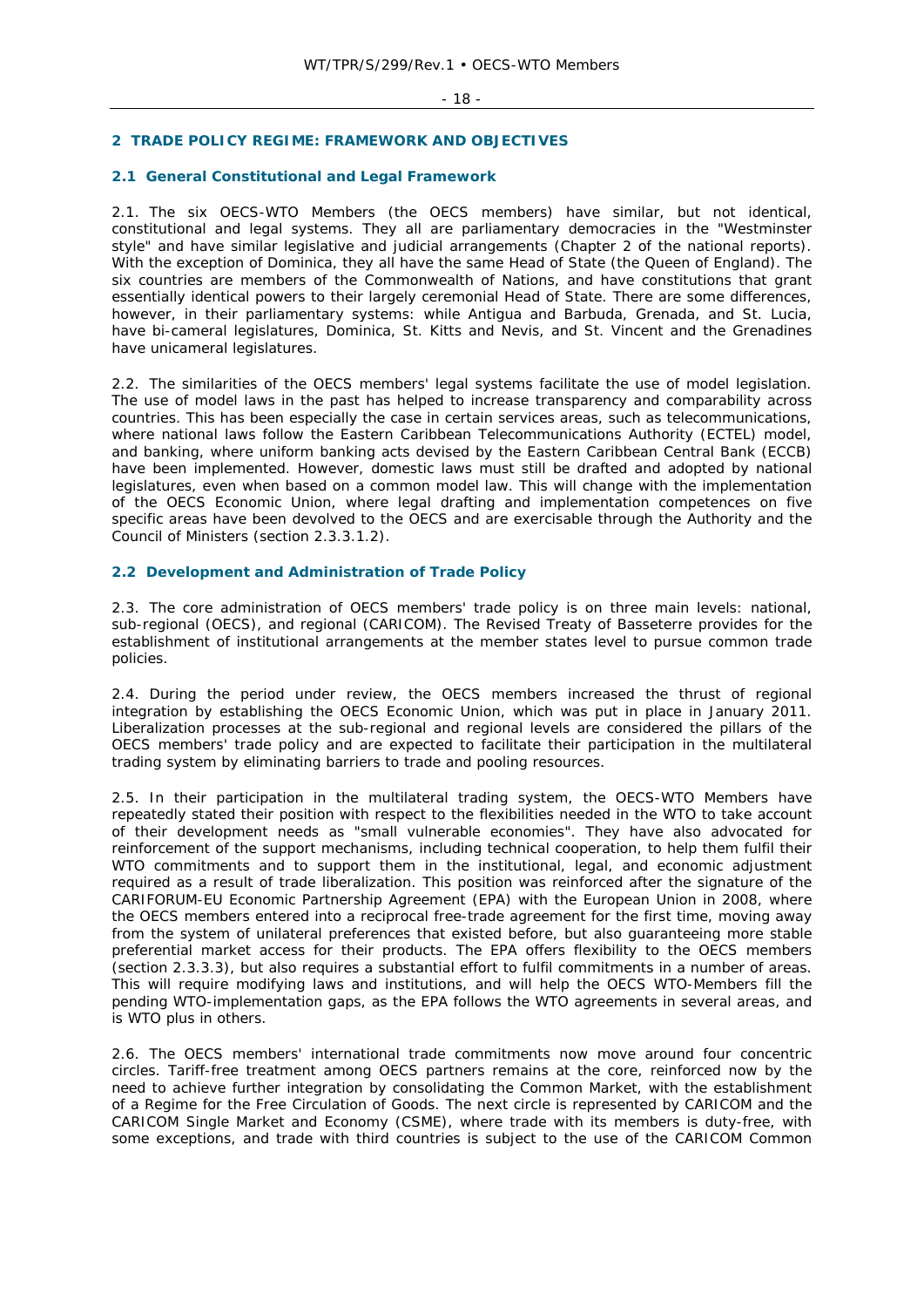## 2 TRADE POLICY REGIME: FRAMEWORK AND OBJECTIVES

### 2.1 General Constitutional and Legal Framework

2.1. The six OECS-WTO Members (the OECS members) have similar, but not identical, constitutional and legal systems. They all are parliamentary democracies in the "Westminster style" and have similar legislative and judicial arrangements (Chapter 2 of the national reports). With the exception of Dominica, they all have the same Head of State (the Queen of England). The six countries are members of the Commonwealth of Nations, and have constitutions that grant essentially identical powers to their largely ceremonial Head of State. There are some differences, however, in their parliamentary systems: while Antigua and Barbuda, Grenada, and St. Lucia, have bi-cameral legislatures, Dominica, St. Kitts and Nevis, and St. Vincent and the Grenadines have unicameral legislatures.

2.2. The similarities of the OECS members' legal systems facilitate the use of model legislation. The use of model laws in the past has helped to increase transparency and comparability across countries. This has been especially the case in certain services areas, such as telecommunications, where national laws follow the Eastern Caribbean Telecommunications Authority (ECTEL) model, and banking, where uniform banking acts devised by the Eastern Caribbean Central Bank (ECCB) have been implemented. However, domestic laws must still be drafted and adopted by national legislatures, even when based on a common model law. This will change with the implementation of the OECS Economic Union, where legal drafting and implementation competences on five specific areas have been devolved to the OECS and are exercisable through the Authority and the Council of Ministers (section 2.3.3.1.2).

### 2.2 Development and Administration of Trade Policy

2.3. The core administration of OECS members' trade policy is on three main levels: national, sub-regional (OECS), and regional (CARICOM). The Revised Treaty of Basseterre provides for the establishment of institutional arrangements at the member states level to pursue common trade policies.

2.4. During the period under review, the OECS members increased the thrust of regional integration by establishing the OECS Economic Union, which was put in place in January 2011. Liberalization processes at the sub-regional and regional levels are considered the pillars of the OECS members' trade policy and are expected to facilitate their participation in the multilateral trading system by eliminating barriers to trade and pooling resources.

2.5. In their participation in the multilateral trading system, the OECS-WTO Members have repeatedly stated their position with respect to the flexibilities needed in the WTO to take account of their development needs as "small vulnerable economies". They have also advocated for reinforcement of the support mechanisms, including technical cooperation, to help them fulfil their WTO commitments and to support them in the institutional, legal, and economic adjustment required as a result of trade liberalization. This position was reinforced after the signature of the CARIFORUM-EU Economic Partnership Agreement (EPA) with the European Union in 2008, where the OECS members entered into a reciprocal free-trade agreement for the first time, moving away from the system of unilateral preferences that existed before, but also guaranteeing more stable preferential market access for their products. The EPA offers flexibility to the OECS members (section 2.3.3.3), but also requires a substantial effort to fulfil commitments in a number of areas. This will require modifying laws and institutions, and will help the OECS WTO-Members fill the pending WTO-implementation gaps, as the EPA follows the WTO agreements in several areas, and is WTO plus in others.

2.6. The OECS members' international trade commitments now move around four concentric circles. Tariff-free treatment among OECS partners remains at the core, reinforced now by the need to achieve further integration by consolidating the Common Market, with the establishment of a Regime for the Free Circulation of Goods. The next circle is represented by CARICOM and the CARICOM Single Market and Economy (CSME), where trade with its members is duty-free, with some exceptions, and trade with third countries is subject to the use of the CARICOM Common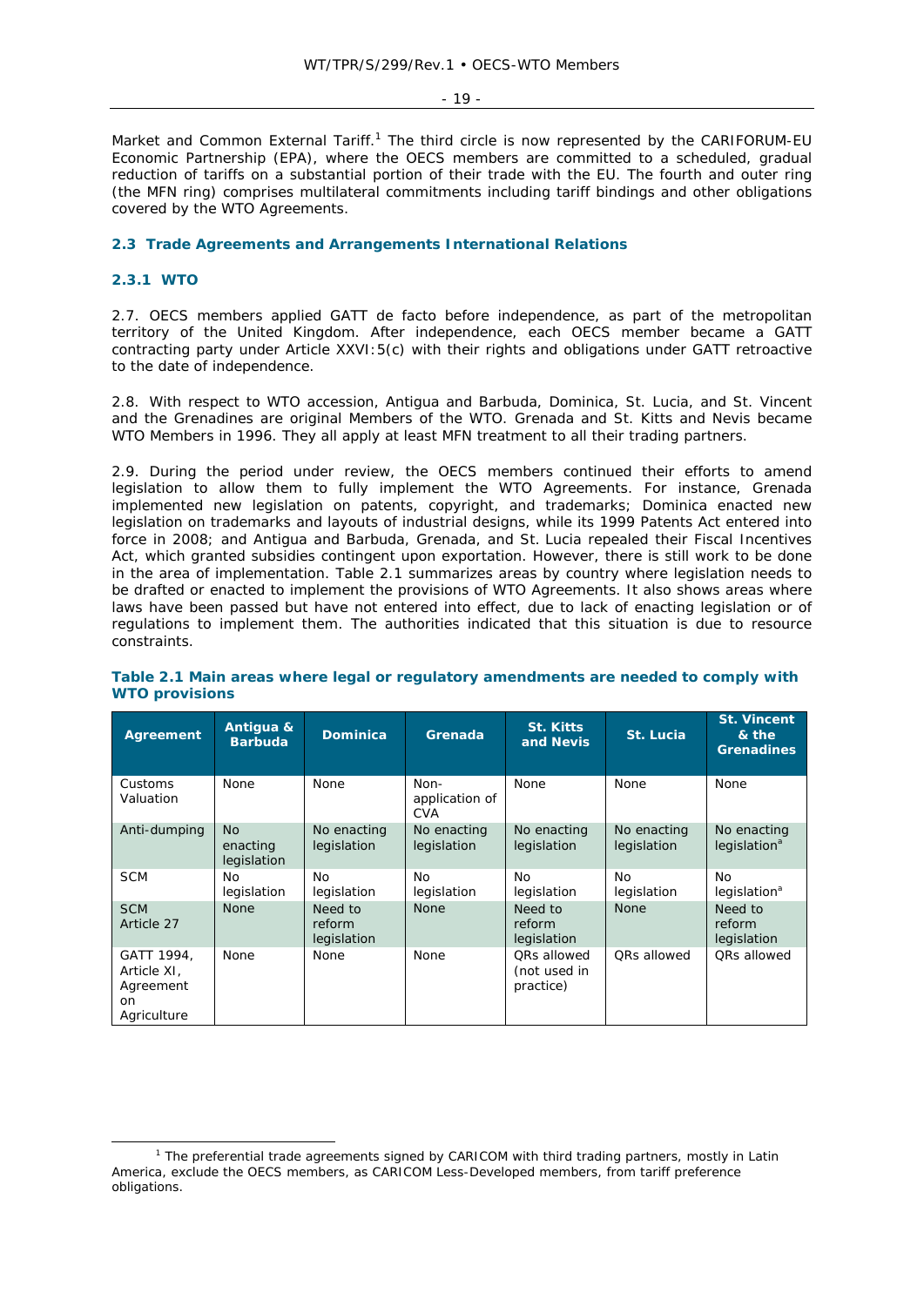Market and Common External Tariff.[1] The third circle is now represented by the CARIFORUM-EU Economic Partnership (EPA), where the OECS members are committed to a scheduled, gradual reduction of tariffs on a substantial portion of their trade with the EU. The fourth and outer ring (the MFN ring) comprises multilateral commitments including tariff bindings and other obligations covered by the WTO Agreements.

## 2.3 Trade Agreements and Arrangements International Relations

### 2.3.1 WTO

2.7. OECS members applied GATT de facto before independence, as part of the metropolitan territory of the United Kingdom. After independence, each OECS member became a GATT contracting party under Article XXVI:5(c) with their rights and obligations under GATT retroactive to the date of independence.

2.8. With respect to WTO accession, Antigua and Barbuda, Dominica, St. Lucia, and St. Vincent and the Grenadines are original Members of the WTO. Grenada and St. Kitts and Nevis became WTO Members in 1996. They all apply at least MFN treatment to all their trading partners.

2.9. During the period under review, the OECS members continued their efforts to amend legislation to allow them to fully implement the WTO Agreements. For instance, Grenada implemented new legislation on patents, copyright, and trademarks; Dominica enacted new legislation on trademarks and layouts of industrial designs, while its 1999 Patents Act entered into force in 2008; and Antigua and Barbuda, Grenada, and St. Lucia repealed their Fiscal Incentives Act, which granted subsidies contingent upon exportation. However, there is still work to be done in the area of implementation. Table 2.1 summarizes areas by country where legislation needs to be drafted or enacted to implement the provisions of WTO Agreements. It also shows areas where laws have been passed but have not entered into effect, due to lack of enacting legislation or of regulations to implement them. The authorities indicated that this situation is due to resource constraints.

**Table 2.1 Main areas where legal or regulatory amendments are needed to comply with WTO provisions**

| Agreement | Antigua & Barbuda | Dominica | Grenada | St. Kitts and Nevis | St. Lucia | St. Vincent & the Grenadines |
|---|---|---|---|---|---|---|
| Customs Valuation | None | None | Non-application of CVA | None | None | None |
| Anti-dumping | No enacting legislation | No enacting legislation | No enacting legislation | No enacting legislation | No enacting legislation | No enacting legislation[a] |
| SCM | No legislation | No legislation | No legislation | No legislation | No legislation | No legislation[a] |
| SCM Article 27 | None | Need to reform legislation | None | Need to reform legislation | None | Need to reform legislation |
| GATT 1994, Article XI, Agreement on Agriculture | None | None | None | QRs allowed (not used in practice) | QRs allowed | QRs allowed |

[1] The preferential trade agreements signed by CARICOM with third trading partners, mostly in Latin America, exclude the OECS members, as CARICOM Less-Developed members, from tariff preference obligations.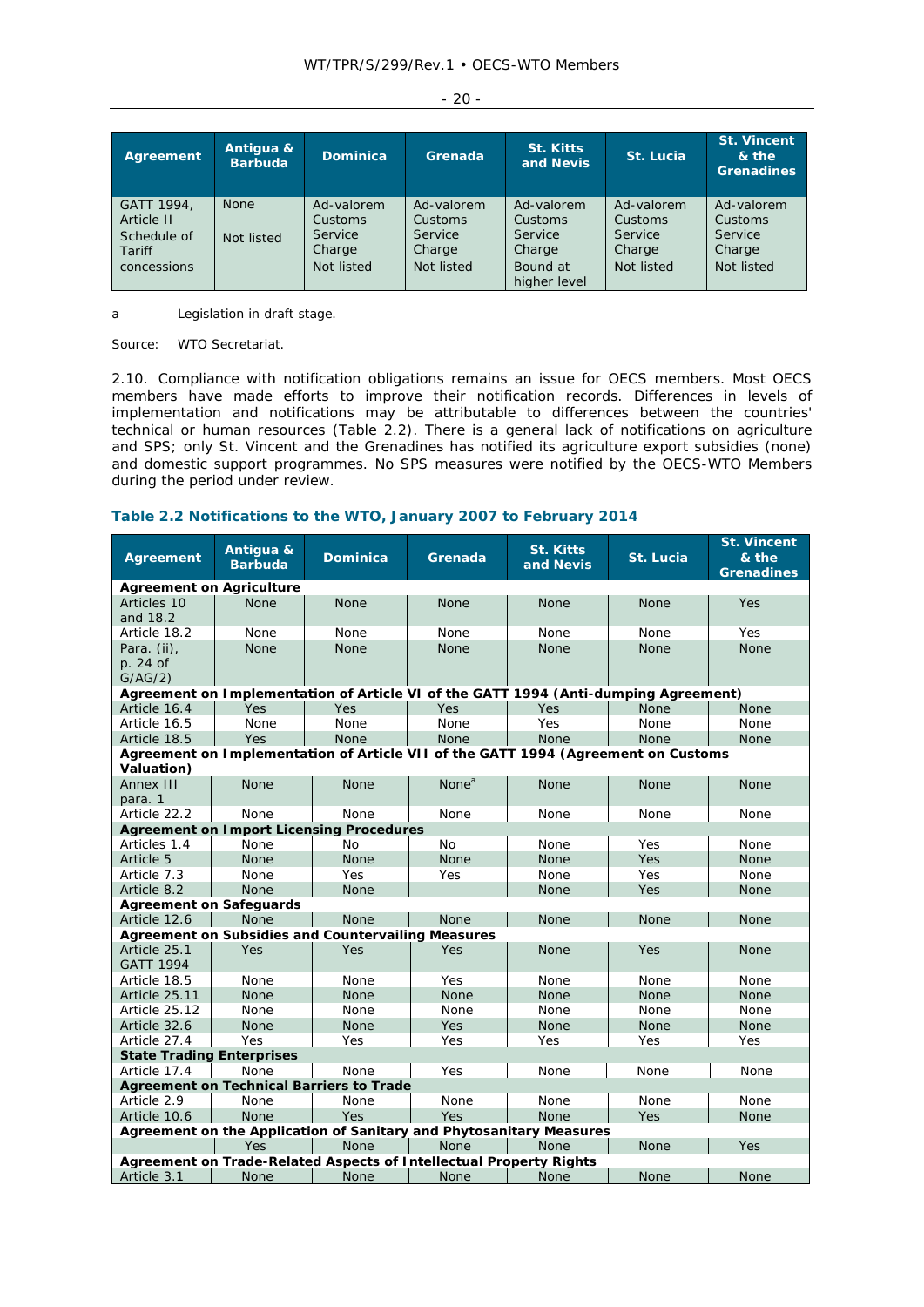| Agreement | Antigua & Barbuda | Dominica | Grenada | St. Kitts and Nevis | St. Lucia | St. Vincent & the Grenadines |
|---|---|---|---|---|---|---|
| GATT 1994, Article II Schedule of Tariff concessions | None<br><br>Not listed | Ad-valorem Customs Service Charge<br>Not listed | Ad-valorem Customs Service Charge<br>Not listed | Ad-valorem Customs Service Charge<br>Bound at higher level | Ad-valorem Customs Service Charge<br>Not listed | Ad-valorem Customs Service Charge<br>Not listed |

a Legislation in draft stage.

Source: WTO Secretariat.

2.10. Compliance with notification obligations remains an issue for OECS members. Most OECS members have made efforts to improve their notification records. Differences in levels of implementation and notifications may be attributable to differences between the countries' technical or human resources (Table 2.2). There is a general lack of notifications on agriculture and SPS; only St. Vincent and the Grenadines has notified its agriculture export subsidies (none) and domestic support programmes. No SPS measures were notified by the OECS-WTO Members during the period under review.

**Table 2.2 Notifications to the WTO, January 2007 to February 2014**

| Agreement | Antigua & Barbuda | Dominica | Grenada | St. Kitts and Nevis | St. Lucia | St. Vincent & the Grenadines |
|---|---|---|---|---|---|---|
| **Agreement on Agriculture** | | | | | | |
| Articles 10 and 18.2 | None | None | None | None | None | Yes |
| Article 18.2 | None | None | None | None | None | Yes |
| Para. (ii), p. 24 of G/AG/2) | None | None | None | None | None | None |
| **Agreement on Implementation of Article VI of the GATT 1994 (Anti-dumping Agreement)** | | | | | | |
| Article 16.4 | Yes | Yes | Yes | Yes | None | None |
| Article 16.5 | None | None | None | Yes | None | None |
| Article 18.5 | Yes | None | None | None | None | None |
| **Agreement on Implementation of Article VII of the GATT 1994 (Agreement on Customs Valuation)** | | | | | | |
| Annex III para. 1 | None | None | None[a] | None | None | None |
| Article 22.2 | None | None | None | None | None | None |
| **Agreement on Import Licensing Procedures** | | | | | | |
| Articles 1.4 | None | No | No | None | Yes | None |
| Article 5 | None | None | None | None | Yes | None |
| Article 7.3 | None | Yes | Yes | None | Yes | None |
| Article 8.2 | None | None | | None | Yes | None |
| **Agreement on Safeguards** | | | | | | |
| Article 12.6 | None | None | None | None | None | None |
| **Agreement on Subsidies and Countervailing Measures** | | | | | | |
| Article 25.1 GATT 1994 | Yes | Yes | Yes | None | Yes | None |
| Article 18.5 | None | None | Yes | None | None | None |
| Article 25.11 | None | None | None | None | None | None |
| Article 25.12 | None | None | None | None | None | None |
| Article 32.6 | None | None | Yes | None | None | None |
| Article 27.4 | Yes | Yes | Yes | Yes | Yes | Yes |
| **State Trading Enterprises** | | | | | | |
| Article 17.4 | None | None | Yes | None | None | None |
| **Agreement on Technical Barriers to Trade** | | | | | | |
| Article 2.9 | None | None | None | None | None | None |
| Article 10.6 | None | Yes | Yes | None | Yes | None |
| **Agreement on the Application of Sanitary and Phytosanitary Measures** | | | | | | |
| | Yes | None | None | None | None | Yes |
| **Agreement on Trade-Related Aspects of Intellectual Property Rights** | | | | | | |
| Article 3.1 | None | None | None | None | None | None |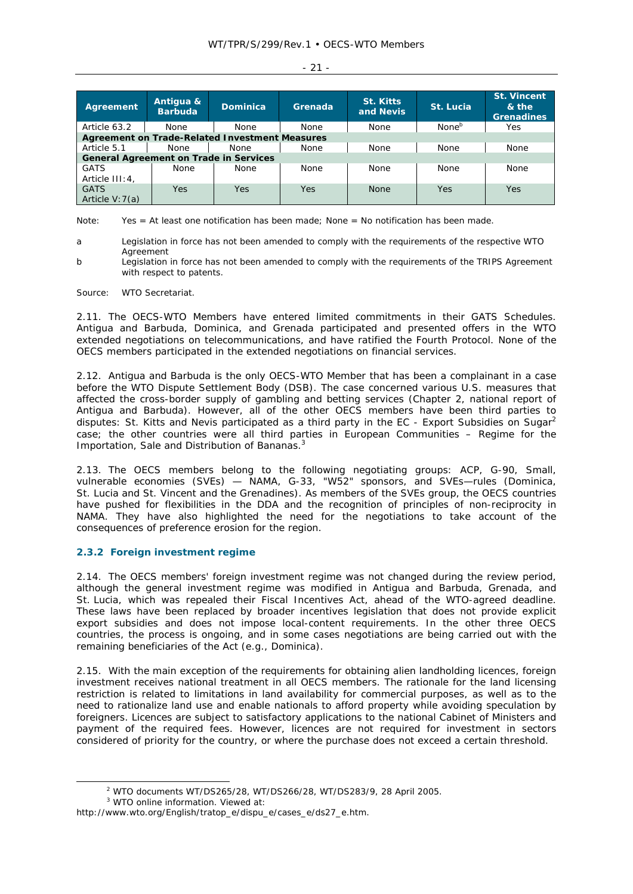| Agreement | Antigua & Barbuda | Dominica | Grenada | St. Kitts and Nevis | St. Lucia | St. Vincent & the Grenadines |
|---|---|---|---|---|---|---|
| Article 63.2 | None | None | None | None | None[b] | Yes |
| **Agreement on Trade-Related Investment Measures** | | | | | | |
| Article 5.1 | None | None | None | None | None | None |
| **General Agreement on Trade in Services** | | | | | | |
| GATS Article III:4, | None | None | None | None | None | None |
| GATS Article V:7(a) | Yes | Yes | Yes | None | Yes | Yes |

Note: Yes = At least one notification has been made; None = No notification has been made.

a Legislation in force has not been amended to comply with the requirements of the respective WTO Agreement

b Legislation in force has not been amended to comply with the requirements of the TRIPS Agreement with respect to patents.

Source: WTO Secretariat.

2.11. The OECS-WTO Members have entered limited commitments in their GATS Schedules. Antigua and Barbuda, Dominica, and Grenada participated and presented offers in the WTO extended negotiations on telecommunications, and have ratified the Fourth Protocol. None of the OECS members participated in the extended negotiations on financial services.

2.12. Antigua and Barbuda is the only OECS-WTO Member that has been a complainant in a case before the WTO Dispute Settlement Body (DSB). The case concerned various U.S. measures that affected the cross-border supply of gambling and betting services (Chapter 2, national report of Antigua and Barbuda). However, all of the other OECS members have been third parties to disputes: St. Kitts and Nevis participated as a third party in the EC - Export Subsidies on Sugar[2] case; the other countries were all third parties in European Communities – Regime for the Importation, Sale and Distribution of Bananas.[3]

2.13. The OECS members belong to the following negotiating groups: ACP, G-90, Small, vulnerable economies (SVEs) — NAMA, G-33, "W52" sponsors, and SVEs—rules (Dominica, St. Lucia and St. Vincent and the Grenadines). As members of the SVEs group, the OECS countries have pushed for flexibilities in the DDA and the recognition of principles of non-reciprocity in NAMA. They have also highlighted the need for the negotiations to take account of the consequences of preference erosion for the region.

### 2.3.2 Foreign investment regime

2.14. The OECS members' foreign investment regime was not changed during the review period, although the general investment regime was modified in Antigua and Barbuda, Grenada, and St. Lucia, which was repealed their Fiscal Incentives Act, ahead of the WTO-agreed deadline. These laws have been replaced by broader incentives legislation that does not provide explicit export subsidies and does not impose local-content requirements. In the other three OECS countries, the process is ongoing, and in some cases negotiations are being carried out with the remaining beneficiaries of the Act (e.g., Dominica).

2.15. With the main exception of the requirements for obtaining alien landholding licences, foreign investment receives national treatment in all OECS members. The rationale for the land licensing restriction is related to limitations in land availability for commercial purposes, as well as to the need to rationalize land use and enable nationals to afford property while avoiding speculation by foreigners. Licences are subject to satisfactory applications to the national Cabinet of Ministers and payment of the required fees. However, licences are not required for investment in sectors considered of priority for the country, or where the purchase does not exceed a certain threshold.

[2] WTO documents WT/DS265/28, WT/DS266/28, WT/DS283/9, 28 April 2005.

[3] WTO online information. Viewed at: http://www.wto.org/English/tratop_e/dispu_e/cases_e/ds27_e.htm.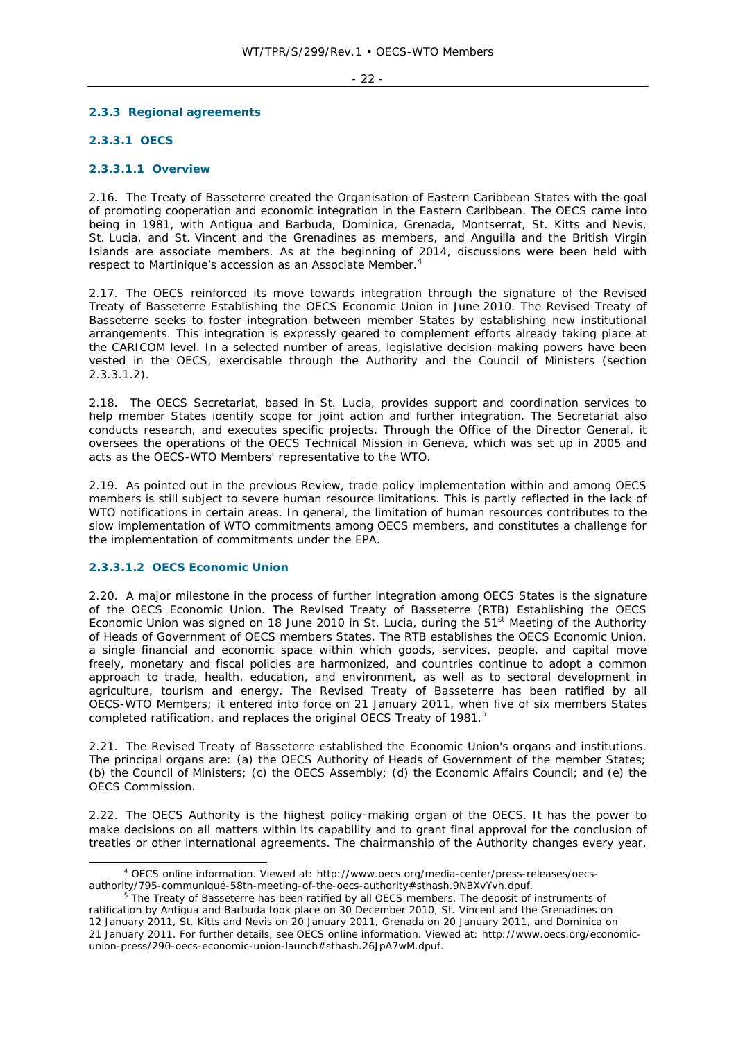### 2.3.3 Regional agreements

#### 2.3.3.1 OECS

##### 2.3.3.1.1 Overview

2.16. The Treaty of Basseterre created the Organisation of Eastern Caribbean States with the goal of promoting cooperation and economic integration in the Eastern Caribbean. The OECS came into being in 1981, with Antigua and Barbuda, Dominica, Grenada, Montserrat, St. Kitts and Nevis, St. Lucia, and St. Vincent and the Grenadines as members, and Anguilla and the British Virgin Islands are associate members. As at the beginning of 2014, discussions were been held with respect to Martinique's accession as an Associate Member.[4]

2.17. The OECS reinforced its move towards integration through the signature of the Revised Treaty of Basseterre Establishing the OECS Economic Union in June 2010. The Revised Treaty of Basseterre seeks to foster integration between member States by establishing new institutional arrangements. This integration is expressly geared to complement efforts already taking place at the CARICOM level. In a selected number of areas, legislative decision-making powers have been vested in the OECS, exercisable through the Authority and the Council of Ministers (section 2.3.3.1.2).

2.18. The OECS Secretariat, based in St. Lucia, provides support and coordination services to help member States identify scope for joint action and further integration. The Secretariat also conducts research, and executes specific projects. Through the Office of the Director General, it oversees the operations of the OECS Technical Mission in Geneva, which was set up in 2005 and acts as the OECS-WTO Members' representative to the WTO.

2.19. As pointed out in the previous Review, trade policy implementation within and among OECS members is still subject to severe human resource limitations. This is partly reflected in the lack of WTO notifications in certain areas. In general, the limitation of human resources contributes to the slow implementation of WTO commitments among OECS members, and constitutes a challenge for the implementation of commitments under the EPA.

##### 2.3.3.1.2 OECS Economic Union

2.20. A major milestone in the process of further integration among OECS States is the signature of the OECS Economic Union. The Revised Treaty of Basseterre (RTB) Establishing the OECS Economic Union was signed on 18 June 2010 in St. Lucia, during the 51st Meeting of the Authority of Heads of Government of OECS members States. The RTB establishes the OECS Economic Union, a single financial and economic space within which goods, services, people, and capital move freely, monetary and fiscal policies are harmonized, and countries continue to adopt a common approach to trade, health, education, and environment, as well as to sectoral development in agriculture, tourism and energy. The Revised Treaty of Basseterre has been ratified by all OECS-WTO Members; it entered into force on 21 January 2011, when five of six members States completed ratification, and replaces the original OECS Treaty of 1981.[5]

2.21. The Revised Treaty of Basseterre established the Economic Union's organs and institutions. The principal organs are: (a) the OECS Authority of Heads of Government of the member States; (b) the Council of Ministers; (c) the OECS Assembly; (d) the Economic Affairs Council; and (e) the OECS Commission.

2.22. The OECS Authority is the highest policy-making organ of the OECS. It has the power to make decisions on all matters within its capability and to grant final approval for the conclusion of treaties or other international agreements. The chairmanship of the Authority changes every year,

---

[4] OECS online information. Viewed at: http://www.oecs.org/media-center/press-releases/oecs-authority/795-communiqué-58th-meeting-of-the-oecs-authority#sthash.9NBXvYvh.dpuf.

[5] The Treaty of Basseterre has been ratified by all OECS members. The deposit of instruments of ratification by Antigua and Barbuda took place on 30 December 2010, St. Vincent and the Grenadines on 12 January 2011, St. Kitts and Nevis on 20 January 2011, Grenada on 20 January 2011, and Dominica on 21 January 2011. For further details, see OECS online information. Viewed at: http://www.oecs.org/economic-union-press/290-oecs-economic-union-launch#sthash.26JpA7wM.dpuf.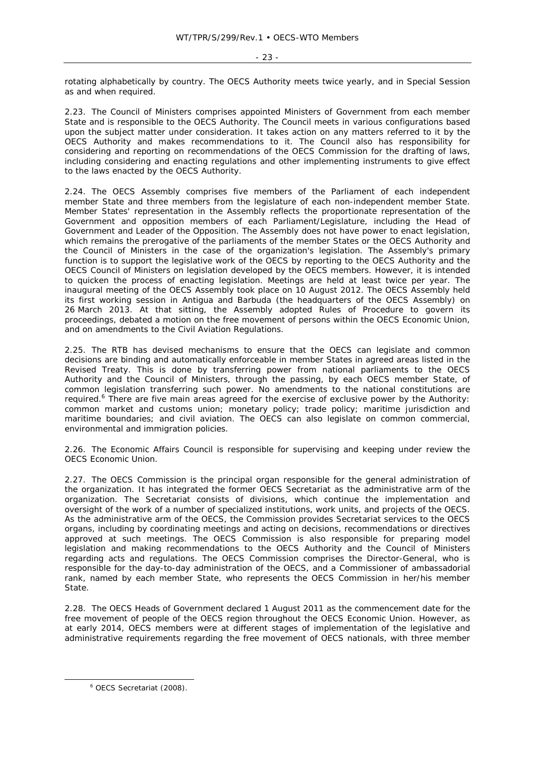rotating alphabetically by country. The OECS Authority meets twice yearly, and in Special Session as and when required.

2.23. The Council of Ministers comprises appointed Ministers of Government from each member State and is responsible to the OECS Authority. The Council meets in various configurations based upon the subject matter under consideration. It takes action on any matters referred to it by the OECS Authority and makes recommendations to it. The Council also has responsibility for considering and reporting on recommendations of the OECS Commission for the drafting of laws, including considering and enacting regulations and other implementing instruments to give effect to the laws enacted by the OECS Authority.

2.24. The OECS Assembly comprises five members of the Parliament of each independent member State and three members from the legislature of each non-independent member State. Member States' representation in the Assembly reflects the proportionate representation of the Government and opposition members of each Parliament/Legislature, including the Head of Government and Leader of the Opposition. The Assembly does not have power to enact legislation, which remains the prerogative of the parliaments of the member States or the OECS Authority and the Council of Ministers in the case of the organization's legislation. The Assembly's primary function is to support the legislative work of the OECS by reporting to the OECS Authority and the OECS Council of Ministers on legislation developed by the OECS members. However, it is intended to quicken the process of enacting legislation. Meetings are held at least twice per year. The inaugural meeting of the OECS Assembly took place on 10 August 2012. The OECS Assembly held its first working session in Antigua and Barbuda (the headquarters of the OECS Assembly) on 26 March 2013. At that sitting, the Assembly adopted Rules of Procedure to govern its proceedings, debated a motion on the free movement of persons within the OECS Economic Union, and on amendments to the Civil Aviation Regulations.

2.25. The RTB has devised mechanisms to ensure that the OECS can legislate and common decisions are binding and automatically enforceable in member States in agreed areas listed in the Revised Treaty. This is done by transferring power from national parliaments to the OECS Authority and the Council of Ministers, through the passing, by each OECS member State, of common legislation transferring such power. No amendments to the national constitutions are required.[6] There are five main areas agreed for the exercise of exclusive power by the Authority: common market and customs union; monetary policy; trade policy; maritime jurisdiction and maritime boundaries; and civil aviation. The OECS can also legislate on common commercial, environmental and immigration policies.

2.26. The Economic Affairs Council is responsible for supervising and keeping under review the OECS Economic Union.

2.27. The OECS Commission is the principal organ responsible for the general administration of the organization. It has integrated the former OECS Secretariat as the administrative arm of the organization. The Secretariat consists of divisions, which continue the implementation and oversight of the work of a number of specialized institutions, work units, and projects of the OECS. As the administrative arm of the OECS, the Commission provides Secretariat services to the OECS organs, including by coordinating meetings and acting on decisions, recommendations or directives approved at such meetings. The OECS Commission is also responsible for preparing model legislation and making recommendations to the OECS Authority and the Council of Ministers regarding acts and regulations. The OECS Commission comprises the Director-General, who is responsible for the day-to-day administration of the OECS, and a Commissioner of ambassadorial rank, named by each member State, who represents the OECS Commission in her/his member State.

2.28. The OECS Heads of Government declared 1 August 2011 as the commencement date for the free movement of people of the OECS region throughout the OECS Economic Union. However, as at early 2014, OECS members were at different stages of implementation of the legislative and administrative requirements regarding the free movement of OECS nationals, with three member

[6] OECS Secretariat (2008).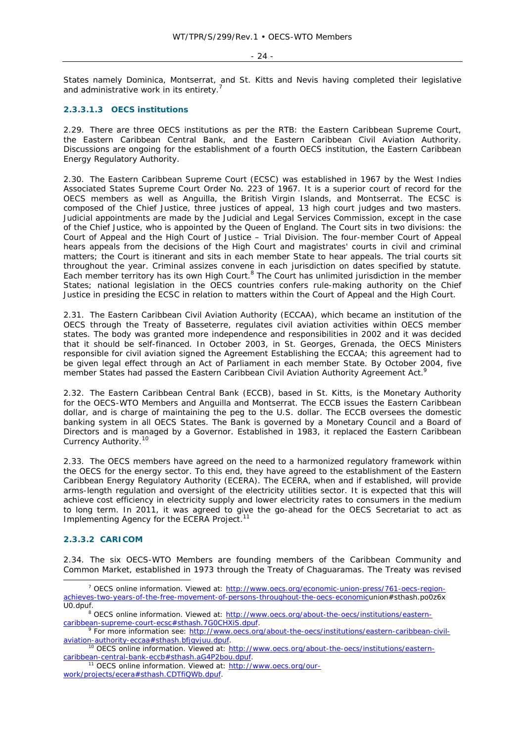States namely Dominica, Montserrat, and St. Kitts and Nevis having completed their legislative and administrative work in its entirety.[7]

#### 2.3.3.1.3 OECS institutions

2.29. There are three OECS institutions as per the RTB: the Eastern Caribbean Supreme Court, the Eastern Caribbean Central Bank, and the Eastern Caribbean Civil Aviation Authority. Discussions are ongoing for the establishment of a fourth OECS institution, the Eastern Caribbean Energy Regulatory Authority.

2.30. The Eastern Caribbean Supreme Court (ECSC) was established in 1967 by the West Indies Associated States Supreme Court Order No. 223 of 1967. It is a superior court of record for the OECS members as well as Anguilla, the British Virgin Islands, and Montserrat. The ECSC is composed of the Chief Justice, three justices of appeal, 13 high court judges and two masters. Judicial appointments are made by the Judicial and Legal Services Commission, except in the case of the Chief Justice, who is appointed by the Queen of England. The Court sits in two divisions: the Court of Appeal and the High Court of Justice – Trial Division. The four-member Court of Appeal hears appeals from the decisions of the High Court and magistrates' courts in civil and criminal matters; the Court is itinerant and sits in each member State to hear appeals. The trial courts sit throughout the year. Criminal assizes convene in each jurisdiction on dates specified by statute. Each member territory has its own High Court.[8] The Court has unlimited jurisdiction in the member States; national legislation in the OECS countries confers rule-making authority on the Chief Justice in presiding the ECSC in relation to matters within the Court of Appeal and the High Court.

2.31. The Eastern Caribbean Civil Aviation Authority (ECCAA), which became an institution of the OECS through the Treaty of Basseterre, regulates civil aviation activities within OECS member states. The body was granted more independence and responsibilities in 2002 and it was decided that it should be self-financed. In October 2003, in St. Georges, Grenada, the OECS Ministers responsible for civil aviation signed the Agreement Establishing the ECCAA; this agreement had to be given legal effect through an Act of Parliament in each member State. By October 2004, five member States had passed the Eastern Caribbean Civil Aviation Authority Agreement Act.[9]

2.32. The Eastern Caribbean Central Bank (ECCB), based in St. Kitts, is the Monetary Authority for the OECS-WTO Members and Anguilla and Montserrat. The ECCB issues the Eastern Caribbean dollar, and is charge of maintaining the peg to the U.S. dollar. The ECCB oversees the domestic banking system in all OECS States. The Bank is governed by a Monetary Council and a Board of Directors and is managed by a Governor. Established in 1983, it replaced the Eastern Caribbean Currency Authority.[10]

2.33. The OECS members have agreed on the need to a harmonized regulatory framework within the OECS for the energy sector. To this end, they have agreed to the establishment of the Eastern Caribbean Energy Regulatory Authority (ECERA). The ECERA, when and if established, will provide arms-length regulation and oversight of the electricity utilities sector. It is expected that this will achieve cost efficiency in electricity supply and lower electricity rates to consumers in the medium to long term. In 2011, it was agreed to give the go-ahead for the OECS Secretariat to act as Implementing Agency for the ECERA Project.[11]

#### 2.3.3.2 CARICOM

2.34. The six OECS-WTO Members are founding members of the Caribbean Community and Common Market, established in 1973 through the Treaty of Chaguaramas. The Treaty was revised

---

[7] OECS online information. Viewed at: http://www.oecs.org/economic-union-press/761-oecs-region-achieves-two-years-of-the-free-movement-of-persons-throughout-the-oecs-economicunion#sthash.po0z6xU0.dpuf.

[8] OECS online information. Viewed at: http://www.oecs.org/about-the-oecs/institutions/eastern-caribbean-supreme-court-ecsc#sthash.7G0CHXiS.dpuf.

[9] For more information see: http://www.oecs.org/about-the-oecs/institutions/eastern-caribbean-civil-aviation-authority-eccaa#sthash.bfjgvjuu.dpuf.

[10] OECS online information. Viewed at: http://www.oecs.org/about-the-oecs/institutions/eastern-caribbean-central-bank-eccb#sthash.aG4P2bou.dpuf.

[11] OECS online information. Viewed at: http://www.oecs.org/our-work/projects/ecera#sthash.CDTfiQWb.dpuf.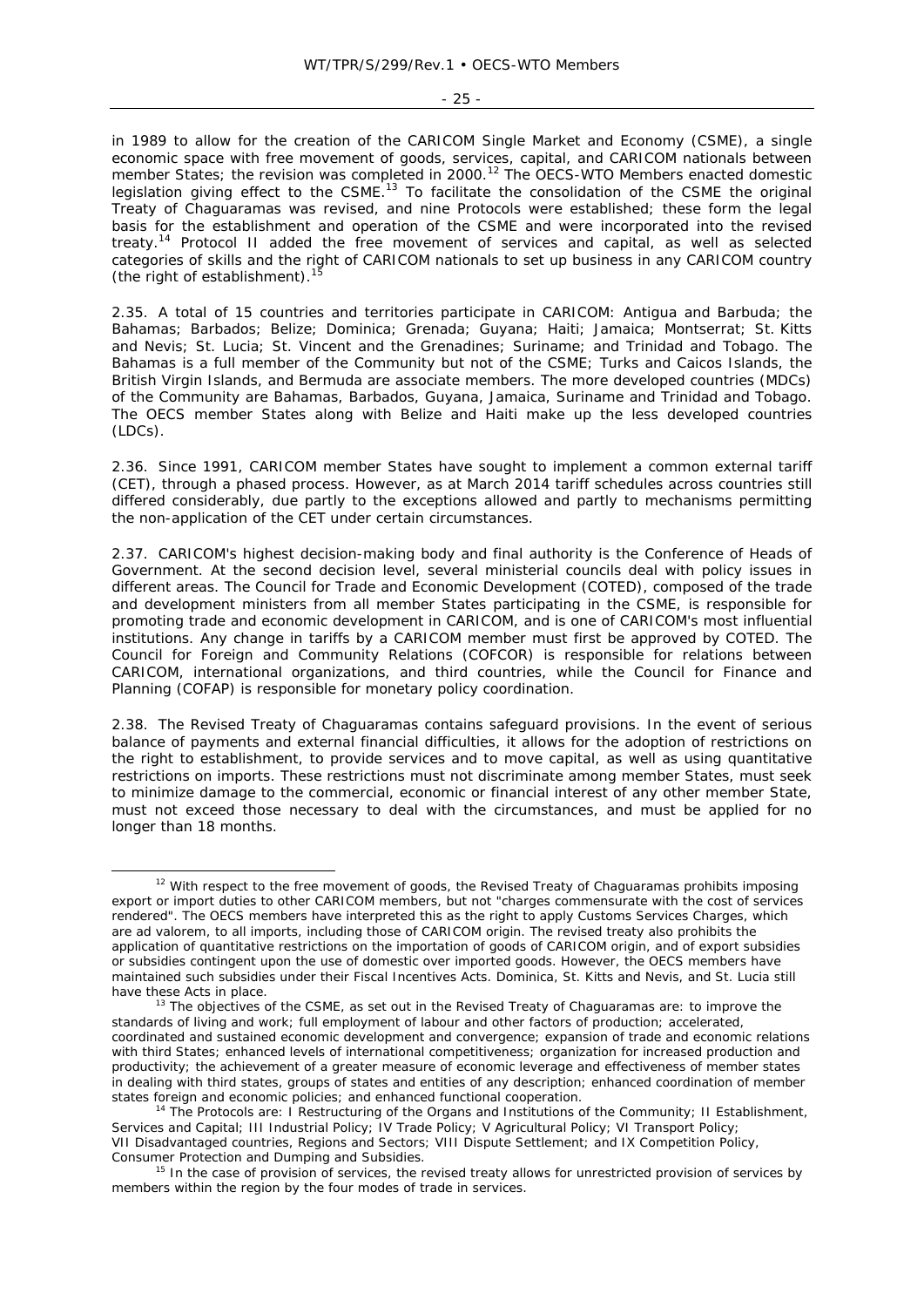in 1989 to allow for the creation of the CARICOM Single Market and Economy (CSME), a single economic space with free movement of goods, services, capital, and CARICOM nationals between member States; the revision was completed in 2000.[12] The OECS-WTO Members enacted domestic legislation giving effect to the CSME.[13] To facilitate the consolidation of the CSME the original Treaty of Chaguaramas was revised, and nine Protocols were established; these form the legal basis for the establishment and operation of the CSME and were incorporated into the revised treaty.[14] Protocol II added the free movement of services and capital, as well as selected categories of skills and the right of CARICOM nationals to set up business in any CARICOM country (the right of establishment).[15]

2.35. A total of 15 countries and territories participate in CARICOM: Antigua and Barbuda; the Bahamas; Barbados; Belize; Dominica; Grenada; Guyana; Haiti; Jamaica; Montserrat; St. Kitts and Nevis; St. Lucia; St. Vincent and the Grenadines; Suriname; and Trinidad and Tobago. The Bahamas is a full member of the Community but not of the CSME; Turks and Caicos Islands, the British Virgin Islands, and Bermuda are associate members. The more developed countries (MDCs) of the Community are Bahamas, Barbados, Guyana, Jamaica, Suriname and Trinidad and Tobago. The OECS member States along with Belize and Haiti make up the less developed countries (LDCs).

2.36. Since 1991, CARICOM member States have sought to implement a common external tariff (CET), through a phased process. However, as at March 2014 tariff schedules across countries still differed considerably, due partly to the exceptions allowed and partly to mechanisms permitting the non-application of the CET under certain circumstances.

2.37. CARICOM's highest decision-making body and final authority is the Conference of Heads of Government. At the second decision level, several ministerial councils deal with policy issues in different areas. The Council for Trade and Economic Development (COTED), composed of the trade and development ministers from all member States participating in the CSME, is responsible for promoting trade and economic development in CARICOM, and is one of CARICOM's most influential institutions. Any change in tariffs by a CARICOM member must first be approved by COTED. The Council for Foreign and Community Relations (COFCOR) is responsible for relations between CARICOM, international organizations, and third countries, while the Council for Finance and Planning (COFAP) is responsible for monetary policy coordination.

2.38. The Revised Treaty of Chaguaramas contains safeguard provisions. In the event of serious balance of payments and external financial difficulties, it allows for the adoption of restrictions on the right to establishment, to provide services and to move capital, as well as using quantitative restrictions on imports. These restrictions must not discriminate among member States, must seek to minimize damage to the commercial, economic or financial interest of any other member State, must not exceed those necessary to deal with the circumstances, and must be applied for no longer than 18 months.

---

[12] With respect to the free movement of goods, the Revised Treaty of Chaguaramas prohibits imposing export or import duties to other CARICOM members, but not "charges commensurate with the cost of services rendered". The OECS members have interpreted this as the right to apply Customs Services Charges, which are ad valorem, to all imports, including those of CARICOM origin. The revised treaty also prohibits the application of quantitative restrictions on the importation of goods of CARICOM origin, and of export subsidies or subsidies contingent upon the use of domestic over imported goods. However, the OECS members have maintained such subsidies under their Fiscal Incentives Acts. Dominica, St. Kitts and Nevis, and St. Lucia still have these Acts in place.

[13] The objectives of the CSME, as set out in the Revised Treaty of Chaguaramas are: to improve the standards of living and work; full employment of labour and other factors of production; accelerated, coordinated and sustained economic development and convergence; expansion of trade and economic relations with third States; enhanced levels of international competitiveness; organization for increased production and productivity; the achievement of a greater measure of economic leverage and effectiveness of member states in dealing with third states, groups of states and entities of any description; enhanced coordination of member states foreign and economic policies; and enhanced functional cooperation.

[14] The Protocols are: I Restructuring of the Organs and Institutions of the Community; II Establishment, Services and Capital; III Industrial Policy; IV Trade Policy; V Agricultural Policy; VI Transport Policy; VII Disadvantaged countries, Regions and Sectors; VIII Dispute Settlement; and IX Competition Policy, Consumer Protection and Dumping and Subsidies.

[15] In the case of provision of services, the revised treaty allows for unrestricted provision of services by members within the region by the four modes of trade in services.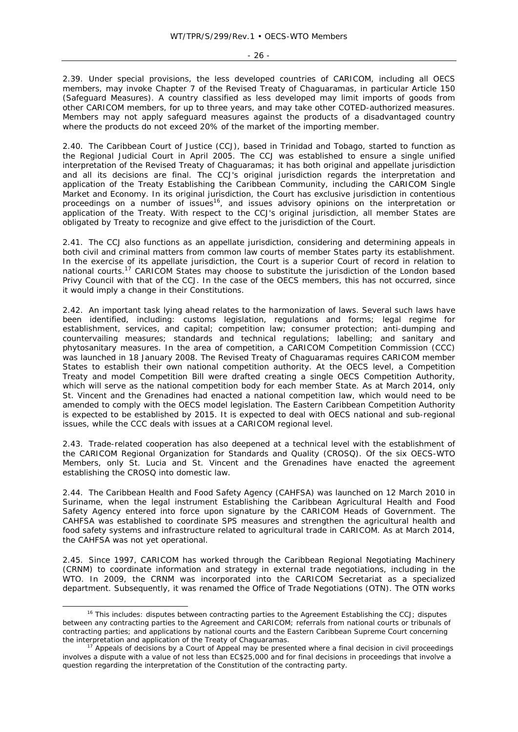2.39. Under special provisions, the less developed countries of CARICOM, including all OECS members, may invoke Chapter 7 of the Revised Treaty of Chaguaramas, in particular Article 150 (Safeguard Measures). A country classified as less developed may limit imports of goods from other CARICOM members, for up to three years, and may take other COTED-authorized measures. Members may not apply safeguard measures against the products of a disadvantaged country where the products do not exceed 20% of the market of the importing member.

2.40. The Caribbean Court of Justice (CCJ), based in Trinidad and Tobago, started to function as the Regional Judicial Court in April 2005. The CCJ was established to ensure a single unified interpretation of the Revised Treaty of Chaguaramas; it has both original and appellate jurisdiction and all its decisions are final. The CCJ's original jurisdiction regards the interpretation and application of the Treaty Establishing the Caribbean Community, including the CARICOM Single Market and Economy. In its original jurisdiction, the Court has exclusive jurisdiction in contentious proceedings on a number of issues[16], and issues advisory opinions on the interpretation or application of the Treaty. With respect to the CCJ's original jurisdiction, all member States are obligated by Treaty to recognize and give effect to the jurisdiction of the Court.

2.41. The CCJ also functions as an appellate jurisdiction, considering and determining appeals in both civil and criminal matters from common law courts of member States party its establishment. In the exercise of its appellate jurisdiction, the Court is a superior Court of record in relation to national courts.[17] CARICOM States may choose to substitute the jurisdiction of the London based Privy Council with that of the CCJ. In the case of the OECS members, this has not occurred, since it would imply a change in their Constitutions.

2.42. An important task lying ahead relates to the harmonization of laws. Several such laws have been identified, including: customs legislation, regulations and forms; legal regime for establishment, services, and capital; competition law; consumer protection; anti-dumping and countervailing measures; standards and technical regulations; labelling; and sanitary and phytosanitary measures. In the area of competition, a CARICOM Competition Commission (CCC) was launched in 18 January 2008. The Revised Treaty of Chaguaramas requires CARICOM member States to establish their own national competition authority. At the OECS level, a Competition Treaty and model Competition Bill were drafted creating a single OECS Competition Authority, which will serve as the national competition body for each member State. As at March 2014, only St. Vincent and the Grenadines had enacted a national competition law, which would need to be amended to comply with the OECS model legislation. The Eastern Caribbean Competition Authority is expected to be established by 2015. It is expected to deal with OECS national and sub-regional issues, while the CCC deals with issues at a CARICOM regional level.

2.43. Trade-related cooperation has also deepened at a technical level with the establishment of the CARICOM Regional Organization for Standards and Quality (CROSQ). Of the six OECS-WTO Members, only St. Lucia and St. Vincent and the Grenadines have enacted the agreement establishing the CROSQ into domestic law.

2.44. The Caribbean Health and Food Safety Agency (CAHFSA) was launched on 12 March 2010 in Suriname, when the legal instrument Establishing the Caribbean Agricultural Health and Food Safety Agency entered into force upon signature by the CARICOM Heads of Government. The CAHFSA was established to coordinate SPS measures and strengthen the agricultural health and food safety systems and infrastructure related to agricultural trade in CARICOM. As at March 2014, the CAHFSA was not yet operational.

2.45. Since 1997, CARICOM has worked through the Caribbean Regional Negotiating Machinery (CRNM) to coordinate information and strategy in external trade negotiations, including in the WTO. In 2009, the CRNM was incorporated into the CARICOM Secretariat as a specialized department. Subsequently, it was renamed the Office of Trade Negotiations (OTN). The OTN works

---

[16] This includes: disputes between contracting parties to the Agreement Establishing the CCJ; disputes between any contracting parties to the Agreement and CARICOM; referrals from national courts or tribunals of contracting parties; and applications by national courts and the Eastern Caribbean Supreme Court concerning the interpretation and application of the Treaty of Chaguaramas.

[17] Appeals of decisions by a Court of Appeal may be presented where a final decision in civil proceedings involves a dispute with a value of not less than EC$25,000 and for final decisions in proceedings that involve a question regarding the interpretation of the Constitution of the contracting party.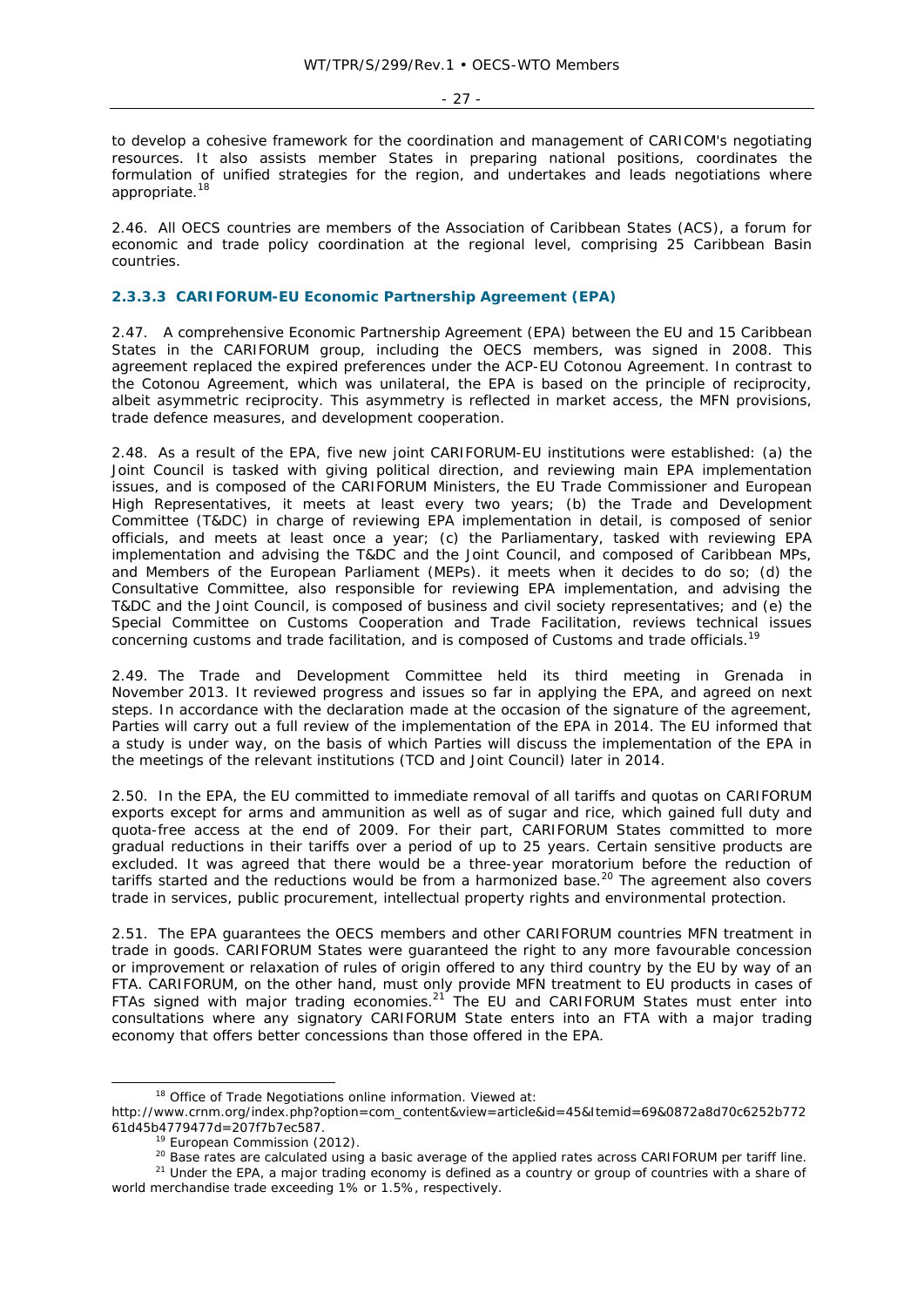to develop a cohesive framework for the coordination and management of CARICOM's negotiating resources. It also assists member States in preparing national positions, coordinates the formulation of unified strategies for the region, and undertakes and leads negotiations where appropriate.[18]

2.46. All OECS countries are members of the Association of Caribbean States (ACS), a forum for economic and trade policy coordination at the regional level, comprising 25 Caribbean Basin countries.

#### 2.3.3.3 CARIFORUM-EU Economic Partnership Agreement (EPA)

2.47. A comprehensive Economic Partnership Agreement (EPA) between the EU and 15 Caribbean States in the CARIFORUM group, including the OECS members, was signed in 2008. This agreement replaced the expired preferences under the ACP-EU Cotonou Agreement. In contrast to the Cotonou Agreement, which was unilateral, the EPA is based on the principle of reciprocity, albeit asymmetric reciprocity. This asymmetry is reflected in market access, the MFN provisions, trade defence measures, and development cooperation.

2.48. As a result of the EPA, five new joint CARIFORUM-EU institutions were established: (a) the Joint Council is tasked with giving political direction, and reviewing main EPA implementation issues, and is composed of the CARIFORUM Ministers, the EU Trade Commissioner and European High Representatives, it meets at least every two years; (b) the Trade and Development Committee (T&DC) in charge of reviewing EPA implementation in detail, is composed of senior officials, and meets at least once a year; (c) the Parliamentary, tasked with reviewing EPA implementation and advising the T&DC and the Joint Council, and composed of Caribbean MPs, and Members of the European Parliament (MEPs). it meets when it decides to do so; (d) the Consultative Committee, also responsible for reviewing EPA implementation, and advising the T&DC and the Joint Council, is composed of business and civil society representatives; and (e) the Special Committee on Customs Cooperation and Trade Facilitation, reviews technical issues concerning customs and trade facilitation, and is composed of Customs and trade officials.[19]

2.49. The Trade and Development Committee held its third meeting in Grenada in November 2013. It reviewed progress and issues so far in applying the EPA, and agreed on next steps. In accordance with the declaration made at the occasion of the signature of the agreement, Parties will carry out a full review of the implementation of the EPA in 2014. The EU informed that a study is under way, on the basis of which Parties will discuss the implementation of the EPA in the meetings of the relevant institutions (TCD and Joint Council) later in 2014.

2.50. In the EPA, the EU committed to immediate removal of all tariffs and quotas on CARIFORUM exports except for arms and ammunition as well as of sugar and rice, which gained full duty and quota-free access at the end of 2009. For their part, CARIFORUM States committed to more gradual reductions in their tariffs over a period of up to 25 years. Certain sensitive products are excluded. It was agreed that there would be a three-year moratorium before the reduction of tariffs started and the reductions would be from a harmonized base.[20] The agreement also covers trade in services, public procurement, intellectual property rights and environmental protection.

2.51. The EPA guarantees the OECS members and other CARIFORUM countries MFN treatment in trade in goods. CARIFORUM States were guaranteed the right to any more favourable concession or improvement or relaxation of rules of origin offered to any third country by the EU by way of an FTA. CARIFORUM, on the other hand, must only provide MFN treatment to EU products in cases of FTAs signed with major trading economies.[21] The EU and CARIFORUM States must enter into consultations where any signatory CARIFORUM State enters into an FTA with a major trading economy that offers better concessions than those offered in the EPA.

---

[18] Office of Trade Negotiations online information. Viewed at: http://www.crnm.org/index.php?option=com_content&view=article&id=45&Itemid=69&0872a8d70c6252b77261d45b4779477d=207f7b7ec587.

[19] European Commission (2012).

[20] Base rates are calculated using a basic average of the applied rates across CARIFORUM per tariff line.

[21] Under the EPA, a major trading economy is defined as a country or group of countries with a share of world merchandise trade exceeding 1% or 1.5%, respectively.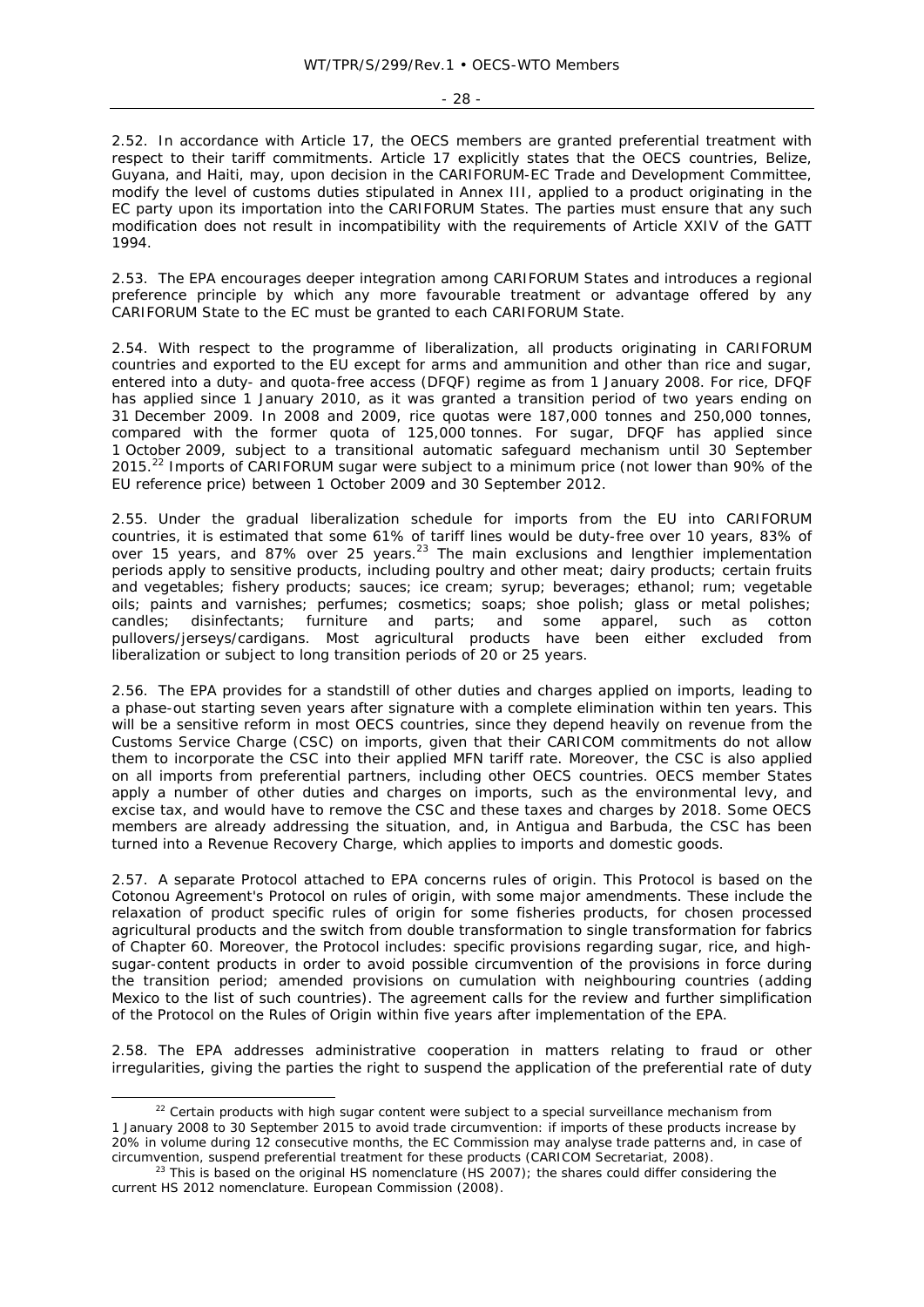2.52. In accordance with Article 17, the OECS members are granted preferential treatment with respect to their tariff commitments. Article 17 explicitly states that the OECS countries, Belize, Guyana, and Haiti, may, upon decision in the CARIFORUM-EC Trade and Development Committee, modify the level of customs duties stipulated in Annex III, applied to a product originating in the EC party upon its importation into the CARIFORUM States. The parties must ensure that any such modification does not result in incompatibility with the requirements of Article XXIV of the GATT 1994.

2.53. The EPA encourages deeper integration among CARIFORUM States and introduces a regional preference principle by which any more favourable treatment or advantage offered by any CARIFORUM State to the EC must be granted to each CARIFORUM State.

2.54. With respect to the programme of liberalization, all products originating in CARIFORUM countries and exported to the EU except for arms and ammunition and other than rice and sugar, entered into a duty- and quota-free access (DFQF) regime as from 1 January 2008. For rice, DFQF has applied since 1 January 2010, as it was granted a transition period of two years ending on 31 December 2009. In 2008 and 2009, rice quotas were 187,000 tonnes and 250,000 tonnes, compared with the former quota of 125,000 tonnes. For sugar, DFQF has applied since 1 October 2009, subject to a transitional automatic safeguard mechanism until 30 September 2015.[22] Imports of CARIFORUM sugar were subject to a minimum price (not lower than 90% of the EU reference price) between 1 October 2009 and 30 September 2012.

2.55. Under the gradual liberalization schedule for imports from the EU into CARIFORUM countries, it is estimated that some 61% of tariff lines would be duty-free over 10 years, 83% of over 15 years, and 87% over 25 years.[23] The main exclusions and lengthier implementation periods apply to sensitive products, including poultry and other meat; dairy products; certain fruits and vegetables; fishery products; sauces; ice cream; syrup; beverages; ethanol; rum; vegetable oils; paints and varnishes; perfumes; cosmetics; soaps; shoe polish; glass or metal polishes; candles; disinfectants; furniture and parts; and some apparel, such as cotton pullovers/jerseys/cardigans. Most agricultural products have been either excluded from liberalization or subject to long transition periods of 20 or 25 years.

2.56. The EPA provides for a standstill of other duties and charges applied on imports, leading to a phase-out starting seven years after signature with a complete elimination within ten years. This will be a sensitive reform in most OECS countries, since they depend heavily on revenue from the Customs Service Charge (CSC) on imports, given that their CARICOM commitments do not allow them to incorporate the CSC into their applied MFN tariff rate. Moreover, the CSC is also applied on all imports from preferential partners, including other OECS countries. OECS member States apply a number of other duties and charges on imports, such as the environmental levy, and excise tax, and would have to remove the CSC and these taxes and charges by 2018. Some OECS members are already addressing the situation, and, in Antigua and Barbuda, the CSC has been turned into a Revenue Recovery Charge, which applies to imports and domestic goods.

2.57. A separate Protocol attached to EPA concerns rules of origin. This Protocol is based on the Cotonou Agreement's Protocol on rules of origin, with some major amendments. These include the relaxation of product specific rules of origin for some fisheries products, for chosen processed agricultural products and the switch from double transformation to single transformation for fabrics of Chapter 60. Moreover, the Protocol includes: specific provisions regarding sugar, rice, and high-sugar-content products in order to avoid possible circumvention of the provisions in force during the transition period; amended provisions on cumulation with neighbouring countries (adding Mexico to the list of such countries). The agreement calls for the review and further simplification of the Protocol on the Rules of Origin within five years after implementation of the EPA.

2.58. The EPA addresses administrative cooperation in matters relating to fraud or other irregularities, giving the parties the right to suspend the application of the preferential rate of duty

---

[22] Certain products with high sugar content were subject to a special surveillance mechanism from 1 January 2008 to 30 September 2015 to avoid trade circumvention: if imports of these products increase by 20% in volume during 12 consecutive months, the EC Commission may analyse trade patterns and, in case of circumvention, suspend preferential treatment for these products (CARICOM Secretariat, 2008).

[23] This is based on the original HS nomenclature (HS 2007); the shares could differ considering the current HS 2012 nomenclature. European Commission (2008).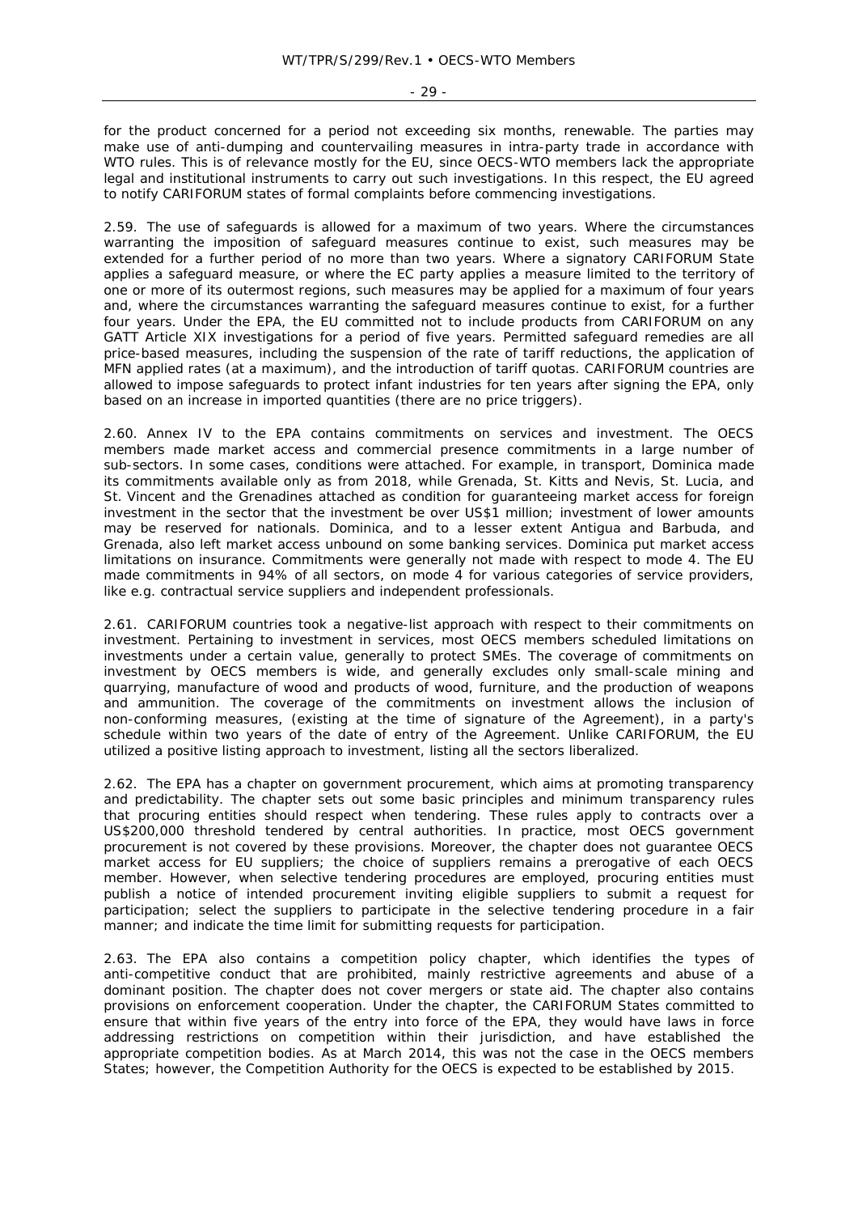for the product concerned for a period not exceeding six months, renewable. The parties may make use of anti-dumping and countervailing measures in intra-party trade in accordance with WTO rules. This is of relevance mostly for the EU, since OECS-WTO members lack the appropriate legal and institutional instruments to carry out such investigations. In this respect, the EU agreed to notify CARIFORUM states of formal complaints before commencing investigations.

2.59. The use of safeguards is allowed for a maximum of two years. Where the circumstances warranting the imposition of safeguard measures continue to exist, such measures may be extended for a further period of no more than two years. Where a signatory CARIFORUM State applies a safeguard measure, or where the EC party applies a measure limited to the territory of one or more of its outermost regions, such measures may be applied for a maximum of four years and, where the circumstances warranting the safeguard measures continue to exist, for a further four years. Under the EPA, the EU committed not to include products from CARIFORUM on any GATT Article XIX investigations for a period of five years. Permitted safeguard remedies are all price-based measures, including the suspension of the rate of tariff reductions, the application of MFN applied rates (at a maximum), and the introduction of tariff quotas. CARIFORUM countries are allowed to impose safeguards to protect infant industries for ten years after signing the EPA, only based on an increase in imported quantities (there are no price triggers).

2.60. Annex IV to the EPA contains commitments on services and investment. The OECS members made market access and commercial presence commitments in a large number of sub-sectors. In some cases, conditions were attached. For example, in transport, Dominica made its commitments available only as from 2018, while Grenada, St. Kitts and Nevis, St. Lucia, and St. Vincent and the Grenadines attached as condition for guaranteeing market access for foreign investment in the sector that the investment be over US$1 million; investment of lower amounts may be reserved for nationals. Dominica, and to a lesser extent Antigua and Barbuda, and Grenada, also left market access unbound on some banking services. Dominica put market access limitations on insurance. Commitments were generally not made with respect to mode 4. The EU made commitments in 94% of all sectors, on mode 4 for various categories of service providers, like e.g. contractual service suppliers and independent professionals.

2.61. CARIFORUM countries took a negative-list approach with respect to their commitments on investment. Pertaining to investment in services, most OECS members scheduled limitations on investments under a certain value, generally to protect SMEs. The coverage of commitments on investment by OECS members is wide, and generally excludes only small-scale mining and quarrying, manufacture of wood and products of wood, furniture, and the production of weapons and ammunition. The coverage of the commitments on investment allows the inclusion of non-conforming measures, (existing at the time of signature of the Agreement), in a party's schedule within two years of the date of entry of the Agreement. Unlike CARIFORUM, the EU utilized a positive listing approach to investment, listing all the sectors liberalized.

2.62. The EPA has a chapter on government procurement, which aims at promoting transparency and predictability. The chapter sets out some basic principles and minimum transparency rules that procuring entities should respect when tendering. These rules apply to contracts over a US$200,000 threshold tendered by central authorities. In practice, most OECS government procurement is not covered by these provisions. Moreover, the chapter does not guarantee OECS market access for EU suppliers; the choice of suppliers remains a prerogative of each OECS member. However, when selective tendering procedures are employed, procuring entities must publish a notice of intended procurement inviting eligible suppliers to submit a request for participation; select the suppliers to participate in the selective tendering procedure in a fair manner; and indicate the time limit for submitting requests for participation.

2.63. The EPA also contains a competition policy chapter, which identifies the types of anti-competitive conduct that are prohibited, mainly restrictive agreements and abuse of a dominant position. The chapter does not cover mergers or state aid. The chapter also contains provisions on enforcement cooperation. Under the chapter, the CARIFORUM States committed to ensure that within five years of the entry into force of the EPA, they would have laws in force addressing restrictions on competition within their jurisdiction, and have established the appropriate competition bodies. As at March 2014, this was not the case in the OECS members States; however, the Competition Authority for the OECS is expected to be established by 2015.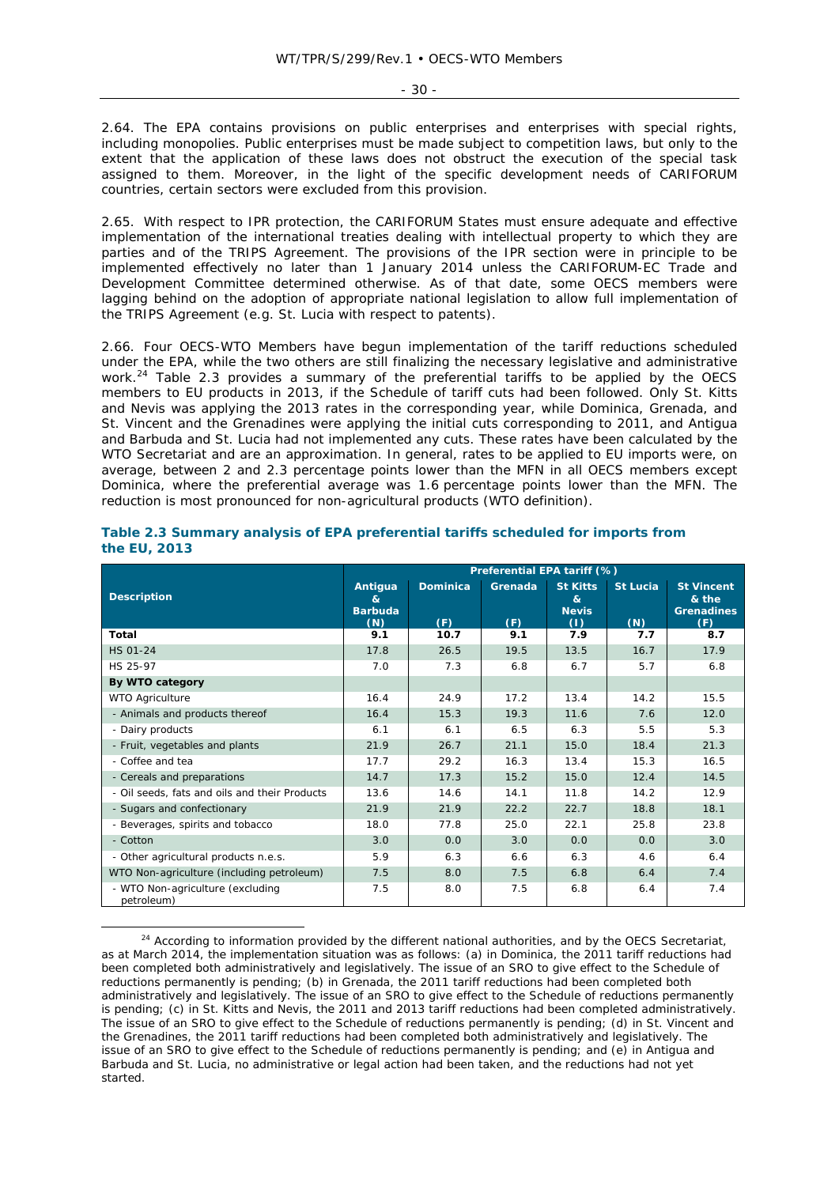2.64. The EPA contains provisions on public enterprises and enterprises with special rights, including monopolies. Public enterprises must be made subject to competition laws, but only to the extent that the application of these laws does not obstruct the execution of the special task assigned to them. Moreover, in the light of the specific development needs of CARIFORUM countries, certain sectors were excluded from this provision.

2.65. With respect to IPR protection, the CARIFORUM States must ensure adequate and effective implementation of the international treaties dealing with intellectual property to which they are parties and of the TRIPS Agreement. The provisions of the IPR section were in principle to be implemented effectively no later than 1 January 2014 unless the CARIFORUM-EC Trade and Development Committee determined otherwise. As of that date, some OECS members were lagging behind on the adoption of appropriate national legislation to allow full implementation of the TRIPS Agreement (e.g. St. Lucia with respect to patents).

2.66. Four OECS-WTO Members have begun implementation of the tariff reductions scheduled under the EPA, while the two others are still finalizing the necessary legislative and administrative work.[24] Table 2.3 provides a summary of the preferential tariffs to be applied by the OECS members to EU products in 2013, if the Schedule of tariff cuts had been followed. Only St. Kitts and Nevis was applying the 2013 rates in the corresponding year, while Dominica, Grenada, and St. Vincent and the Grenadines were applying the initial cuts corresponding to 2011, and Antigua and Barbuda and St. Lucia had not implemented any cuts. These rates have been calculated by the WTO Secretariat and are an approximation. In general, rates to be applied to EU imports were, on average, between 2 and 2.3 percentage points lower than the MFN in all OECS members except Dominica, where the preferential average was 1.6 percentage points lower than the MFN. The reduction is most pronounced for non-agricultural products (WTO definition).

**Table 2.3 Summary analysis of EPA preferential tariffs scheduled for imports from the EU, 2013**

| Description | Preferential EPA tariff (%) | | | | | |
|---|---|---|---|---|---|---|
| | Antigua & Barbuda (N) | Dominica (F) | Grenada (F) | St Kitts & Nevis (I) | St Lucia (N) | St Vincent & the Grenadines (F) |
| **Total** | **9.1** | **10.7** | **9.1** | **7.9** | **7.7** | **8.7** |
| HS 01-24 | 17.8 | 26.5 | 19.5 | 13.5 | 16.7 | 17.9 |
| HS 25-97 | 7.0 | 7.3 | 6.8 | 6.7 | 5.7 | 6.8 |
| **By WTO category** | | | | | | |
| WTO Agriculture | 16.4 | 24.9 | 17.2 | 13.4 | 14.2 | 15.5 |
| - Animals and products thereof | 16.4 | 15.3 | 19.3 | 11.6 | 7.6 | 12.0 |
| - Dairy products | 6.1 | 6.1 | 6.5 | 6.3 | 5.5 | 5.3 |
| - Fruit, vegetables and plants | 21.9 | 26.7 | 21.1 | 15.0 | 18.4 | 21.3 |
| - Coffee and tea | 17.7 | 29.2 | 16.3 | 13.4 | 15.3 | 16.5 |
| - Cereals and preparations | 14.7 | 17.3 | 15.2 | 15.0 | 12.4 | 14.5 |
| - Oil seeds, fats and oils and their Products | 13.6 | 14.6 | 14.1 | 11.8 | 14.2 | 12.9 |
| - Sugars and confectionary | 21.9 | 21.9 | 22.2 | 22.7 | 18.8 | 18.1 |
| - Beverages, spirits and tobacco | 18.0 | 77.8 | 25.0 | 22.1 | 25.8 | 23.8 |
| - Cotton | 3.0 | 0.0 | 3.0 | 0.0 | 0.0 | 3.0 |
| - Other agricultural products n.e.s. | 5.9 | 6.3 | 6.6 | 6.3 | 4.6 | 6.4 |
| WTO Non-agriculture (including petroleum) | 7.5 | 8.0 | 7.5 | 6.8 | 6.4 | 7.4 |
| - WTO Non-agriculture (excluding petroleum) | 7.5 | 8.0 | 7.5 | 6.8 | 6.4 | 7.4 |

[24] According to information provided by the different national authorities, and by the OECS Secretariat, as at March 2014, the implementation situation was as follows: (a) in Dominica, the 2011 tariff reductions had been completed both administratively and legislatively. The issue of an SRO to give effect to the Schedule of reductions permanently is pending; (b) in Grenada, the 2011 tariff reductions had been completed both administratively and legislatively. The issue of an SRO to give effect to the Schedule of reductions permanently is pending; (c) in St. Kitts and Nevis, the 2011 and 2013 tariff reductions had been completed administratively. The issue of an SRO to give effect to the Schedule of reductions permanently is pending; (d) in St. Vincent and the Grenadines, the 2011 tariff reductions had been completed both administratively and legislatively. The issue of an SRO to give effect to the Schedule of reductions permanently is pending; and (e) in Antigua and Barbuda and St. Lucia, no administrative or legal action had been taken, and the reductions had not yet started.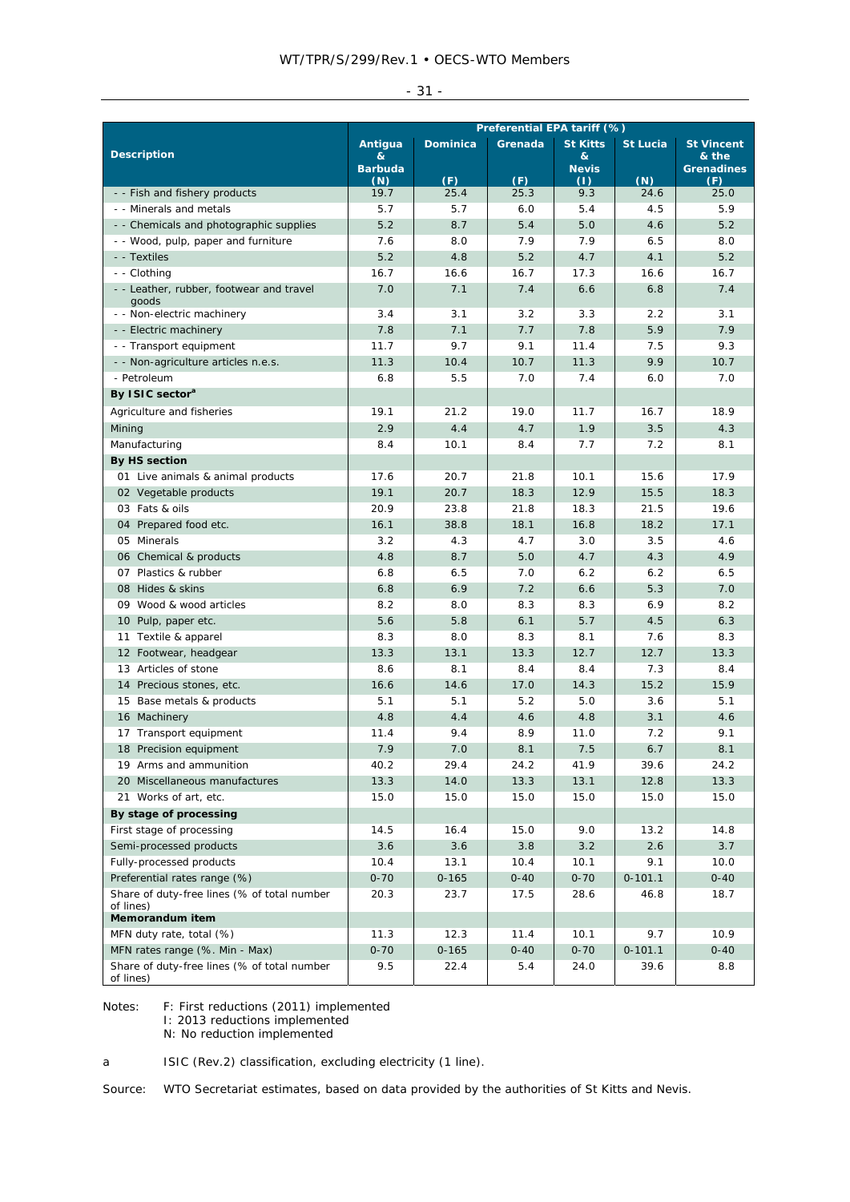| Description | Preferential EPA tariff (%) | | | | | |
|---|---|---|---|---|---|---|
| | Antigua & Barbuda (N) | Dominica (F) | Grenada (F) | St Kitts & Nevis (I) | St Lucia (N) | St Vincent & the Grenadines (F) |
| - - Fish and fishery products | 19.7 | 25.4 | 25.3 | 9.3 | 24.6 | 25.0 |
| - - Minerals and metals | 5.7 | 5.7 | 6.0 | 5.4 | 4.5 | 5.9 |
| - - Chemicals and photographic supplies | 5.2 | 8.7 | 5.4 | 5.0 | 4.6 | 5.2 |
| - - Wood, pulp, paper and furniture | 7.6 | 8.0 | 7.9 | 7.9 | 6.5 | 8.0 |
| - - Textiles | 5.2 | 4.8 | 5.2 | 4.7 | 4.1 | 5.2 |
| - - Clothing | 16.7 | 16.6 | 16.7 | 17.3 | 16.6 | 16.7 |
| - - Leather, rubber, footwear and travel goods | 7.0 | 7.1 | 7.4 | 6.6 | 6.8 | 7.4 |
| - - Non-electric machinery | 3.4 | 3.1 | 3.2 | 3.3 | 2.2 | 3.1 |
| - - Electric machinery | 7.8 | 7.1 | 7.7 | 7.8 | 5.9 | 7.9 |
| - - Transport equipment | 11.7 | 9.7 | 9.1 | 11.4 | 7.5 | 9.3 |
| - - Non-agriculture articles n.e.s. | 11.3 | 10.4 | 10.7 | 11.3 | 9.9 | 10.7 |
| - Petroleum | 6.8 | 5.5 | 7.0 | 7.4 | 6.0 | 7.0 |
| **By ISIC sector[a]** | | | | | | |
| Agriculture and fisheries | 19.1 | 21.2 | 19.0 | 11.7 | 16.7 | 18.9 |
| Mining | 2.9 | 4.4 | 4.7 | 1.9 | 3.5 | 4.3 |
| Manufacturing | 8.4 | 10.1 | 8.4 | 7.7 | 7.2 | 8.1 |
| **By HS section** | | | | | | |
| 01 Live animals & animal products | 17.6 | 20.7 | 21.8 | 10.1 | 15.6 | 17.9 |
| 02 Vegetable products | 19.1 | 20.7 | 18.3 | 12.9 | 15.5 | 18.3 |
| 03 Fats & oils | 20.9 | 23.8 | 21.8 | 18.3 | 21.5 | 19.6 |
| 04 Prepared food etc. | 16.1 | 38.8 | 18.1 | 16.8 | 18.2 | 17.1 |
| 05 Minerals | 3.2 | 4.3 | 4.7 | 3.0 | 3.5 | 4.6 |
| 06 Chemical & products | 4.8 | 8.7 | 5.0 | 4.7 | 4.3 | 4.9 |
| 07 Plastics & rubber | 6.8 | 6.5 | 7.0 | 6.2 | 6.2 | 6.5 |
| 08 Hides & skins | 6.8 | 6.9 | 7.2 | 6.6 | 5.3 | 7.0 |
| 09 Wood & wood articles | 8.2 | 8.0 | 8.3 | 8.3 | 6.9 | 8.2 |
| 10 Pulp, paper etc. | 5.6 | 5.8 | 6.1 | 5.7 | 4.5 | 6.3 |
| 11 Textile & apparel | 8.3 | 8.0 | 8.3 | 8.1 | 7.6 | 8.3 |
| 12 Footwear, headgear | 13.3 | 13.1 | 13.3 | 12.7 | 12.7 | 13.3 |
| 13 Articles of stone | 8.6 | 8.1 | 8.4 | 8.4 | 7.3 | 8.4 |
| 14 Precious stones, etc. | 16.6 | 14.6 | 17.0 | 14.3 | 15.2 | 15.9 |
| 15 Base metals & products | 5.1 | 5.1 | 5.2 | 5.0 | 3.6 | 5.1 |
| 16 Machinery | 4.8 | 4.4 | 4.6 | 4.8 | 3.1 | 4.6 |
| 17 Transport equipment | 11.4 | 9.4 | 8.9 | 11.0 | 7.2 | 9.1 |
| 18 Precision equipment | 7.9 | 7.0 | 8.1 | 7.5 | 6.7 | 8.1 |
| 19 Arms and ammunition | 40.2 | 29.4 | 24.2 | 41.9 | 39.6 | 24.2 |
| 20 Miscellaneous manufactures | 13.3 | 14.0 | 13.3 | 13.1 | 12.8 | 13.3 |
| 21 Works of art, etc. | 15.0 | 15.0 | 15.0 | 15.0 | 15.0 | 15.0 |
| **By stage of processing** | | | | | | |
| First stage of processing | 14.5 | 16.4 | 15.0 | 9.0 | 13.2 | 14.8 |
| Semi-processed products | 3.6 | 3.6 | 3.8 | 3.2 | 2.6 | 3.7 |
| Fully-processed products | 10.4 | 13.1 | 10.4 | 10.1 | 9.1 | 10.0 |
| Preferential rates range (%) | 0-70 | 0-165 | 0-40 | 0-70 | 0-101.1 | 0-40 |
| Share of duty-free lines (% of total number of lines) | 20.3 | 23.7 | 17.5 | 28.6 | 46.8 | 18.7 |
| **Memorandum item** | | | | | | |
| MFN duty rate, total (%) | 11.3 | 12.3 | 11.4 | 10.1 | 9.7 | 10.9 |
| MFN rates range (%. Min - Max) | 0-70 | 0-165 | 0-40 | 0-70 | 0-101.1 | 0-40 |
| Share of duty-free lines (% of total number of lines) | 9.5 | 22.4 | 5.4 | 24.0 | 39.6 | 8.8 |

Notes: F: First reductions (2011) implemented
I: 2013 reductions implemented
N: No reduction implemented

a ISIC (Rev.2) classification, excluding electricity (1 line).

Source: WTO Secretariat estimates, based on data provided by the authorities of St Kitts and Nevis.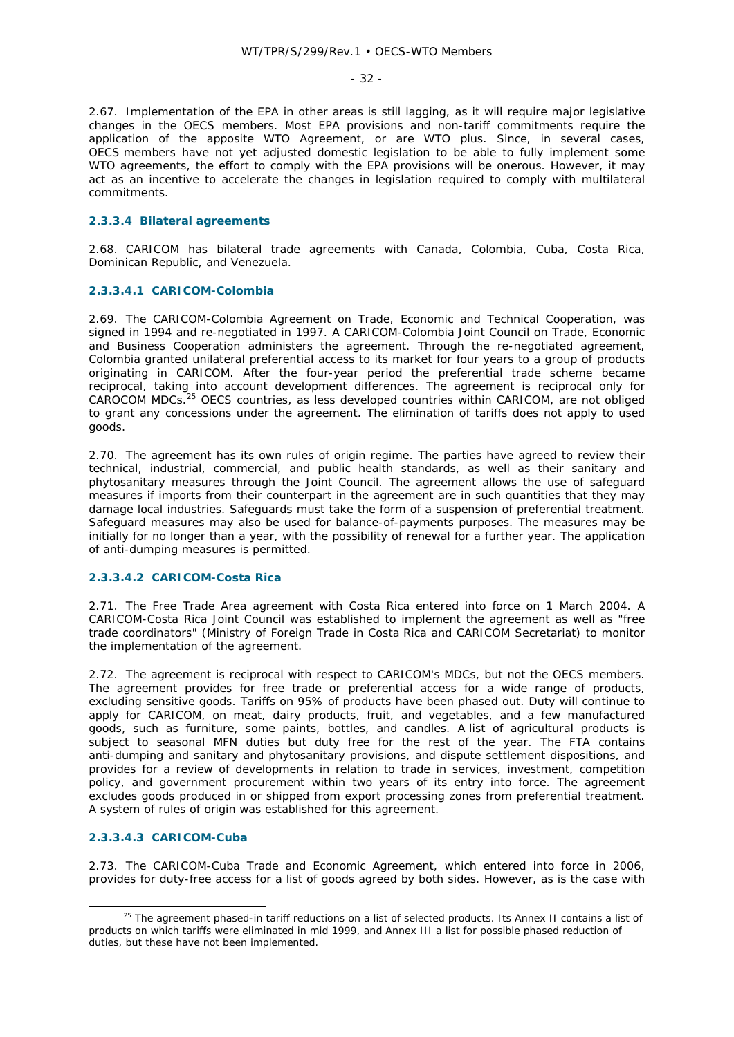2.67. Implementation of the EPA in other areas is still lagging, as it will require major legislative changes in the OECS members. Most EPA provisions and non-tariff commitments require the application of the apposite WTO Agreement, or are WTO plus. Since, in several cases, OECS members have not yet adjusted domestic legislation to be able to fully implement some WTO agreements, the effort to comply with the EPA provisions will be onerous. However, it may act as an incentive to accelerate the changes in legislation required to comply with multilateral commitments.

#### 2.3.3.4 Bilateral agreements

2.68. CARICOM has bilateral trade agreements with Canada, Colombia, Cuba, Costa Rica, Dominican Republic, and Venezuela.

##### 2.3.3.4.1 CARICOM-Colombia

2.69. The CARICOM-Colombia Agreement on Trade, Economic and Technical Cooperation, was signed in 1994 and re-negotiated in 1997. A CARICOM-Colombia Joint Council on Trade, Economic and Business Cooperation administers the agreement. Through the re-negotiated agreement, Colombia granted unilateral preferential access to its market for four years to a group of products originating in CARICOM. After the four-year period the preferential trade scheme became reciprocal, taking into account development differences. The agreement is reciprocal only for CAROCOM MDCs.[25] OECS countries, as less developed countries within CARICOM, are not obliged to grant any concessions under the agreement. The elimination of tariffs does not apply to used goods.

2.70. The agreement has its own rules of origin regime. The parties have agreed to review their technical, industrial, commercial, and public health standards, as well as their sanitary and phytosanitary measures through the Joint Council. The agreement allows the use of safeguard measures if imports from their counterpart in the agreement are in such quantities that they may damage local industries. Safeguards must take the form of a suspension of preferential treatment. Safeguard measures may also be used for balance-of-payments purposes. The measures may be initially for no longer than a year, with the possibility of renewal for a further year. The application of anti-dumping measures is permitted.

##### 2.3.3.4.2 CARICOM-Costa Rica

2.71. The Free Trade Area agreement with Costa Rica entered into force on 1 March 2004. A CARICOM-Costa Rica Joint Council was established to implement the agreement as well as "free trade coordinators" (Ministry of Foreign Trade in Costa Rica and CARICOM Secretariat) to monitor the implementation of the agreement.

2.72. The agreement is reciprocal with respect to CARICOM's MDCs, but not the OECS members. The agreement provides for free trade or preferential access for a wide range of products, excluding sensitive goods. Tariffs on 95% of products have been phased out. Duty will continue to apply for CARICOM, on meat, dairy products, fruit, and vegetables, and a few manufactured goods, such as furniture, some paints, bottles, and candles. A list of agricultural products is subject to seasonal MFN duties but duty free for the rest of the year. The FTA contains anti-dumping and sanitary and phytosanitary provisions, and dispute settlement dispositions, and provides for a review of developments in relation to trade in services, investment, competition policy, and government procurement within two years of its entry into force. The agreement excludes goods produced in or shipped from export processing zones from preferential treatment. A system of rules of origin was established for this agreement.

##### 2.3.3.4.3 CARICOM-Cuba

2.73. The CARICOM-Cuba Trade and Economic Agreement, which entered into force in 2006, provides for duty-free access for a list of goods agreed by both sides. However, as is the case with

[25] The agreement phased-in tariff reductions on a list of selected products. Its Annex II contains a list of products on which tariffs were eliminated in mid 1999, and Annex III a list for possible phased reduction of duties, but these have not been implemented.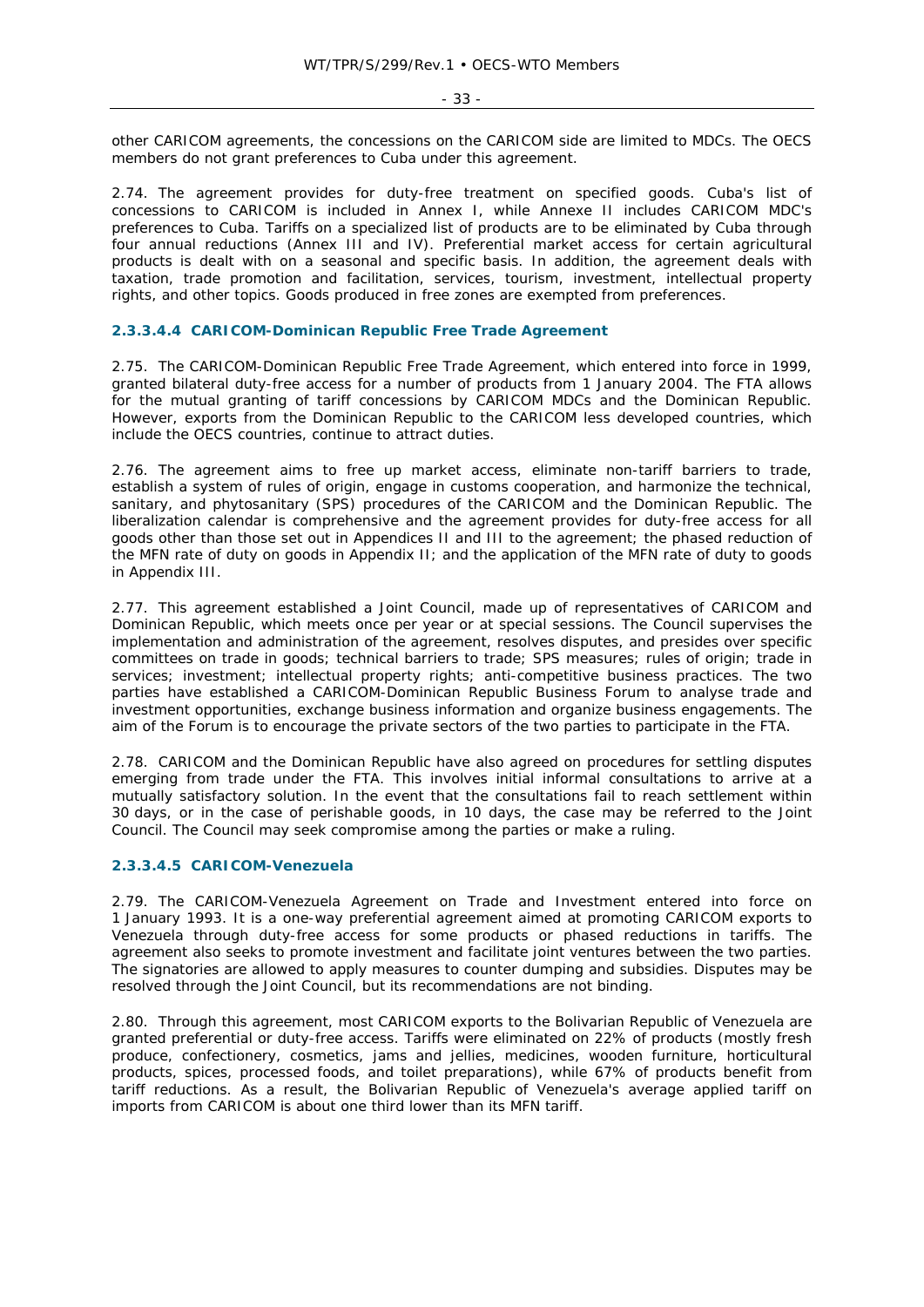other CARICOM agreements, the concessions on the CARICOM side are limited to MDCs. The OECS members do not grant preferences to Cuba under this agreement.

2.74. The agreement provides for duty-free treatment on specified goods. Cuba's list of concessions to CARICOM is included in Annex I, while Annexe II includes CARICOM MDC's preferences to Cuba. Tariffs on a specialized list of products are to be eliminated by Cuba through four annual reductions (Annex III and IV). Preferential market access for certain agricultural products is dealt with on a seasonal and specific basis. In addition, the agreement deals with taxation, trade promotion and facilitation, services, tourism, investment, intellectual property rights, and other topics. Goods produced in free zones are exempted from preferences.

#### 2.3.3.4.4 CARICOM-Dominican Republic Free Trade Agreement

2.75. The CARICOM-Dominican Republic Free Trade Agreement, which entered into force in 1999, granted bilateral duty-free access for a number of products from 1 January 2004. The FTA allows for the mutual granting of tariff concessions by CARICOM MDCs and the Dominican Republic. However, exports from the Dominican Republic to the CARICOM less developed countries, which include the OECS countries, continue to attract duties.

2.76. The agreement aims to free up market access, eliminate non-tariff barriers to trade, establish a system of rules of origin, engage in customs cooperation, and harmonize the technical, sanitary, and phytosanitary (SPS) procedures of the CARICOM and the Dominican Republic. The liberalization calendar is comprehensive and the agreement provides for duty-free access for all goods other than those set out in Appendices II and III to the agreement; the phased reduction of the MFN rate of duty on goods in Appendix II; and the application of the MFN rate of duty to goods in Appendix III.

2.77. This agreement established a Joint Council, made up of representatives of CARICOM and Dominican Republic, which meets once per year or at special sessions. The Council supervises the implementation and administration of the agreement, resolves disputes, and presides over specific committees on trade in goods; technical barriers to trade; SPS measures; rules of origin; trade in services; investment; intellectual property rights; anti-competitive business practices. The two parties have established a CARICOM-Dominican Republic Business Forum to analyse trade and investment opportunities, exchange business information and organize business engagements. The aim of the Forum is to encourage the private sectors of the two parties to participate in the FTA.

2.78. CARICOM and the Dominican Republic have also agreed on procedures for settling disputes emerging from trade under the FTA. This involves initial informal consultations to arrive at a mutually satisfactory solution. In the event that the consultations fail to reach settlement within 30 days, or in the case of perishable goods, in 10 days, the case may be referred to the Joint Council. The Council may seek compromise among the parties or make a ruling.

#### 2.3.3.4.5 CARICOM-Venezuela

2.79. The CARICOM-Venezuela Agreement on Trade and Investment entered into force on 1 January 1993. It is a one-way preferential agreement aimed at promoting CARICOM exports to Venezuela through duty-free access for some products or phased reductions in tariffs. The agreement also seeks to promote investment and facilitate joint ventures between the two parties. The signatories are allowed to apply measures to counter dumping and subsidies. Disputes may be resolved through the Joint Council, but its recommendations are not binding.

2.80. Through this agreement, most CARICOM exports to the Bolivarian Republic of Venezuela are granted preferential or duty-free access. Tariffs were eliminated on 22% of products (mostly fresh produce, confectionery, cosmetics, jams and jellies, medicines, wooden furniture, horticultural products, spices, processed foods, and toilet preparations), while 67% of products benefit from tariff reductions. As a result, the Bolivarian Republic of Venezuela's average applied tariff on imports from CARICOM is about one third lower than its MFN tariff.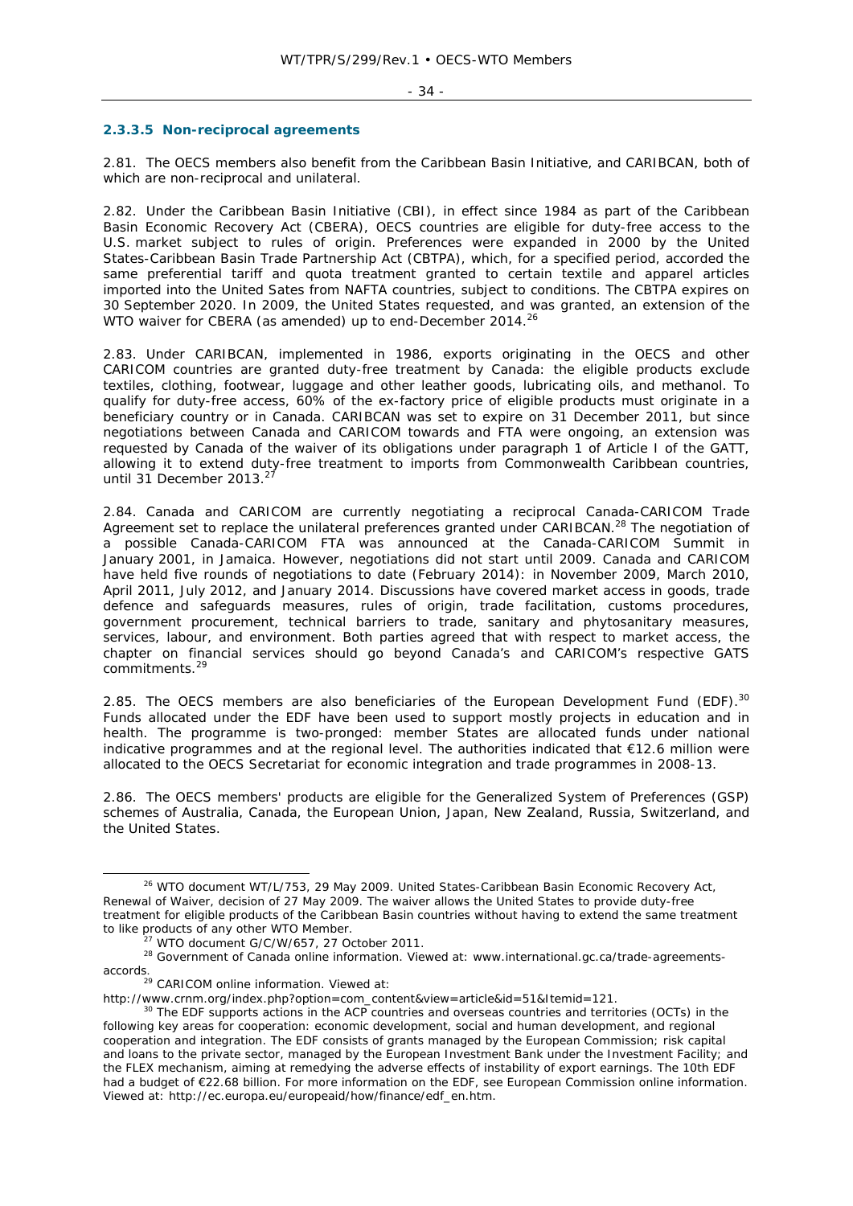#### 2.3.3.5 Non-reciprocal agreements

2.81. The OECS members also benefit from the Caribbean Basin Initiative, and CARIBCAN, both of which are non-reciprocal and unilateral.

2.82. Under the Caribbean Basin Initiative (CBI), in effect since 1984 as part of the Caribbean Basin Economic Recovery Act (CBERA), OECS countries are eligible for duty-free access to the U.S. market subject to rules of origin. Preferences were expanded in 2000 by the United States-Caribbean Basin Trade Partnership Act (CBTPA), which, for a specified period, accorded the same preferential tariff and quota treatment granted to certain textile and apparel articles imported into the United Sates from NAFTA countries, subject to conditions. The CBTPA expires on 30 September 2020. In 2009, the United States requested, and was granted, an extension of the WTO waiver for CBERA (as amended) up to end-December 2014.[26]

2.83. Under CARIBCAN, implemented in 1986, exports originating in the OECS and other CARICOM countries are granted duty-free treatment by Canada: the eligible products exclude textiles, clothing, footwear, luggage and other leather goods, lubricating oils, and methanol. To qualify for duty-free access, 60% of the ex-factory price of eligible products must originate in a beneficiary country or in Canada. CARIBCAN was set to expire on 31 December 2011, but since negotiations between Canada and CARICOM towards and FTA were ongoing, an extension was requested by Canada of the waiver of its obligations under paragraph 1 of Article I of the GATT, allowing it to extend duty-free treatment to imports from Commonwealth Caribbean countries, until 31 December 2013.[27]

2.84. Canada and CARICOM are currently negotiating a reciprocal Canada-CARICOM Trade Agreement set to replace the unilateral preferences granted under CARIBCAN.[28] The negotiation of a possible Canada-CARICOM FTA was announced at the Canada-CARICOM Summit in January 2001, in Jamaica. However, negotiations did not start until 2009. Canada and CARICOM have held five rounds of negotiations to date (February 2014): in November 2009, March 2010, April 2011, July 2012, and January 2014. Discussions have covered market access in goods, trade defence and safeguards measures, rules of origin, trade facilitation, customs procedures, government procurement, technical barriers to trade, sanitary and phytosanitary measures, services, labour, and environment. Both parties agreed that with respect to market access, the chapter on financial services should go beyond Canada's and CARICOM's respective GATS commitments.[29]

2.85. The OECS members are also beneficiaries of the European Development Fund (EDF).[30] Funds allocated under the EDF have been used to support mostly projects in education and in health. The programme is two-pronged: member States are allocated funds under national indicative programmes and at the regional level. The authorities indicated that €12.6 million were allocated to the OECS Secretariat for economic integration and trade programmes in 2008-13.

2.86. The OECS members' products are eligible for the Generalized System of Preferences (GSP) schemes of Australia, Canada, the European Union, Japan, New Zealand, Russia, Switzerland, and the United States.

---

[26] WTO document WT/L/753, 29 May 2009. United States-Caribbean Basin Economic Recovery Act, Renewal of Waiver, decision of 27 May 2009. The waiver allows the United States to provide duty-free treatment for eligible products of the Caribbean Basin countries without having to extend the same treatment to like products of any other WTO Member.

[27] WTO document G/C/W/657, 27 October 2011.

[28] Government of Canada online information. Viewed at: www.international.gc.ca/trade-agreements-accords.

[29] CARICOM online information. Viewed at: http://www.crnm.org/index.php?option=com_content&view=article&id=51&Itemid=121.

[30] The EDF supports actions in the ACP countries and overseas countries and territories (OCTs) in the following key areas for cooperation: economic development, social and human development, and regional cooperation and integration. The EDF consists of grants managed by the European Commission; risk capital and loans to the private sector, managed by the European Investment Bank under the Investment Facility; and the FLEX mechanism, aiming at remedying the adverse effects of instability of export earnings. The 10th EDF had a budget of €22.68 billion. For more information on the EDF, see European Commission online information. Viewed at: http://ec.europa.eu/europeaid/how/finance/edf_en.htm.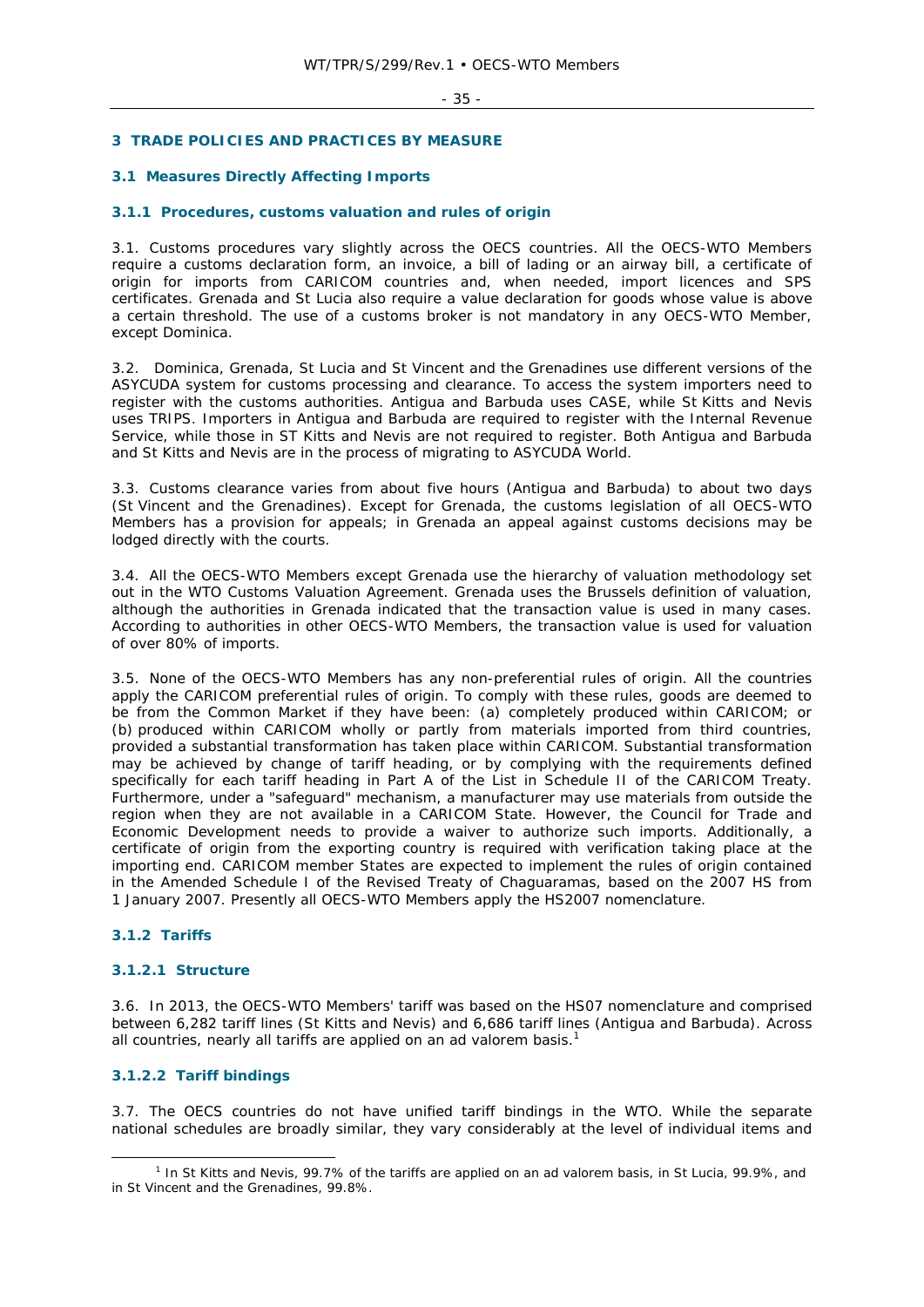# 3 TRADE POLICIES AND PRACTICES BY MEASURE

## 3.1 Measures Directly Affecting Imports

### 3.1.1 Procedures, customs valuation and rules of origin

3.1. Customs procedures vary slightly across the OECS countries. All the OECS-WTO Members require a customs declaration form, an invoice, a bill of lading or an airway bill, a certificate of origin for imports from CARICOM countries and, when needed, import licences and SPS certificates. Grenada and St Lucia also require a value declaration for goods whose value is above a certain threshold. The use of a customs broker is not mandatory in any OECS-WTO Member, except Dominica.

3.2. Dominica, Grenada, St Lucia and St Vincent and the Grenadines use different versions of the ASYCUDA system for customs processing and clearance. To access the system importers need to register with the customs authorities. Antigua and Barbuda uses CASE, while St Kitts and Nevis uses TRIPS. Importers in Antigua and Barbuda are required to register with the Internal Revenue Service, while those in ST Kitts and Nevis are not required to register. Both Antigua and Barbuda and St Kitts and Nevis are in the process of migrating to ASYCUDA World.

3.3. Customs clearance varies from about five hours (Antigua and Barbuda) to about two days (St Vincent and the Grenadines). Except for Grenada, the customs legislation of all OECS-WTO Members has a provision for appeals; in Grenada an appeal against customs decisions may be lodged directly with the courts.

3.4. All the OECS-WTO Members except Grenada use the hierarchy of valuation methodology set out in the WTO Customs Valuation Agreement. Grenada uses the Brussels definition of valuation, although the authorities in Grenada indicated that the transaction value is used in many cases. According to authorities in other OECS-WTO Members, the transaction value is used for valuation of over 80% of imports.

3.5. None of the OECS-WTO Members has any non-preferential rules of origin. All the countries apply the CARICOM preferential rules of origin. To comply with these rules, goods are deemed to be from the Common Market if they have been: (a) completely produced within CARICOM; or (b) produced within CARICOM wholly or partly from materials imported from third countries, provided a substantial transformation has taken place within CARICOM. Substantial transformation may be achieved by change of tariff heading, or by complying with the requirements defined specifically for each tariff heading in Part A of the List in Schedule II of the CARICOM Treaty. Furthermore, under a "safeguard" mechanism, a manufacturer may use materials from outside the region when they are not available in a CARICOM State. However, the Council for Trade and Economic Development needs to provide a waiver to authorize such imports. Additionally, a certificate of origin from the exporting country is required with verification taking place at the importing end. CARICOM member States are expected to implement the rules of origin contained in the Amended Schedule I of the Revised Treaty of Chaguaramas, based on the 2007 HS from 1 January 2007. Presently all OECS-WTO Members apply the HS2007 nomenclature.

### 3.1.2 Tariffs

#### 3.1.2.1 Structure

3.6. In 2013, the OECS-WTO Members' tariff was based on the HS07 nomenclature and comprised between 6,282 tariff lines (St Kitts and Nevis) and 6,686 tariff lines (Antigua and Barbuda). Across all countries, nearly all tariffs are applied on an ad valorem basis.[1]

#### 3.1.2.2 Tariff bindings

3.7. The OECS countries do not have unified tariff bindings in the WTO. While the separate national schedules are broadly similar, they vary considerably at the level of individual items and

---

[1] In St Kitts and Nevis, 99.7% of the tariffs are applied on an ad valorem basis, in St Lucia, 99.9%, and in St Vincent and the Grenadines, 99.8%.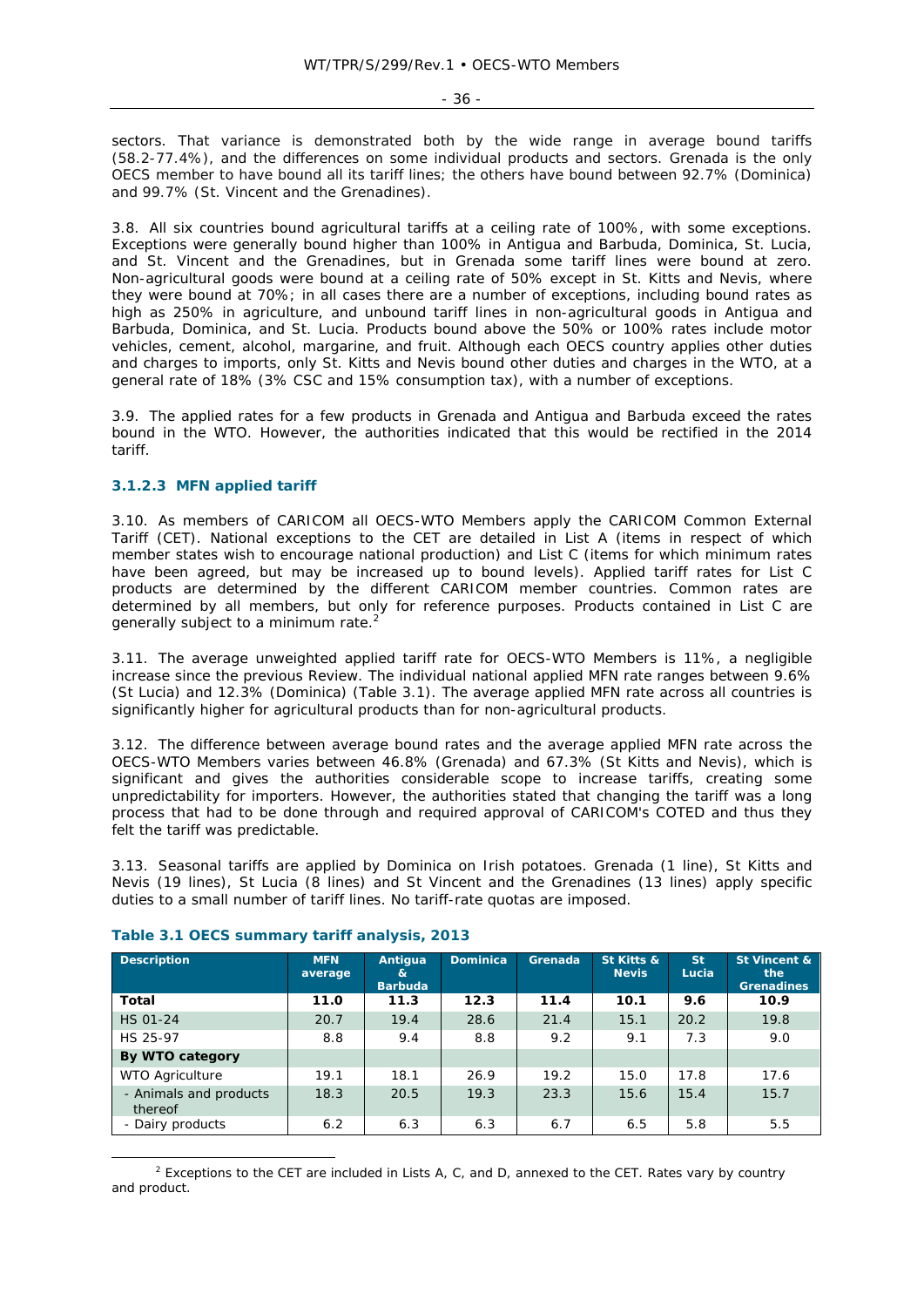sectors. That variance is demonstrated both by the wide range in average bound tariffs (58.2-77.4%), and the differences on some individual products and sectors. Grenada is the only OECS member to have bound all its tariff lines; the others have bound between 92.7% (Dominica) and 99.7% (St. Vincent and the Grenadines).

3.8. All six countries bound agricultural tariffs at a ceiling rate of 100%, with some exceptions. Exceptions were generally bound higher than 100% in Antigua and Barbuda, Dominica, St. Lucia, and St. Vincent and the Grenadines, but in Grenada some tariff lines were bound at zero. Non-agricultural goods were bound at a ceiling rate of 50% except in St. Kitts and Nevis, where they were bound at 70%; in all cases there are a number of exceptions, including bound rates as high as 250% in agriculture, and unbound tariff lines in non-agricultural goods in Antigua and Barbuda, Dominica, and St. Lucia. Products bound above the 50% or 100% rates include motor vehicles, cement, alcohol, margarine, and fruit. Although each OECS country applies other duties and charges to imports, only St. Kitts and Nevis bound other duties and charges in the WTO, at a general rate of 18% (3% CSC and 15% consumption tax), with a number of exceptions.

3.9. The applied rates for a few products in Grenada and Antigua and Barbuda exceed the rates bound in the WTO. However, the authorities indicated that this would be rectified in the 2014 tariff.

### 3.1.2.3 MFN applied tariff

3.10. As members of CARICOM all OECS-WTO Members apply the CARICOM Common External Tariff (CET). National exceptions to the CET are detailed in List A (items in respect of which member states wish to encourage national production) and List C (items for which minimum rates have been agreed, but may be increased up to bound levels). Applied tariff rates for List C products are determined by the different CARICOM member countries. Common rates are determined by all members, but only for reference purposes. Products contained in List C are generally subject to a minimum rate.[2]

3.11. The average unweighted applied tariff rate for OECS-WTO Members is 11%, a negligible increase since the previous Review. The individual national applied MFN rate ranges between 9.6% (St Lucia) and 12.3% (Dominica) (Table 3.1). The average applied MFN rate across all countries is significantly higher for agricultural products than for non-agricultural products.

3.12. The difference between average bound rates and the average applied MFN rate across the OECS-WTO Members varies between 46.8% (Grenada) and 67.3% (St Kitts and Nevis), which is significant and gives the authorities considerable scope to increase tariffs, creating some unpredictability for importers. However, the authorities stated that changing the tariff was a long process that had to be done through and required approval of CARICOM's COTED and thus they felt the tariff was predictable.

3.13. Seasonal tariffs are applied by Dominica on Irish potatoes. Grenada (1 line), St Kitts and Nevis (19 lines), St Lucia (8 lines) and St Vincent and the Grenadines (13 lines) apply specific duties to a small number of tariff lines. No tariff-rate quotas are imposed.

**Table 3.1 OECS summary tariff analysis, 2013**

| Description | MFN average | Antigua & Barbuda | Dominica | Grenada | St Kitts & Nevis | St Lucia | St Vincent & the Grenadines |
|---|---|---|---|---|---|---|---|
| **Total** | **11.0** | **11.3** | **12.3** | **11.4** | **10.1** | **9.6** | **10.9** |
| HS 01-24 | 20.7 | 19.4 | 28.6 | 21.4 | 15.1 | 20.2 | 19.8 |
| HS 25-97 | 8.8 | 9.4 | 8.8 | 9.2 | 9.1 | 7.3 | 9.0 |
| **By WTO category** | | | | | | | |
| WTO Agriculture | 19.1 | 18.1 | 26.9 | 19.2 | 15.0 | 17.8 | 17.6 |
| - Animals and products thereof | 18.3 | 20.5 | 19.3 | 23.3 | 15.6 | 15.4 | 15.7 |
| - Dairy products | 6.2 | 6.3 | 6.3 | 6.7 | 6.5 | 5.8 | 5.5 |

[2] Exceptions to the CET are included in Lists A, C, and D, annexed to the CET. Rates vary by country and product.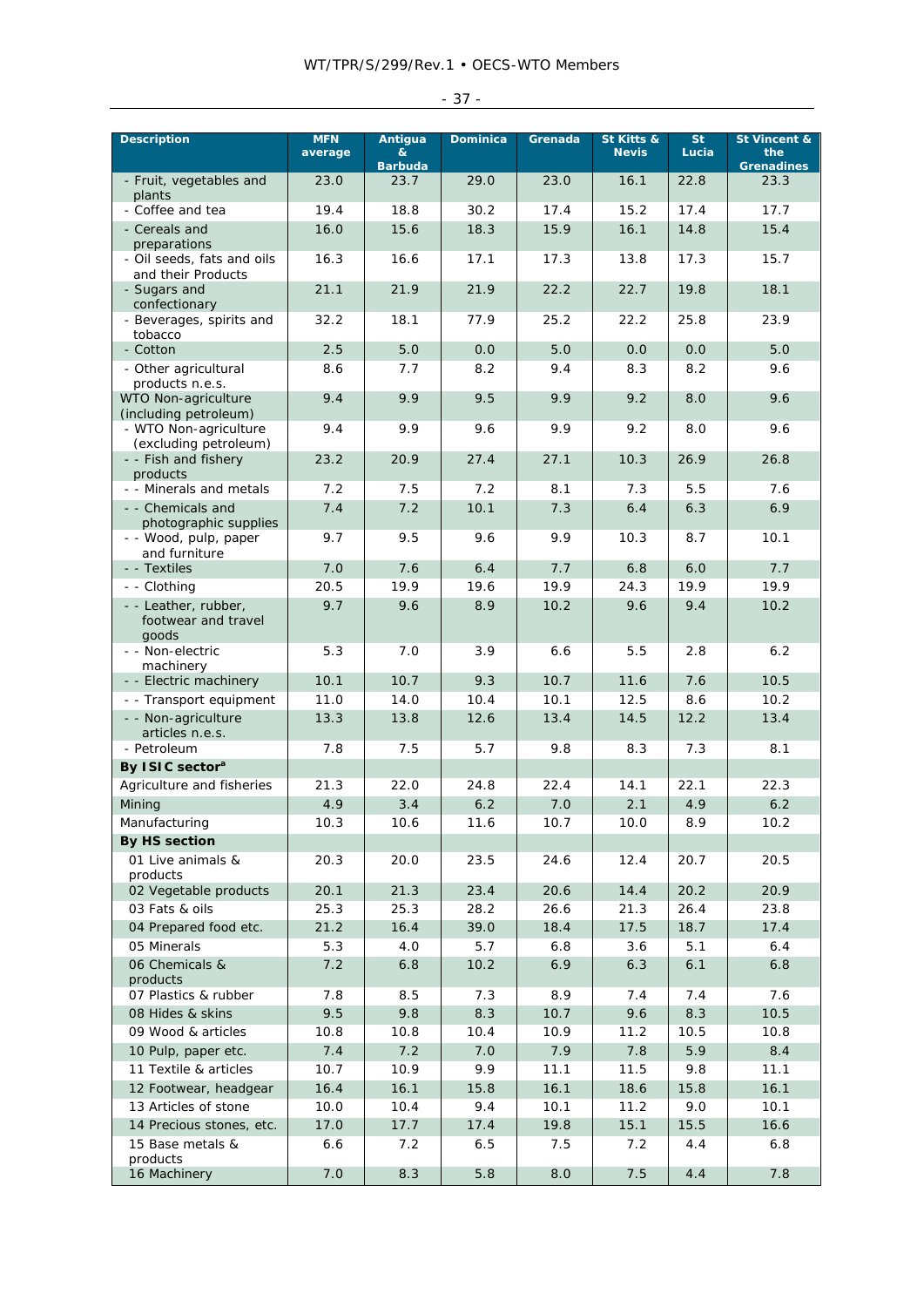| Description | MFN average | Antigua & Barbuda | Dominica | Grenada | St Kitts & Nevis | St Lucia | St Vincent & the Grenadines |
|---|---|---|---|---|---|---|---|
| - Fruit, vegetables and plants | 23.0 | 23.7 | 29.0 | 23.0 | 16.1 | 22.8 | 23.3 |
| - Coffee and tea | 19.4 | 18.8 | 30.2 | 17.4 | 15.2 | 17.4 | 17.7 |
| - Cereals and preparations | 16.0 | 15.6 | 18.3 | 15.9 | 16.1 | 14.8 | 15.4 |
| - Oil seeds, fats and oils and their Products | 16.3 | 16.6 | 17.1 | 17.3 | 13.8 | 17.3 | 15.7 |
| - Sugars and confectionary | 21.1 | 21.9 | 21.9 | 22.2 | 22.7 | 19.8 | 18.1 |
| - Beverages, spirits and tobacco | 32.2 | 18.1 | 77.9 | 25.2 | 22.2 | 25.8 | 23.9 |
| - Cotton | 2.5 | 5.0 | 0.0 | 5.0 | 0.0 | 0.0 | 5.0 |
| - Other agricultural products n.e.s. | 8.6 | 7.7 | 8.2 | 9.4 | 8.3 | 8.2 | 9.6 |
| WTO Non-agriculture (including petroleum) | 9.4 | 9.9 | 9.5 | 9.9 | 9.2 | 8.0 | 9.6 |
| - WTO Non-agriculture (excluding petroleum) | 9.4 | 9.9 | 9.6 | 9.9 | 9.2 | 8.0 | 9.6 |
| - - Fish and fishery products | 23.2 | 20.9 | 27.4 | 27.1 | 10.3 | 26.9 | 26.8 |
| - - Minerals and metals | 7.2 | 7.5 | 7.2 | 8.1 | 7.3 | 5.5 | 7.6 |
| - - Chemicals and photographic supplies | 7.4 | 7.2 | 10.1 | 7.3 | 6.4 | 6.3 | 6.9 |
| - - Wood, pulp, paper and furniture | 9.7 | 9.5 | 9.6 | 9.9 | 10.3 | 8.7 | 10.1 |
| - - Textiles | 7.0 | 7.6 | 6.4 | 7.7 | 6.8 | 6.0 | 7.7 |
| - - Clothing | 20.5 | 19.9 | 19.6 | 19.9 | 24.3 | 19.9 | 19.9 |
| - - Leather, rubber, footwear and travel goods | 9.7 | 9.6 | 8.9 | 10.2 | 9.6 | 9.4 | 10.2 |
| - - Non-electric machinery | 5.3 | 7.0 | 3.9 | 6.6 | 5.5 | 2.8 | 6.2 |
| - - Electric machinery | 10.1 | 10.7 | 9.3 | 10.7 | 11.6 | 7.6 | 10.5 |
| - - Transport equipment | 11.0 | 14.0 | 10.4 | 10.1 | 12.5 | 8.6 | 10.2 |
| - - Non-agriculture articles n.e.s. | 13.3 | 13.8 | 12.6 | 13.4 | 14.5 | 12.2 | 13.4 |
| - Petroleum | 7.8 | 7.5 | 5.7 | 9.8 | 8.3 | 7.3 | 8.1 |
| **By ISIC sector**[a] | | | | | | | |
| Agriculture and fisheries | 21.3 | 22.0 | 24.8 | 22.4 | 14.1 | 22.1 | 22.3 |
| Mining | 4.9 | 3.4 | 6.2 | 7.0 | 2.1 | 4.9 | 6.2 |
| Manufacturing | 10.3 | 10.6 | 11.6 | 10.7 | 10.0 | 8.9 | 10.2 |
| **By HS section** | | | | | | | |
| 01 Live animals & products | 20.3 | 20.0 | 23.5 | 24.6 | 12.4 | 20.7 | 20.5 |
| 02 Vegetable products | 20.1 | 21.3 | 23.4 | 20.6 | 14.4 | 20.2 | 20.9 |
| 03 Fats & oils | 25.3 | 25.3 | 28.2 | 26.6 | 21.3 | 26.4 | 23.8 |
| 04 Prepared food etc. | 21.2 | 16.4 | 39.0 | 18.4 | 17.5 | 18.7 | 17.4 |
| 05 Minerals | 5.3 | 4.0 | 5.7 | 6.8 | 3.6 | 5.1 | 6.4 |
| 06 Chemicals & products | 7.2 | 6.8 | 10.2 | 6.9 | 6.3 | 6.1 | 6.8 |
| 07 Plastics & rubber | 7.8 | 8.5 | 7.3 | 8.9 | 7.4 | 7.4 | 7.6 |
| 08 Hides & skins | 9.5 | 9.8 | 8.3 | 10.7 | 9.6 | 8.3 | 10.5 |
| 09 Wood & articles | 10.8 | 10.8 | 10.4 | 10.9 | 11.2 | 10.5 | 10.8 |
| 10 Pulp, paper etc. | 7.4 | 7.2 | 7.0 | 7.9 | 7.8 | 5.9 | 8.4 |
| 11 Textile & articles | 10.7 | 10.9 | 9.9 | 11.1 | 11.5 | 9.8 | 11.1 |
| 12 Footwear, headgear | 16.4 | 16.1 | 15.8 | 16.1 | 18.6 | 15.8 | 16.1 |
| 13 Articles of stone | 10.0 | 10.4 | 9.4 | 10.1 | 11.2 | 9.0 | 10.1 |
| 14 Precious stones, etc. | 17.0 | 17.7 | 17.4 | 19.8 | 15.1 | 15.5 | 16.6 |
| 15 Base metals & products | 6.6 | 7.2 | 6.5 | 7.5 | 7.2 | 4.4 | 6.8 |
| 16 Machinery | 7.0 | 8.3 | 5.8 | 8.0 | 7.5 | 4.4 | 7.8 |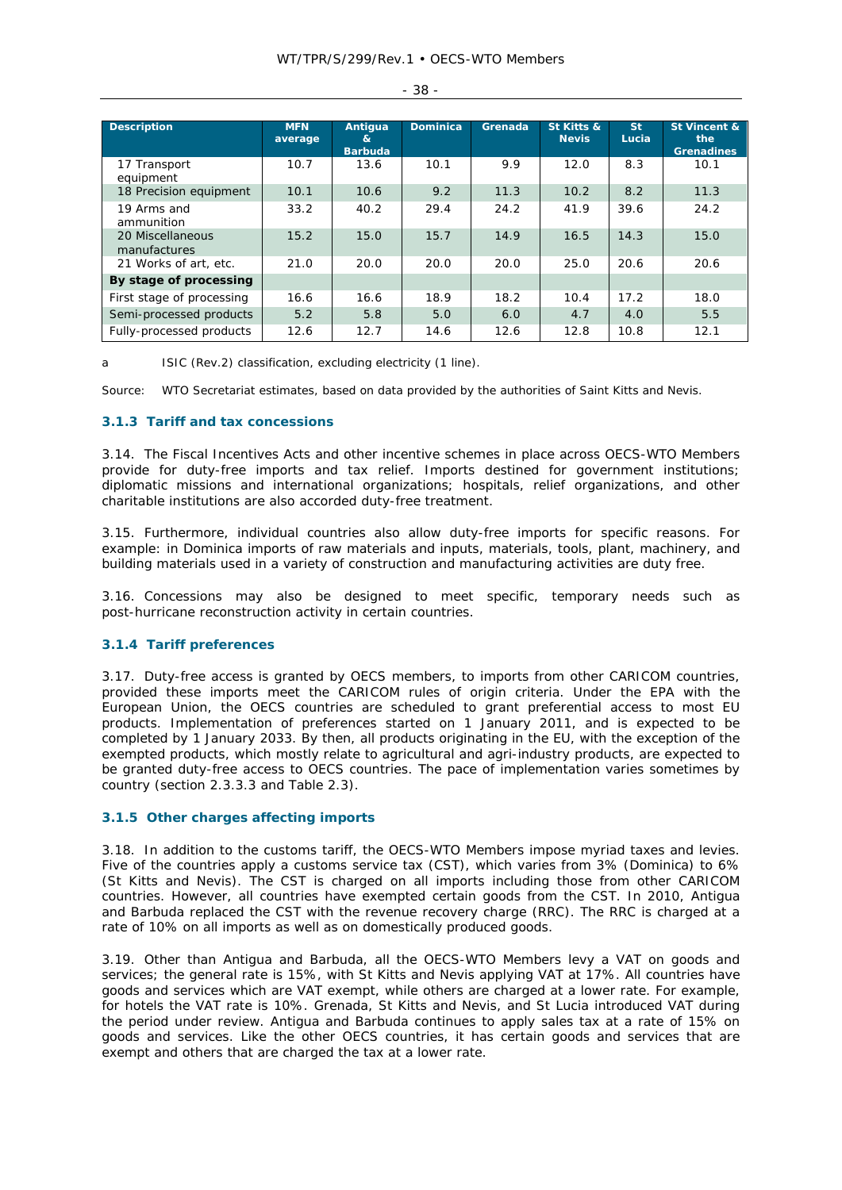| Description | MFN average | Antigua & Barbuda | Dominica | Grenada | St Kitts & Nevis | St Lucia | St Vincent & the Grenadines |
|---|---|---|---|---|---|---|---|
| 17 Transport equipment | 10.7 | 13.6 | 10.1 | 9.9 | 12.0 | 8.3 | 10.1 |
| 18 Precision equipment | 10.1 | 10.6 | 9.2 | 11.3 | 10.2 | 8.2 | 11.3 |
| 19 Arms and ammunition | 33.2 | 40.2 | 29.4 | 24.2 | 41.9 | 39.6 | 24.2 |
| 20 Miscellaneous manufactures | 15.2 | 15.0 | 15.7 | 14.9 | 16.5 | 14.3 | 15.0 |
| 21 Works of art, etc. | 21.0 | 20.0 | 20.0 | 20.0 | 25.0 | 20.6 | 20.6 |
| **By stage of processing** | | | | | | | |
| First stage of processing | 16.6 | 16.6 | 18.9 | 18.2 | 10.4 | 17.2 | 18.0 |
| Semi-processed products | 5.2 | 5.8 | 5.0 | 6.0 | 4.7 | 4.0 | 5.5 |
| Fully-processed products | 12.6 | 12.7 | 14.6 | 12.6 | 12.8 | 10.8 | 12.1 |

a ISIC (Rev.2) classification, excluding electricity (1 line).

Source: WTO Secretariat estimates, based on data provided by the authorities of Saint Kitts and Nevis.

### 3.1.3 Tariff and tax concessions

3.14. The Fiscal Incentives Acts and other incentive schemes in place across OECS-WTO Members provide for duty-free imports and tax relief. Imports destined for government institutions; diplomatic missions and international organizations; hospitals, relief organizations, and other charitable institutions are also accorded duty-free treatment.

3.15. Furthermore, individual countries also allow duty-free imports for specific reasons. For example: in Dominica imports of raw materials and inputs, materials, tools, plant, machinery, and building materials used in a variety of construction and manufacturing activities are duty free.

3.16. Concessions may also be designed to meet specific, temporary needs such as post-hurricane reconstruction activity in certain countries.

### 3.1.4 Tariff preferences

3.17. Duty-free access is granted by OECS members, to imports from other CARICOM countries, provided these imports meet the CARICOM rules of origin criteria. Under the EPA with the European Union, the OECS countries are scheduled to grant preferential access to most EU products. Implementation of preferences started on 1 January 2011, and is expected to be completed by 1 January 2033. By then, all products originating in the EU, with the exception of the exempted products, which mostly relate to agricultural and agri-industry products, are expected to be granted duty-free access to OECS countries. The pace of implementation varies sometimes by country (section 2.3.3.3 and Table 2.3).

### 3.1.5 Other charges affecting imports

3.18. In addition to the customs tariff, the OECS-WTO Members impose myriad taxes and levies. Five of the countries apply a customs service tax (CST), which varies from 3% (Dominica) to 6% (St Kitts and Nevis). The CST is charged on all imports including those from other CARICOM countries. However, all countries have exempted certain goods from the CST. In 2010, Antigua and Barbuda replaced the CST with the revenue recovery charge (RRC). The RRC is charged at a rate of 10% on all imports as well as on domestically produced goods.

3.19. Other than Antigua and Barbuda, all the OECS-WTO Members levy a VAT on goods and services; the general rate is 15%, with St Kitts and Nevis applying VAT at 17%. All countries have goods and services which are VAT exempt, while others are charged at a lower rate. For example, for hotels the VAT rate is 10%. Grenada, St Kitts and Nevis, and St Lucia introduced VAT during the period under review. Antigua and Barbuda continues to apply sales tax at a rate of 15% on goods and services. Like the other OECS countries, it has certain goods and services that are exempt and others that are charged the tax at a lower rate.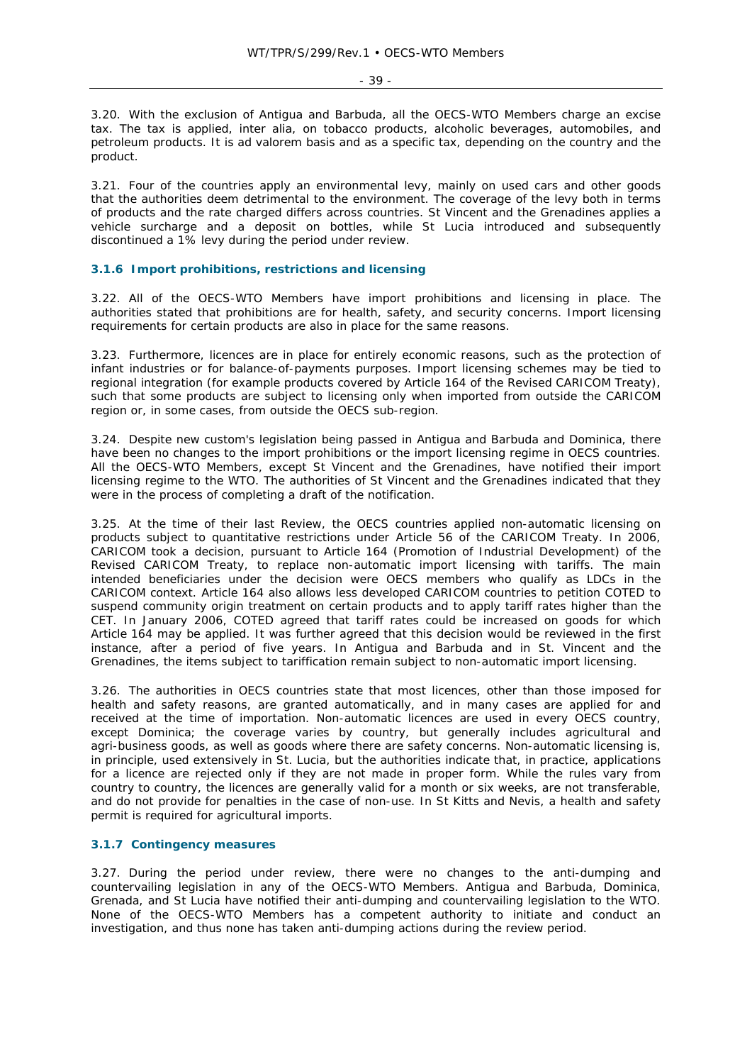3.20. With the exclusion of Antigua and Barbuda, all the OECS-WTO Members charge an excise tax. The tax is applied, inter alia, on tobacco products, alcoholic beverages, automobiles, and petroleum products. It is ad valorem basis and as a specific tax, depending on the country and the product.

3.21. Four of the countries apply an environmental levy, mainly on used cars and other goods that the authorities deem detrimental to the environment. The coverage of the levy both in terms of products and the rate charged differs across countries. St Vincent and the Grenadines applies a vehicle surcharge and a deposit on bottles, while St Lucia introduced and subsequently discontinued a 1% levy during the period under review.

### 3.1.6 Import prohibitions, restrictions and licensing

3.22. All of the OECS-WTO Members have import prohibitions and licensing in place. The authorities stated that prohibitions are for health, safety, and security concerns. Import licensing requirements for certain products are also in place for the same reasons.

3.23. Furthermore, licences are in place for entirely economic reasons, such as the protection of infant industries or for balance-of-payments purposes. Import licensing schemes may be tied to regional integration (for example products covered by Article 164 of the Revised CARICOM Treaty), such that some products are subject to licensing only when imported from outside the CARICOM region or, in some cases, from outside the OECS sub-region.

3.24. Despite new custom's legislation being passed in Antigua and Barbuda and Dominica, there have been no changes to the import prohibitions or the import licensing regime in OECS countries. All the OECS-WTO Members, except St Vincent and the Grenadines, have notified their import licensing regime to the WTO. The authorities of St Vincent and the Grenadines indicated that they were in the process of completing a draft of the notification.

3.25. At the time of their last Review, the OECS countries applied non-automatic licensing on products subject to quantitative restrictions under Article 56 of the CARICOM Treaty. In 2006, CARICOM took a decision, pursuant to Article 164 (Promotion of Industrial Development) of the Revised CARICOM Treaty, to replace non-automatic import licensing with tariffs. The main intended beneficiaries under the decision were OECS members who qualify as LDCs in the CARICOM context. Article 164 also allows less developed CARICOM countries to petition COTED to suspend community origin treatment on certain products and to apply tariff rates higher than the CET. In January 2006, COTED agreed that tariff rates could be increased on goods for which Article 164 may be applied. It was further agreed that this decision would be reviewed in the first instance, after a period of five years. In Antigua and Barbuda and in St. Vincent and the Grenadines, the items subject to tariffication remain subject to non-automatic import licensing.

3.26. The authorities in OECS countries state that most licences, other than those imposed for health and safety reasons, are granted automatically, and in many cases are applied for and received at the time of importation. Non-automatic licences are used in every OECS country, except Dominica; the coverage varies by country, but generally includes agricultural and agri-business goods, as well as goods where there are safety concerns. Non-automatic licensing is, in principle, used extensively in St. Lucia, but the authorities indicate that, in practice, applications for a licence are rejected only if they are not made in proper form. While the rules vary from country to country, the licences are generally valid for a month or six weeks, are not transferable, and do not provide for penalties in the case of non-use. In St Kitts and Nevis, a health and safety permit is required for agricultural imports.

### 3.1.7 Contingency measures

3.27. During the period under review, there were no changes to the anti-dumping and countervailing legislation in any of the OECS-WTO Members. Antigua and Barbuda, Dominica, Grenada, and St Lucia have notified their anti-dumping and countervailing legislation to the WTO. None of the OECS-WTO Members has a competent authority to initiate and conduct an investigation, and thus none has taken anti-dumping actions during the review period.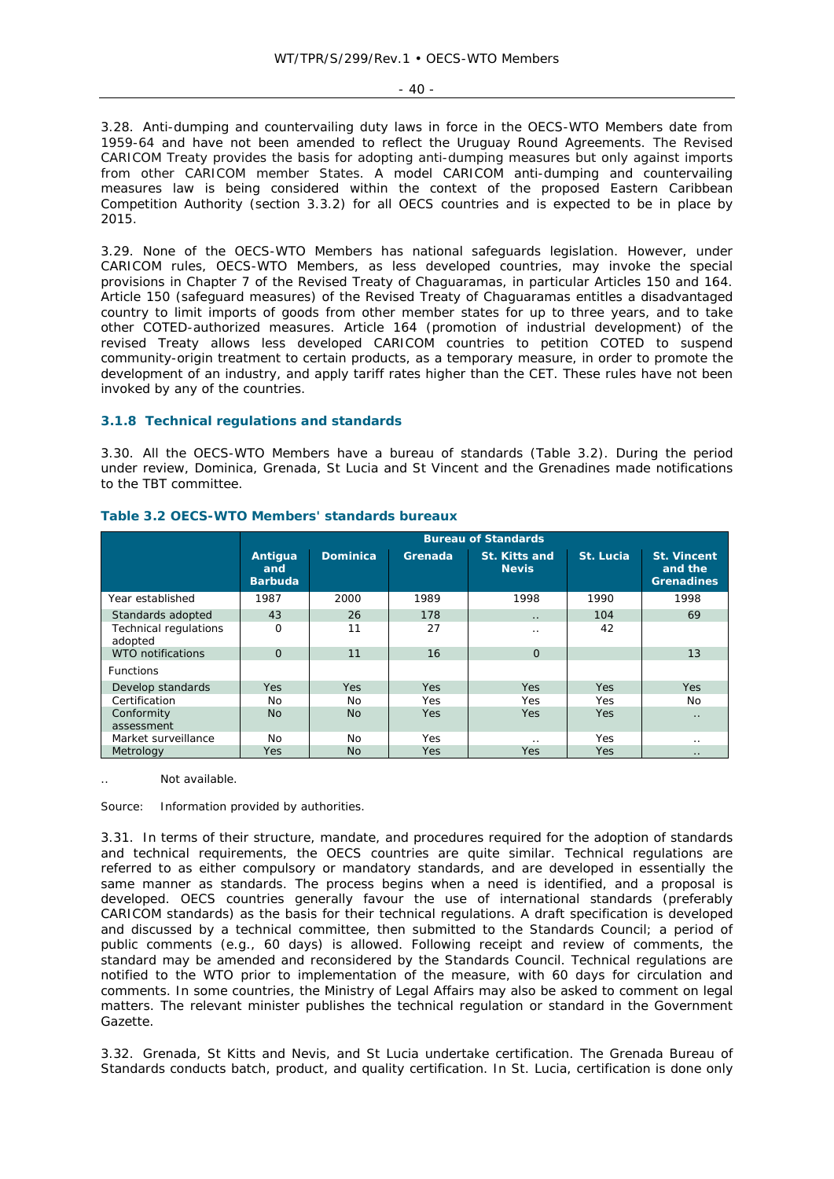3.28. Anti-dumping and countervailing duty laws in force in the OECS-WTO Members date from 1959-64 and have not been amended to reflect the Uruguay Round Agreements. The Revised CARICOM Treaty provides the basis for adopting anti-dumping measures but only against imports from other CARICOM member States. A model CARICOM anti-dumping and countervailing measures law is being considered within the context of the proposed Eastern Caribbean Competition Authority (section 3.3.2) for all OECS countries and is expected to be in place by 2015.

3.29. None of the OECS-WTO Members has national safeguards legislation. However, under CARICOM rules, OECS-WTO Members, as less developed countries, may invoke the special provisions in Chapter 7 of the Revised Treaty of Chaguaramas, in particular Articles 150 and 164. Article 150 (safeguard measures) of the Revised Treaty of Chaguaramas entitles a disadvantaged country to limit imports of goods from other member states for up to three years, and to take other COTED-authorized measures. Article 164 (promotion of industrial development) of the revised Treaty allows less developed CARICOM countries to petition COTED to suspend community-origin treatment to certain products, as a temporary measure, in order to promote the development of an industry, and apply tariff rates higher than the CET. These rules have not been invoked by any of the countries.

### 3.1.8 Technical regulations and standards

3.30. All the OECS-WTO Members have a bureau of standards (Table 3.2). During the period under review, Dominica, Grenada, St Lucia and St Vincent and the Grenadines made notifications to the TBT committee.

**Table 3.2 OECS-WTO Members' standards bureaux**

| | Bureau of Standards | | | | | |
|---|---|---|---|---|---|---|
| | Antigua and Barbuda | Dominica | Grenada | St. Kitts and Nevis | St. Lucia | St. Vincent and the Grenadines |
| Year established | 1987 | 2000 | 1989 | 1998 | 1990 | 1998 |
| Standards adopted | 43 | 26 | 178 | .. | 104 | 69 |
| Technical regulations adopted | 0 | 11 | 27 | .. | 42 | |
| WTO notifications | 0 | 11 | 16 | 0 | | 13 |
| Functions | | | | | | |
| Develop standards | Yes | Yes | Yes | Yes | Yes | Yes |
| Certification | No | No | Yes | Yes | Yes | No |
| Conformity assessment | No | No | Yes | Yes | Yes | .. |
| Market surveillance | No | No | Yes | .. | Yes | .. |
| Metrology | Yes | No | Yes | Yes | Yes | .. |

.. Not available.

Source: Information provided by authorities.

3.31. In terms of their structure, mandate, and procedures required for the adoption of standards and technical requirements, the OECS countries are quite similar. Technical regulations are referred to as either compulsory or mandatory standards, and are developed in essentially the same manner as standards. The process begins when a need is identified, and a proposal is developed. OECS countries generally favour the use of international standards (preferably CARICOM standards) as the basis for their technical regulations. A draft specification is developed and discussed by a technical committee, then submitted to the Standards Council; a period of public comments (e.g., 60 days) is allowed. Following receipt and review of comments, the standard may be amended and reconsidered by the Standards Council. Technical regulations are notified to the WTO prior to implementation of the measure, with 60 days for circulation and comments. In some countries, the Ministry of Legal Affairs may also be asked to comment on legal matters. The relevant minister publishes the technical regulation or standard in the Government Gazette.

3.32. Grenada, St Kitts and Nevis, and St Lucia undertake certification. The Grenada Bureau of Standards conducts batch, product, and quality certification. In St. Lucia, certification is done only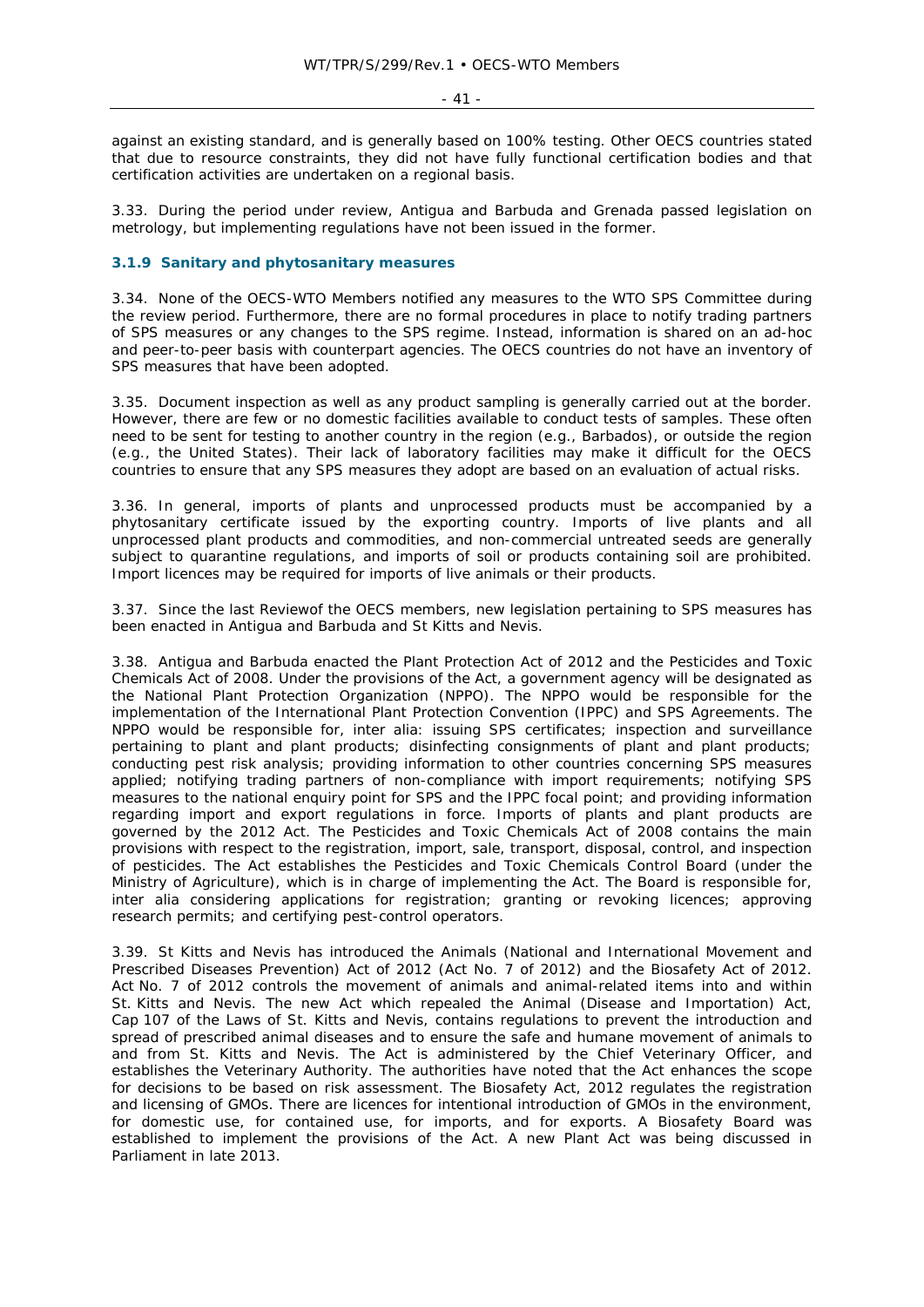against an existing standard, and is generally based on 100% testing. Other OECS countries stated that due to resource constraints, they did not have fully functional certification bodies and that certification activities are undertaken on a regional basis.

3.33. During the period under review, Antigua and Barbuda and Grenada passed legislation on metrology, but implementing regulations have not been issued in the former.

### 3.1.9 Sanitary and phytosanitary measures

3.34. None of the OECS-WTO Members notified any measures to the WTO SPS Committee during the review period. Furthermore, there are no formal procedures in place to notify trading partners of SPS measures or any changes to the SPS regime. Instead, information is shared on an ad-hoc and peer-to-peer basis with counterpart agencies. The OECS countries do not have an inventory of SPS measures that have been adopted.

3.35. Document inspection as well as any product sampling is generally carried out at the border. However, there are few or no domestic facilities available to conduct tests of samples. These often need to be sent for testing to another country in the region (e.g., Barbados), or outside the region (e.g., the United States). Their lack of laboratory facilities may make it difficult for the OECS countries to ensure that any SPS measures they adopt are based on an evaluation of actual risks.

3.36. In general, imports of plants and unprocessed products must be accompanied by a phytosanitary certificate issued by the exporting country. Imports of live plants and all unprocessed plant products and commodities, and non-commercial untreated seeds are generally subject to quarantine regulations, and imports of soil or products containing soil are prohibited. Import licences may be required for imports of live animals or their products.

3.37. Since the last Reviewof the OECS members, new legislation pertaining to SPS measures has been enacted in Antigua and Barbuda and St Kitts and Nevis.

3.38. Antigua and Barbuda enacted the Plant Protection Act of 2012 and the Pesticides and Toxic Chemicals Act of 2008. Under the provisions of the Act, a government agency will be designated as the National Plant Protection Organization (NPPO). The NPPO would be responsible for the implementation of the International Plant Protection Convention (IPPC) and SPS Agreements. The NPPO would be responsible for, inter alia: issuing SPS certificates; inspection and surveillance pertaining to plant and plant products; disinfecting consignments of plant and plant products; conducting pest risk analysis; providing information to other countries concerning SPS measures applied; notifying trading partners of non-compliance with import requirements; notifying SPS measures to the national enquiry point for SPS and the IPPC focal point; and providing information regarding import and export regulations in force. Imports of plants and plant products are governed by the 2012 Act. The Pesticides and Toxic Chemicals Act of 2008 contains the main provisions with respect to the registration, import, sale, transport, disposal, control, and inspection of pesticides. The Act establishes the Pesticides and Toxic Chemicals Control Board (under the Ministry of Agriculture), which is in charge of implementing the Act. The Board is responsible for, inter alia considering applications for registration; granting or revoking licences; approving research permits; and certifying pest-control operators.

3.39. St Kitts and Nevis has introduced the Animals (National and International Movement and Prescribed Diseases Prevention) Act of 2012 (Act No. 7 of 2012) and the Biosafety Act of 2012. Act No. 7 of 2012 controls the movement of animals and animal-related items into and within St. Kitts and Nevis. The new Act which repealed the Animal (Disease and Importation) Act, Cap 107 of the Laws of St. Kitts and Nevis, contains regulations to prevent the introduction and spread of prescribed animal diseases and to ensure the safe and humane movement of animals to and from St. Kitts and Nevis. The Act is administered by the Chief Veterinary Officer, and establishes the Veterinary Authority. The authorities have noted that the Act enhances the scope for decisions to be based on risk assessment. The Biosafety Act, 2012 regulates the registration and licensing of GMOs. There are licences for intentional introduction of GMOs in the environment, for domestic use, for contained use, for imports, and for exports. A Biosafety Board was established to implement the provisions of the Act. A new Plant Act was being discussed in Parliament in late 2013.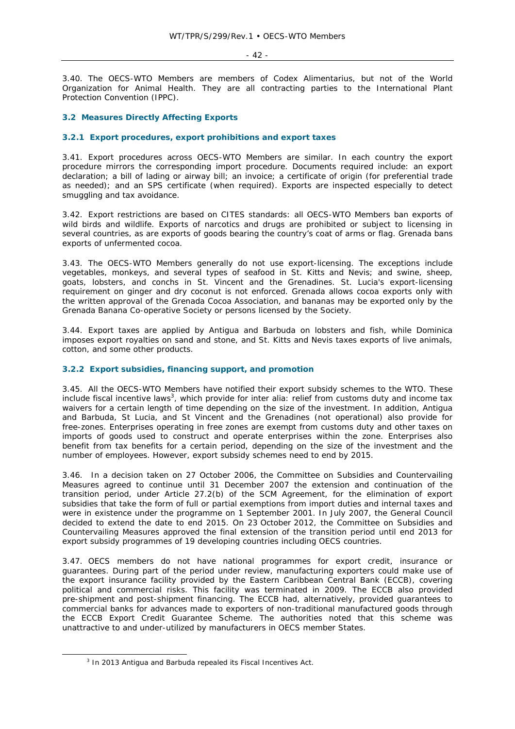3.40. The OECS-WTO Members are members of Codex Alimentarius, but not of the World Organization for Animal Health. They are all contracting parties to the International Plant Protection Convention (IPPC).

## 3.2 Measures Directly Affecting Exports

### 3.2.1 Export procedures, export prohibitions and export taxes

3.41. Export procedures across OECS-WTO Members are similar. In each country the export procedure mirrors the corresponding import procedure. Documents required include: an export declaration; a bill of lading or airway bill; an invoice; a certificate of origin (for preferential trade as needed); and an SPS certificate (when required). Exports are inspected especially to detect smuggling and tax avoidance.

3.42. Export restrictions are based on CITES standards: all OECS-WTO Members ban exports of wild birds and wildlife. Exports of narcotics and drugs are prohibited or subject to licensing in several countries, as are exports of goods bearing the country's coat of arms or flag. Grenada bans exports of unfermented cocoa.

3.43. The OECS-WTO Members generally do not use export-licensing. The exceptions include vegetables, monkeys, and several types of seafood in St. Kitts and Nevis; and swine, sheep, goats, lobsters, and conchs in St. Vincent and the Grenadines. St. Lucia's export-licensing requirement on ginger and dry coconut is not enforced. Grenada allows cocoa exports only with the written approval of the Grenada Cocoa Association, and bananas may be exported only by the Grenada Banana Co-operative Society or persons licensed by the Society.

3.44. Export taxes are applied by Antigua and Barbuda on lobsters and fish, while Dominica imposes export royalties on sand and stone, and St. Kitts and Nevis taxes exports of live animals, cotton, and some other products.

### 3.2.2 Export subsidies, financing support, and promotion

3.45. All the OECS-WTO Members have notified their export subsidy schemes to the WTO. These include fiscal incentive laws[3], which provide for inter alia: relief from customs duty and income tax waivers for a certain length of time depending on the size of the investment. In addition, Antigua and Barbuda, St Lucia, and St Vincent and the Grenadines (not operational) also provide for free-zones. Enterprises operating in free zones are exempt from customs duty and other taxes on imports of goods used to construct and operate enterprises within the zone. Enterprises also benefit from tax benefits for a certain period, depending on the size of the investment and the number of employees. However, export subsidy schemes need to end by 2015.

3.46. In a decision taken on 27 October 2006, the Committee on Subsidies and Countervailing Measures agreed to continue until 31 December 2007 the extension and continuation of the transition period, under Article 27.2(b) of the SCM Agreement, for the elimination of export subsidies that take the form of full or partial exemptions from import duties and internal taxes and were in existence under the programme on 1 September 2001. In July 2007, the General Council decided to extend the date to end 2015. On 23 October 2012, the Committee on Subsidies and Countervailing Measures approved the final extension of the transition period until end 2013 for export subsidy programmes of 19 developing countries including OECS countries.

3.47. OECS members do not have national programmes for export credit, insurance or guarantees. During part of the period under review, manufacturing exporters could make use of the export insurance facility provided by the Eastern Caribbean Central Bank (ECCB), covering political and commercial risks. This facility was terminated in 2009. The ECCB also provided pre-shipment and post-shipment financing. The ECCB had, alternatively, provided guarantees to commercial banks for advances made to exporters of non-traditional manufactured goods through the ECCB Export Credit Guarantee Scheme. The authorities noted that this scheme was unattractive to and under-utilized by manufacturers in OECS member States.

[3] In 2013 Antigua and Barbuda repealed its Fiscal Incentives Act.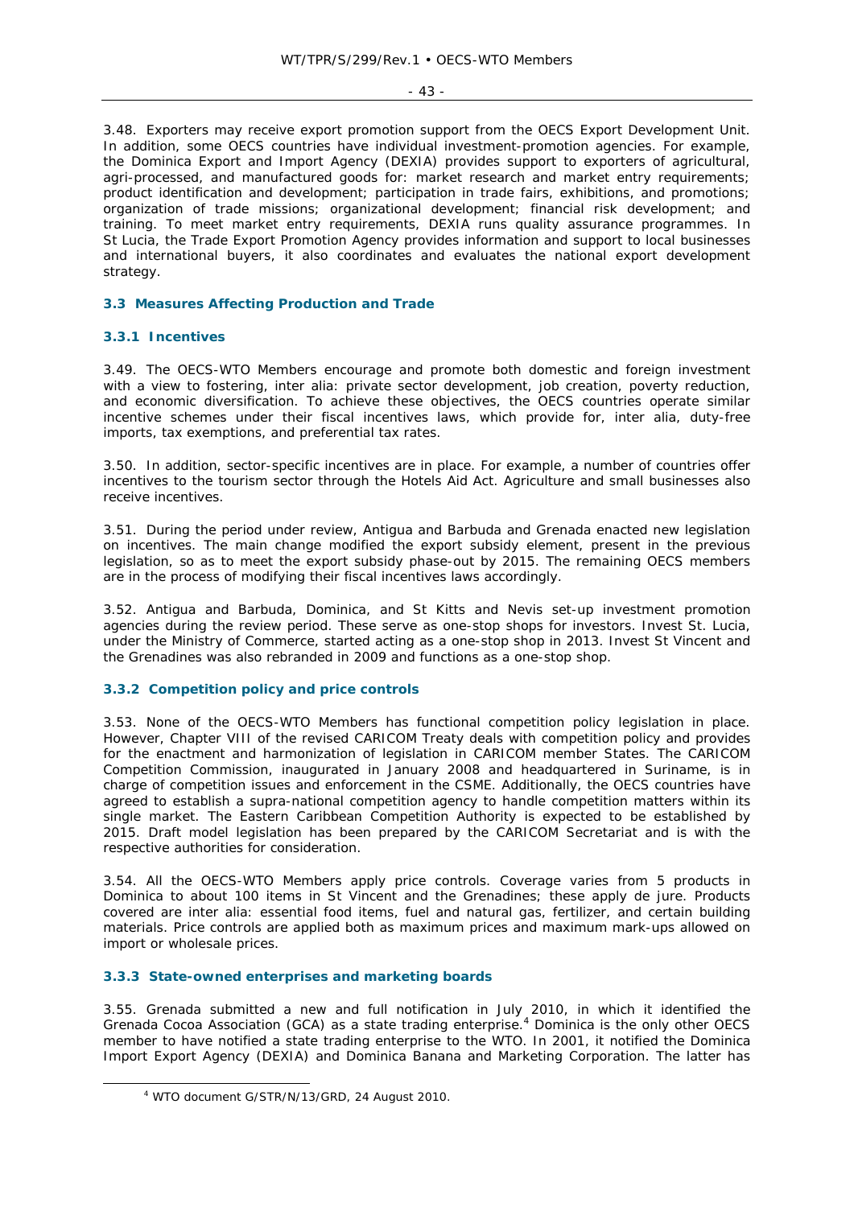3.48. Exporters may receive export promotion support from the OECS Export Development Unit. In addition, some OECS countries have individual investment-promotion agencies. For example, the Dominica Export and Import Agency (DEXIA) provides support to exporters of agricultural, agri-processed, and manufactured goods for: market research and market entry requirements; product identification and development; participation in trade fairs, exhibitions, and promotions; organization of trade missions; organizational development; financial risk development; and training. To meet market entry requirements, DEXIA runs quality assurance programmes. In St Lucia, the Trade Export Promotion Agency provides information and support to local businesses and international buyers, it also coordinates and evaluates the national export development strategy.

### 3.3 Measures Affecting Production and Trade

#### 3.3.1 Incentives

3.49. The OECS-WTO Members encourage and promote both domestic and foreign investment with a view to fostering, inter alia: private sector development, job creation, poverty reduction, and economic diversification. To achieve these objectives, the OECS countries operate similar incentive schemes under their fiscal incentives laws, which provide for, inter alia, duty-free imports, tax exemptions, and preferential tax rates.

3.50. In addition, sector-specific incentives are in place. For example, a number of countries offer incentives to the tourism sector through the Hotels Aid Act. Agriculture and small businesses also receive incentives.

3.51. During the period under review, Antigua and Barbuda and Grenada enacted new legislation on incentives. The main change modified the export subsidy element, present in the previous legislation, so as to meet the export subsidy phase-out by 2015. The remaining OECS members are in the process of modifying their fiscal incentives laws accordingly.

3.52. Antigua and Barbuda, Dominica, and St Kitts and Nevis set-up investment promotion agencies during the review period. These serve as one-stop shops for investors. Invest St. Lucia, under the Ministry of Commerce, started acting as a one-stop shop in 2013. Invest St Vincent and the Grenadines was also rebranded in 2009 and functions as a one-stop shop.

#### 3.3.2 Competition policy and price controls

3.53. None of the OECS-WTO Members has functional competition policy legislation in place. However, Chapter VIII of the revised CARICOM Treaty deals with competition policy and provides for the enactment and harmonization of legislation in CARICOM member States. The CARICOM Competition Commission, inaugurated in January 2008 and headquartered in Suriname, is in charge of competition issues and enforcement in the CSME. Additionally, the OECS countries have agreed to establish a supra-national competition agency to handle competition matters within its single market. The Eastern Caribbean Competition Authority is expected to be established by 2015. Draft model legislation has been prepared by the CARICOM Secretariat and is with the respective authorities for consideration.

3.54. All the OECS-WTO Members apply price controls. Coverage varies from 5 products in Dominica to about 100 items in St Vincent and the Grenadines; these apply de jure. Products covered are inter alia: essential food items, fuel and natural gas, fertilizer, and certain building materials. Price controls are applied both as maximum prices and maximum mark-ups allowed on import or wholesale prices.

#### 3.3.3 State-owned enterprises and marketing boards

3.55. Grenada submitted a new and full notification in July 2010, in which it identified the Grenada Cocoa Association (GCA) as a state trading enterprise.[4] Dominica is the only other OECS member to have notified a state trading enterprise to the WTO. In 2001, it notified the Dominica Import Export Agency (DEXIA) and Dominica Banana and Marketing Corporation. The latter has

[4] WTO document G/STR/N/13/GRD, 24 August 2010.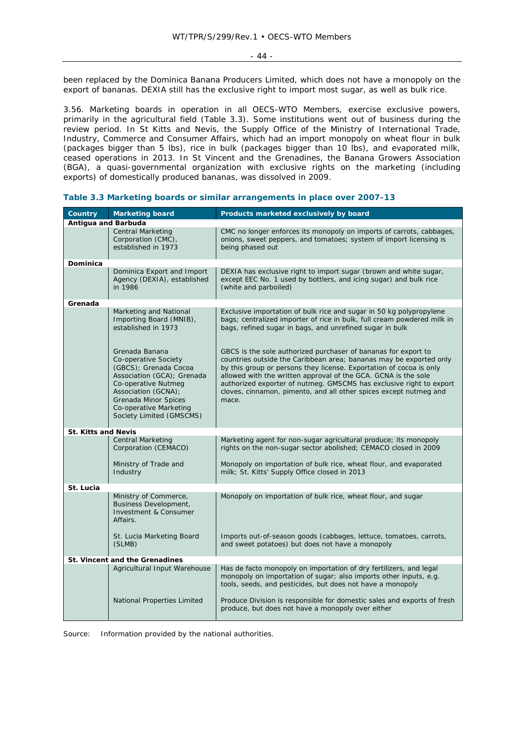been replaced by the Dominica Banana Producers Limited, which does not have a monopoly on the export of bananas. DEXIA still has the exclusive right to import most sugar, as well as bulk rice.

3.56. Marketing boards in operation in all OECS-WTO Members, exercise exclusive powers, primarily in the agricultural field (Table 3.3). Some institutions went out of business during the review period. In St Kitts and Nevis, the Supply Office of the Ministry of International Trade, Industry, Commerce and Consumer Affairs, which had an import monopoly on wheat flour in bulk (packages bigger than 5 lbs), rice in bulk (packages bigger than 10 lbs), and evaporated milk, ceased operations in 2013. In St Vincent and the Grenadines, the Banana Growers Association (BGA), a quasi-governmental organization with exclusive rights on the marketing (including exports) of domestically produced bananas, was dissolved in 2009.

### Table 3.3 Marketing boards or similar arrangements in place over 2007-13

| Country | Marketing board | Products marketed exclusively by board |
|---|---|---|
| **Antigua and Barbuda** | | |
| | Central Marketing Corporation (CMC), established in 1973 | CMC no longer enforces its monopoly on imports of carrots, cabbages, onions, sweet peppers, and tomatoes; system of import licensing is being phased out |
| **Dominica** | | |
| | Dominica Export and Import Agency (DEXIA), established in 1986 | DEXIA has exclusive right to import sugar (brown and white sugar, except EEC No. 1 used by bottlers, and icing sugar) and bulk rice (white and parboiled) |
| **Grenada** | | |
| | Marketing and National Importing Board (MNIB), established in 1973 | Exclusive importation of bulk rice and sugar in 50 kg polypropylene bags; centralized importer of rice in bulk, full cream powdered milk in bags, refined sugar in bags, and unrefined sugar in bulk |
| | Grenada Banana Co-operative Society (GBCS); Grenada Cocoa Association (GCA); Grenada Co-operative Nutmeg Association (GCNA); Grenada Minor Spices Co-operative Marketing Society Limited (GMSCMS) | GBCS is the sole authorized purchaser of bananas for export to countries outside the Caribbean area; bananas may be exported only by this group or persons they license. Exportation of cocoa is only allowed with the written approval of the GCA. GCNA is the sole authorized exporter of nutmeg. GMSCMS has exclusive right to export cloves, cinnamon, pimento, and all other spices except nutmeg and mace. |
| **St. Kitts and Nevis** | | |
| | Central Marketing Corporation (CEMACO) | Marketing agent for non-sugar agricultural produce; its monopoly rights on the non-sugar sector abolished; CEMACO closed in 2009 |
| | Ministry of Trade and Industry | Monopoly on importation of bulk rice, wheat flour, and evaporated milk; St. Kitts' Supply Office closed in 2013 |
| **St. Lucia** | | |
| | Ministry of Commerce, Business Development, Investment & Consumer Affairs. | Monopoly on importation of bulk rice, wheat flour, and sugar |
| | St. Lucia Marketing Board (SLMB) | Imports out-of-season goods (cabbages, lettuce, tomatoes, carrots, and sweet potatoes) but does not have a monopoly |
| **St. Vincent and the Grenadines** | | |
| | Agricultural Input Warehouse | Has de facto monopoly on importation of dry fertilizers, and legal monopoly on importation of sugar; also imports other inputs, e.g. tools, seeds, and pesticides, but does not have a monopoly |
| | National Properties Limited | Produce Division is responsible for domestic sales and exports of fresh produce, but does not have a monopoly over either |

Source: Information provided by the national authorities.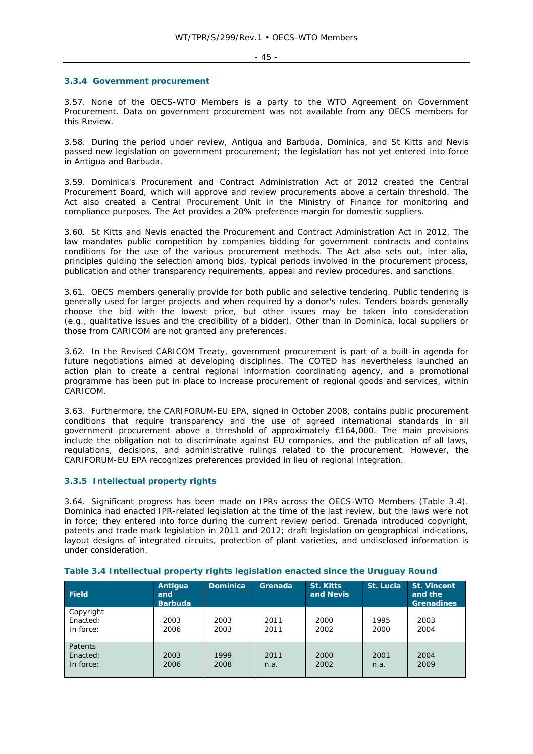### 3.3.4 Government procurement

3.57. None of the OECS-WTO Members is a party to the WTO Agreement on Government Procurement. Data on government procurement was not available from any OECS members for this Review.

3.58. During the period under review, Antigua and Barbuda, Dominica, and St Kitts and Nevis passed new legislation on government procurement; the legislation has not yet entered into force in Antigua and Barbuda.

3.59. Dominica's Procurement and Contract Administration Act of 2012 created the Central Procurement Board, which will approve and review procurements above a certain threshold. The Act also created a Central Procurement Unit in the Ministry of Finance for monitoring and compliance purposes. The Act provides a 20% preference margin for domestic suppliers.

3.60. St Kitts and Nevis enacted the Procurement and Contract Administration Act in 2012. The law mandates public competition by companies bidding for government contracts and contains conditions for the use of the various procurement methods. The Act also sets out, inter alia, principles guiding the selection among bids, typical periods involved in the procurement process, publication and other transparency requirements, appeal and review procedures, and sanctions.

3.61. OECS members generally provide for both public and selective tendering. Public tendering is generally used for larger projects and when required by a donor's rules. Tenders boards generally choose the bid with the lowest price, but other issues may be taken into consideration (e.g., qualitative issues and the credibility of a bidder). Other than in Dominica, local suppliers or those from CARICOM are not granted any preferences.

3.62. In the Revised CARICOM Treaty, government procurement is part of a built-in agenda for future negotiations aimed at developing disciplines. The COTED has nevertheless launched an action plan to create a central regional information coordinating agency, and a promotional programme has been put in place to increase procurement of regional goods and services, within CARICOM.

3.63. Furthermore, the CARIFORUM-EU EPA, signed in October 2008, contains public procurement conditions that require transparency and the use of agreed international standards in all government procurement above a threshold of approximately €164,000. The main provisions include the obligation not to discriminate against EU companies, and the publication of all laws, regulations, decisions, and administrative rulings related to the procurement. However, the CARIFORUM-EU EPA recognizes preferences provided in lieu of regional integration.

### 3.3.5 Intellectual property rights

3.64. Significant progress has been made on IPRs across the OECS-WTO Members (Table 3.4). Dominica had enacted IPR-related legislation at the time of the last review, but the laws were not in force; they entered into force during the current review period. Grenada introduced copyright, patents and trade mark legislation in 2011 and 2012; draft legislation on geographical indications, layout designs of integrated circuits, protection of plant varieties, and undisclosed information is under consideration.

**Table 3.4 Intellectual property rights legislation enacted since the Uruguay Round**

| Field | Antigua and Barbuda | Dominica | Grenada | St. Kitts and Nevis | St. Lucia | St. Vincent and the Grenadines |
|---|---|---|---|---|---|---|
| Copyright | | | | | | |
| Enacted: | 2003 | 2003 | 2011 | 2000 | 1995 | 2003 |
| In force: | 2006 | 2003 | 2011 | 2002 | 2000 | 2004 |
| Patents | | | | | | |
| Enacted: | 2003 | 1999 | 2011 | 2000 | 2001 | 2004 |
| In force: | 2006 | 2008 | n.a. | 2002 | n.a. | 2009 |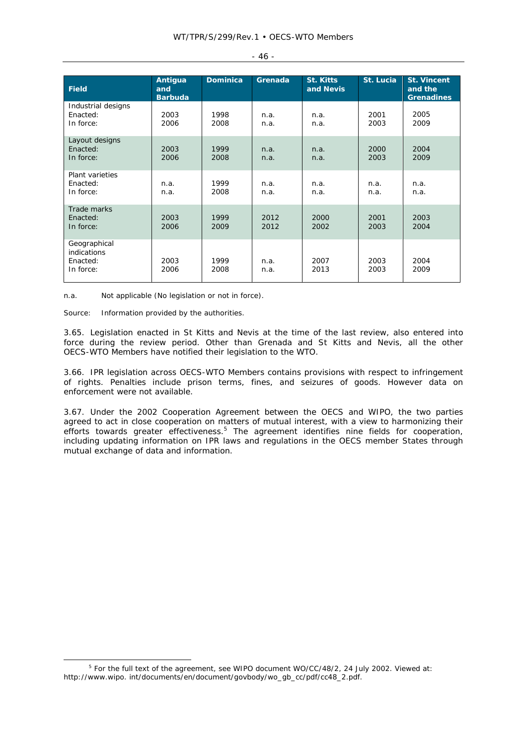| Field | Antigua and Barbuda | Dominica | Grenada | St. Kitts and Nevis | St. Lucia | St. Vincent and the Grenadines |
|---|---|---|---|---|---|---|
| Industrial designs | | | | | | |
| Enacted: | 2003 | 1998 | n.a. | n.a. | 2001 | 2005 |
| In force: | 2006 | 2008 | n.a. | n.a. | 2003 | 2009 |
| Layout designs | | | | | | |
| Enacted: | 2003 | 1999 | n.a. | n.a. | 2000 | 2004 |
| In force: | 2006 | 2008 | n.a. | n.a. | 2003 | 2009 |
| Plant varieties | | | | | | |
| Enacted: | n.a. | 1999 | n.a. | n.a. | n.a. | n.a. |
| In force: | n.a. | 2008 | n.a. | n.a. | n.a. | n.a. |
| Trade marks | | | | | | |
| Enacted: | 2003 | 1999 | 2012 | 2000 | 2001 | 2003 |
| In force: | 2006 | 2009 | 2012 | 2002 | 2003 | 2004 |
| Geographical indications | | | | | | |
| Enacted: | 2003 | 1999 | n.a. | 2007 | 2003 | 2004 |
| In force: | 2006 | 2008 | n.a. | 2013 | 2003 | 2009 |

n.a. Not applicable (No legislation or not in force).

Source: Information provided by the authorities.

3.65. Legislation enacted in St Kitts and Nevis at the time of the last review, also entered into force during the review period. Other than Grenada and St Kitts and Nevis, all the other OECS-WTO Members have notified their legislation to the WTO.

3.66. IPR legislation across OECS-WTO Members contains provisions with respect to infringement of rights. Penalties include prison terms, fines, and seizures of goods. However data on enforcement were not available.

3.67. Under the 2002 Cooperation Agreement between the OECS and WIPO, the two parties agreed to act in close cooperation on matters of mutual interest, with a view to harmonizing their efforts towards greater effectiveness.[5] The agreement identifies nine fields for cooperation, including updating information on IPR laws and regulations in the OECS member States through mutual exchange of data and information.

[5] For the full text of the agreement, see WIPO document WO/CC/48/2, 24 July 2002. Viewed at: http://www.wipo. int/documents/en/document/govbody/wo_gb_cc/pdf/cc48_2.pdf.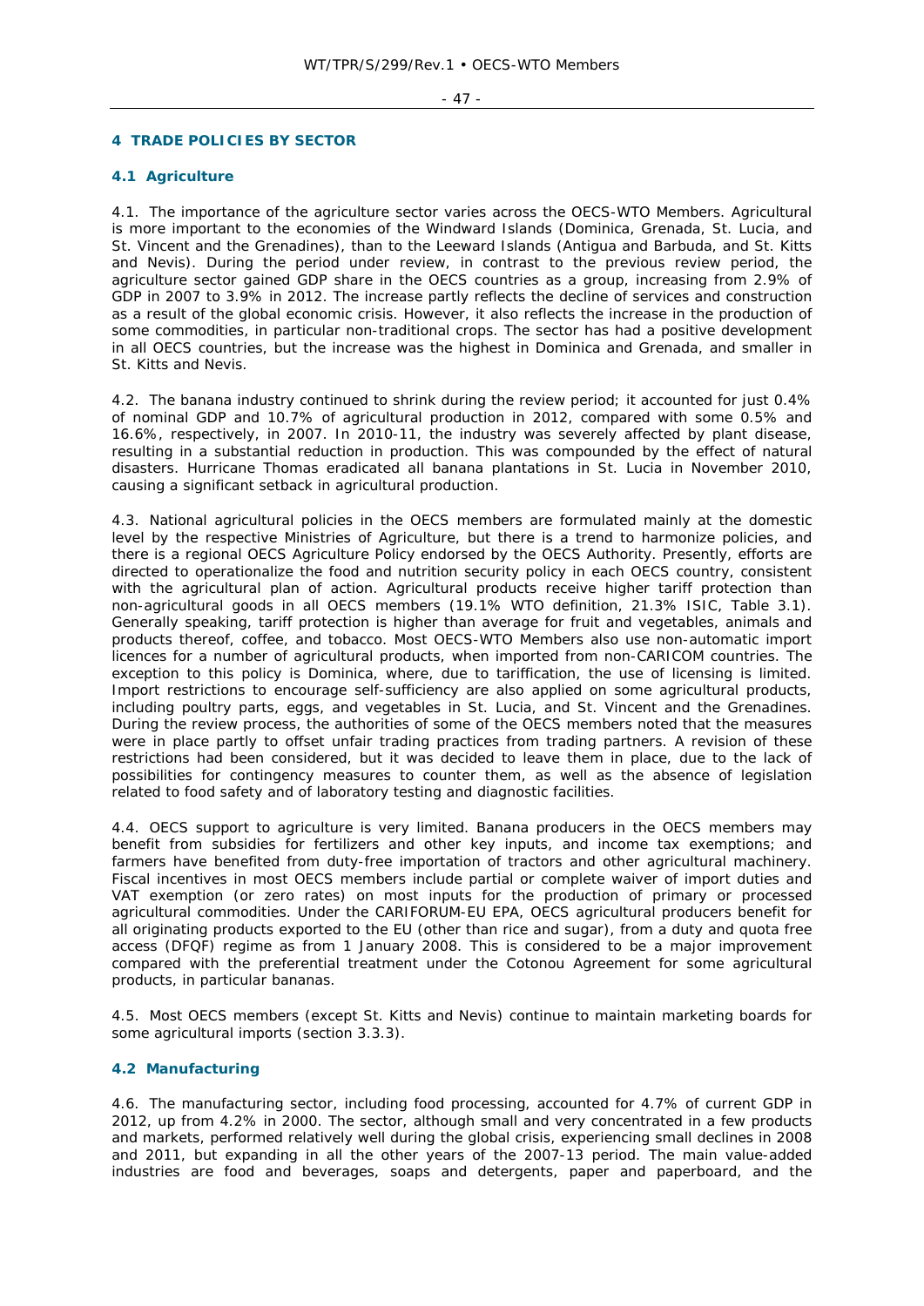## 4 TRADE POLICIES BY SECTOR

### 4.1 Agriculture

4.1. The importance of the agriculture sector varies across the OECS-WTO Members. Agricultural is more important to the economies of the Windward Islands (Dominica, Grenada, St. Lucia, and St. Vincent and the Grenadines), than to the Leeward Islands (Antigua and Barbuda, and St. Kitts and Nevis). During the period under review, in contrast to the previous review period, the agriculture sector gained GDP share in the OECS countries as a group, increasing from 2.9% of GDP in 2007 to 3.9% in 2012. The increase partly reflects the decline of services and construction as a result of the global economic crisis. However, it also reflects the increase in the production of some commodities, in particular non-traditional crops. The sector has had a positive development in all OECS countries, but the increase was the highest in Dominica and Grenada, and smaller in St. Kitts and Nevis.

4.2. The banana industry continued to shrink during the review period; it accounted for just 0.4% of nominal GDP and 10.7% of agricultural production in 2012, compared with some 0.5% and 16.6%, respectively, in 2007. In 2010-11, the industry was severely affected by plant disease, resulting in a substantial reduction in production. This was compounded by the effect of natural disasters. Hurricane Thomas eradicated all banana plantations in St. Lucia in November 2010, causing a significant setback in agricultural production.

4.3. National agricultural policies in the OECS members are formulated mainly at the domestic level by the respective Ministries of Agriculture, but there is a trend to harmonize policies, and there is a regional OECS Agriculture Policy endorsed by the OECS Authority. Presently, efforts are directed to operationalize the food and nutrition security policy in each OECS country, consistent with the agricultural plan of action. Agricultural products receive higher tariff protection than non-agricultural goods in all OECS members (19.1% WTO definition, 21.3% ISIC, Table 3.1). Generally speaking, tariff protection is higher than average for fruit and vegetables, animals and products thereof, coffee, and tobacco. Most OECS-WTO Members also use non-automatic import licences for a number of agricultural products, when imported from non-CARICOM countries. The exception to this policy is Dominica, where, due to tariffication, the use of licensing is limited. Import restrictions to encourage self-sufficiency are also applied on some agricultural products, including poultry parts, eggs, and vegetables in St. Lucia, and St. Vincent and the Grenadines. During the review process, the authorities of some of the OECS members noted that the measures were in place partly to offset unfair trading practices from trading partners. A revision of these restrictions had been considered, but it was decided to leave them in place, due to the lack of possibilities for contingency measures to counter them, as well as the absence of legislation related to food safety and of laboratory testing and diagnostic facilities.

4.4. OECS support to agriculture is very limited. Banana producers in the OECS members may benefit from subsidies for fertilizers and other key inputs, and income tax exemptions; and farmers have benefited from duty-free importation of tractors and other agricultural machinery. Fiscal incentives in most OECS members include partial or complete waiver of import duties and VAT exemption (or zero rates) on most inputs for the production of primary or processed agricultural commodities. Under the CARIFORUM-EU EPA, OECS agricultural producers benefit for all originating products exported to the EU (other than rice and sugar), from a duty and quota free access (DFQF) regime as from 1 January 2008. This is considered to be a major improvement compared with the preferential treatment under the Cotonou Agreement for some agricultural products, in particular bananas.

4.5. Most OECS members (except St. Kitts and Nevis) continue to maintain marketing boards for some agricultural imports (section 3.3.3).

### 4.2 Manufacturing

4.6. The manufacturing sector, including food processing, accounted for 4.7% of current GDP in 2012, up from 4.2% in 2000. The sector, although small and very concentrated in a few products and markets, performed relatively well during the global crisis, experiencing small declines in 2008 and 2011, but expanding in all the other years of the 2007-13 period. The main value-added industries are food and beverages, soaps and detergents, paper and paperboard, and the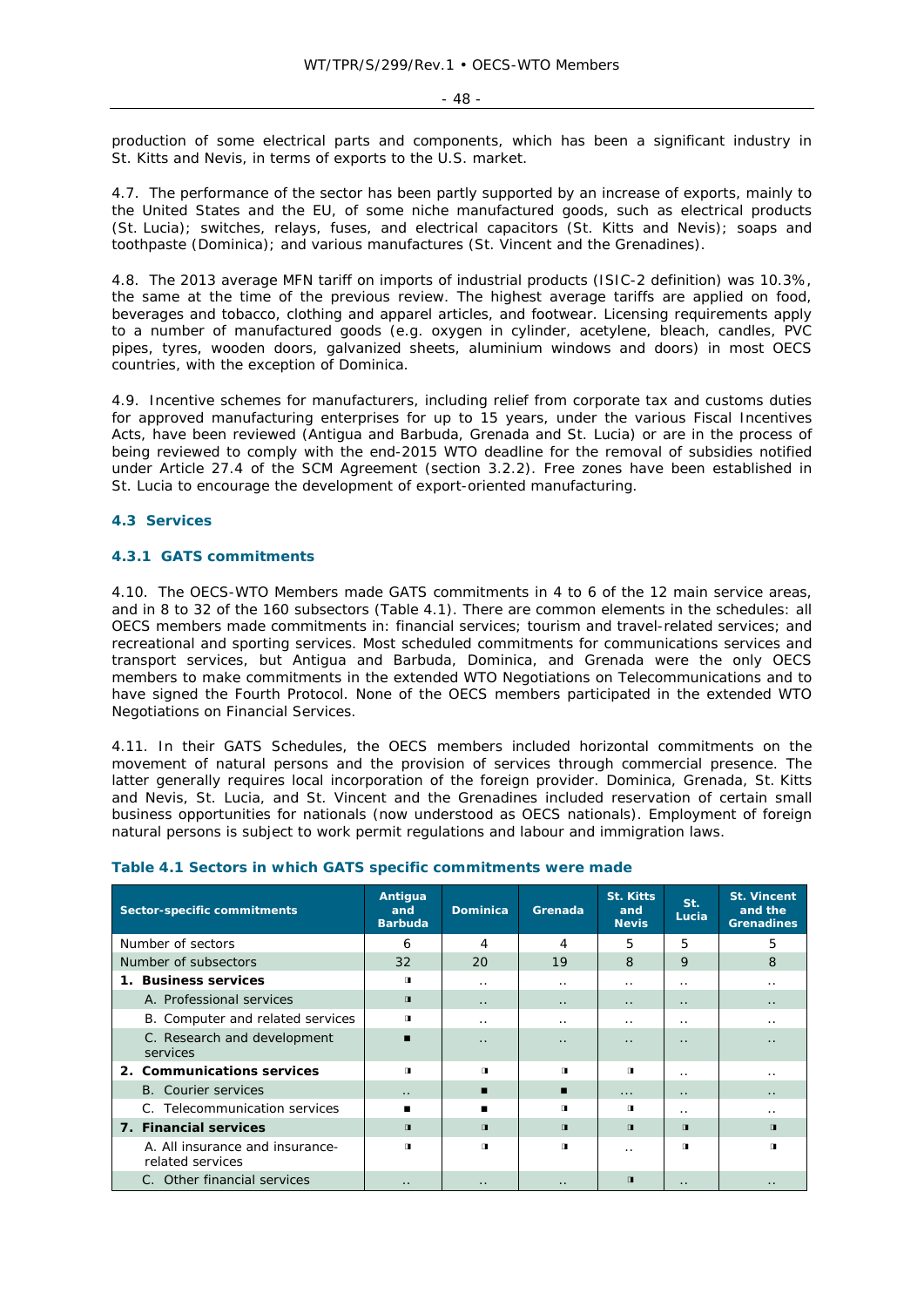production of some electrical parts and components, which has been a significant industry in St. Kitts and Nevis, in terms of exports to the U.S. market.

4.7. The performance of the sector has been partly supported by an increase of exports, mainly to the United States and the EU, of some niche manufactured goods, such as electrical products (St. Lucia); switches, relays, fuses, and electrical capacitors (St. Kitts and Nevis); soaps and toothpaste (Dominica); and various manufactures (St. Vincent and the Grenadines).

4.8. The 2013 average MFN tariff on imports of industrial products (ISIC-2 definition) was 10.3%, the same at the time of the previous review. The highest average tariffs are applied on food, beverages and tobacco, clothing and apparel articles, and footwear. Licensing requirements apply to a number of manufactured goods (e.g. oxygen in cylinder, acetylene, bleach, candles, PVC pipes, tyres, wooden doors, galvanized sheets, aluminium windows and doors) in most OECS countries, with the exception of Dominica.

4.9. Incentive schemes for manufacturers, including relief from corporate tax and customs duties for approved manufacturing enterprises for up to 15 years, under the various Fiscal Incentives Acts, have been reviewed (Antigua and Barbuda, Grenada and St. Lucia) or are in the process of being reviewed to comply with the end-2015 WTO deadline for the removal of subsidies notified under Article 27.4 of the SCM Agreement (section 3.2.2). Free zones have been established in St. Lucia to encourage the development of export-oriented manufacturing.

### 4.3 Services

#### 4.3.1 GATS commitments

4.10. The OECS-WTO Members made GATS commitments in 4 to 6 of the 12 main service areas, and in 8 to 32 of the 160 subsectors (Table 4.1). There are common elements in the schedules: all OECS members made commitments in: financial services; tourism and travel-related services; and recreational and sporting services. Most scheduled commitments for communications services and transport services, but Antigua and Barbuda, Dominica, and Grenada were the only OECS members to make commitments in the extended WTO Negotiations on Telecommunications and to have signed the Fourth Protocol. None of the OECS members participated in the extended WTO Negotiations on Financial Services.

4.11. In their GATS Schedules, the OECS members included horizontal commitments on the movement of natural persons and the provision of services through commercial presence. The latter generally requires local incorporation of the foreign provider. Dominica, Grenada, St. Kitts and Nevis, St. Lucia, and St. Vincent and the Grenadines included reservation of certain small business opportunities for nationals (now understood as OECS nationals). Employment of foreign natural persons is subject to work permit regulations and labour and immigration laws.

**Table 4.1 Sectors in which GATS specific commitments were made**

| Sector-specific commitments | Antigua and Barbuda | Dominica | Grenada | St. Kitts and Nevis | St. Lucia | St. Vincent and the Grenadines |
|---|---|---|---|---|---|---|
| Number of sectors | 6 | 4 | 4 | 5 | 5 | 5 |
| Number of subsectors | 32 | 20 | 19 | 8 | 9 | 8 |
| **1. Business services** | ◨ | .. | .. | .. | .. | .. |
| A. Professional services | ◨ | .. | .. | .. | .. | .. |
| B. Computer and related services | ◨ | .. | .. | .. | .. | .. |
| C. Research and development services | ■ | .. | .. | .. | .. | .. |
| **2. Communications services** | ◨ | ◨ | ◨ | ◨ | .. | .. |
| B. Courier services | .. | ■ | ■ | ... | .. | .. |
| C. Telecommunication services | ■ | ■ | ◨ | ◨ | .. | .. |
| **7. Financial services** | ◨ | ◨ | ◨ | ◨ | ◨ | ◨ |
| A. All insurance and insurance-related services | ◨ | ◨ | ◨ | .. | ◨ | ◨ |
| C. Other financial services | .. | .. | .. | ◨ | .. | .. |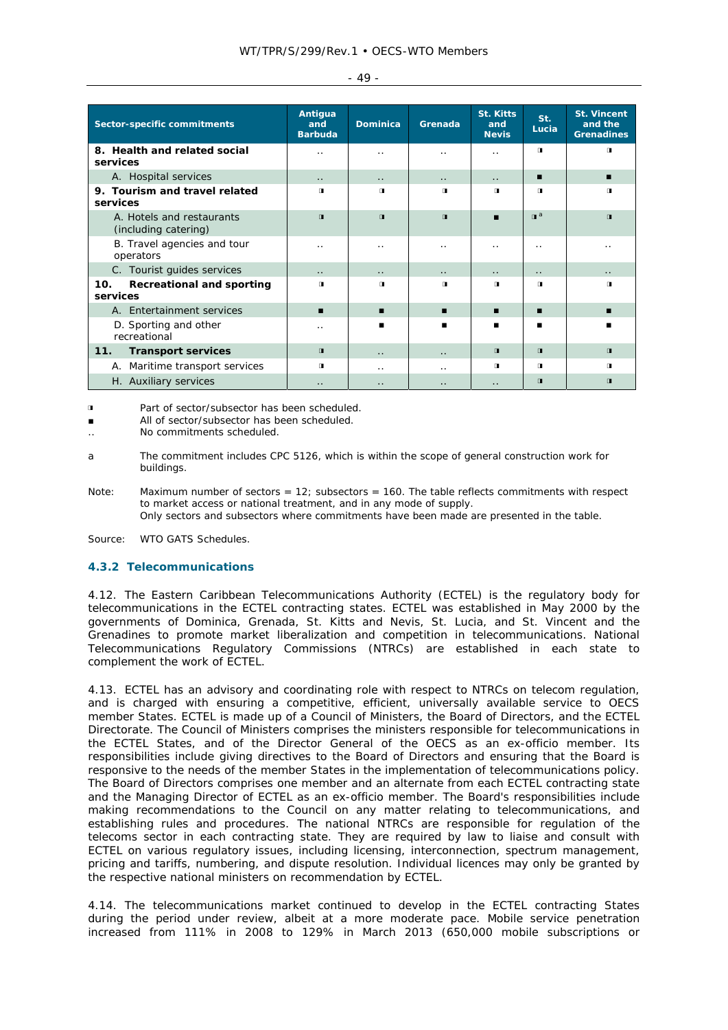| Sector-specific commitments | Antigua and Barbuda | Dominica | Grenada | St. Kitts and Nevis | St. Lucia | St. Vincent and the Grenadines |
|---|---|---|---|---|---|---|
| **8. Health and related social services** | .. | .. | .. | .. | ◨ | ◨ |
| A. Hospital services | .. | .. | .. | .. | ■ | ■ |
| **9. Tourism and travel related services** | ◨ | ◨ | ◨ | ◨ | ◨ | ◨ |
| A. Hotels and restaurants (including catering) | ◨ | ◨ | ◨ | ■ | ◨ [a] | ◨ |
| B. Travel agencies and tour operators | .. | .. | .. | .. | .. | .. |
| C. Tourist guides services | .. | .. | .. | .. | .. | .. |
| **10. Recreational and sporting services** | ◨ | ◨ | ◨ | ◨ | ◨ | ◨ |
| A. Entertainment services | ■ | ■ | ■ | ■ | ■ | ■ |
| D. Sporting and other recreational | .. | ■ | ■ | ■ | ■ | ■ |
| **11. Transport services** | ◨ | .. | .. | ◨ | ◨ | ◨ |
| A. Maritime transport services | ◨ | .. | .. | ◨ | ◨ | ◨ |
| H. Auxiliary services | .. | .. | .. | .. | ◨ | ◨ |

◨ Part of sector/subsector has been scheduled.
■ All of sector/subsector has been scheduled.
.. No commitments scheduled.

a The commitment includes CPC 5126, which is within the scope of general construction work for buildings.

Note: Maximum number of sectors = 12; subsectors = 160. The table reflects commitments with respect to market access or national treatment, and in any mode of supply.
Only sectors and subsectors where commitments have been made are presented in the table.

Source: WTO GATS Schedules.

### 4.3.2 Telecommunications

4.12. The Eastern Caribbean Telecommunications Authority (ECTEL) is the regulatory body for telecommunications in the ECTEL contracting states. ECTEL was established in May 2000 by the governments of Dominica, Grenada, St. Kitts and Nevis, St. Lucia, and St. Vincent and the Grenadines to promote market liberalization and competition in telecommunications. National Telecommunications Regulatory Commissions (NTRCs) are established in each state to complement the work of ECTEL.

4.13. ECTEL has an advisory and coordinating role with respect to NTRCs on telecom regulation, and is charged with ensuring a competitive, efficient, universally available service to OECS member States. ECTEL is made up of a Council of Ministers, the Board of Directors, and the ECTEL Directorate. The Council of Ministers comprises the ministers responsible for telecommunications in the ECTEL States, and of the Director General of the OECS as an ex-officio member. Its responsibilities include giving directives to the Board of Directors and ensuring that the Board is responsive to the needs of the member States in the implementation of telecommunications policy. The Board of Directors comprises one member and an alternate from each ECTEL contracting state and the Managing Director of ECTEL as an ex-officio member. The Board's responsibilities include making recommendations to the Council on any matter relating to telecommunications, and establishing rules and procedures. The national NTRCs are responsible for regulation of the telecoms sector in each contracting state. They are required by law to liaise and consult with ECTEL on various regulatory issues, including licensing, interconnection, spectrum management, pricing and tariffs, numbering, and dispute resolution. Individual licences may only be granted by the respective national ministers on recommendation by ECTEL.

4.14. The telecommunications market continued to develop in the ECTEL contracting States during the period under review, albeit at a more moderate pace. Mobile service penetration increased from 111% in 2008 to 129% in March 2013 (650,000 mobile subscriptions or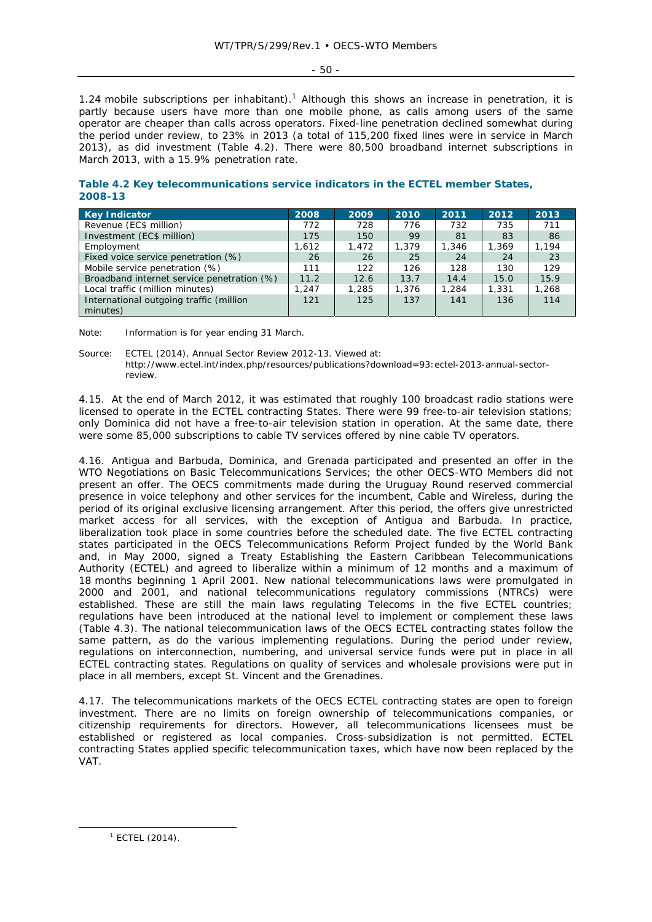1.24 mobile subscriptions per inhabitant).[1] Although this shows an increase in penetration, it is partly because users have more than one mobile phone, as calls among users of the same operator are cheaper than calls across operators. Fixed-line penetration declined somewhat during the period under review, to 23% in 2013 (a total of 115,200 fixed lines were in service in March 2013), as did investment (Table 4.2). There were 80,500 broadband internet subscriptions in March 2013, with a 15.9% penetration rate.

### Table 4.2 Key telecommunications service indicators in the ECTEL member States, 2008-13

| Key Indicator | 2008 | 2009 | 2010 | 2011 | 2012 | 2013 |
|---|---|---|---|---|---|---|
| Revenue (EC$ million) | 772 | 728 | 776 | 732 | 735 | 711 |
| Investment (EC$ million) | 175 | 150 | 99 | 81 | 83 | 86 |
| Employment | 1,612 | 1,472 | 1,379 | 1,346 | 1,369 | 1,194 |
| Fixed voice service penetration (%) | 26 | 26 | 25 | 24 | 24 | 23 |
| Mobile service penetration (%) | 111 | 122 | 126 | 128 | 130 | 129 |
| Broadband internet service penetration (%) | 11.2 | 12.6 | 13.7 | 14.4 | 15.0 | 15.9 |
| Local traffic (million minutes) | 1,247 | 1,285 | 1,376 | 1,284 | 1,331 | 1,268 |
| International outgoing traffic (million minutes) | 121 | 125 | 137 | 141 | 136 | 114 |

Note: Information is for year ending 31 March.

Source: ECTEL (2014), Annual Sector Review 2012-13. Viewed at: http://www.ectel.int/index.php/resources/publications?download=93:ectel-2013-annual-sector-review.

4.15. At the end of March 2012, it was estimated that roughly 100 broadcast radio stations were licensed to operate in the ECTEL contracting States. There were 99 free-to-air television stations; only Dominica did not have a free-to-air television station in operation. At the same date, there were some 85,000 subscriptions to cable TV services offered by nine cable TV operators.

4.16. Antigua and Barbuda, Dominica, and Grenada participated and presented an offer in the WTO Negotiations on Basic Telecommunications Services; the other OECS-WTO Members did not present an offer. The OECS commitments made during the Uruguay Round reserved commercial presence in voice telephony and other services for the incumbent, Cable and Wireless, during the period of its original exclusive licensing arrangement. After this period, the offers give unrestricted market access for all services, with the exception of Antigua and Barbuda. In practice, liberalization took place in some countries before the scheduled date. The five ECTEL contracting states participated in the OECS Telecommunications Reform Project funded by the World Bank and, in May 2000, signed a Treaty Establishing the Eastern Caribbean Telecommunications Authority (ECTEL) and agreed to liberalize within a minimum of 12 months and a maximum of 18 months beginning 1 April 2001. New national telecommunications laws were promulgated in 2000 and 2001, and national telecommunications regulatory commissions (NTRCs) were established. These are still the main laws regulating Telecoms in the five ECTEL countries; regulations have been introduced at the national level to implement or complement these laws (Table 4.3). The national telecommunication laws of the OECS ECTEL contracting states follow the same pattern, as do the various implementing regulations. During the period under review, regulations on interconnection, numbering, and universal service funds were put in place in all ECTEL contracting states. Regulations on quality of services and wholesale provisions were put in place in all members, except St. Vincent and the Grenadines.

4.17. The telecommunications markets of the OECS ECTEL contracting states are open to foreign investment. There are no limits on foreign ownership of telecommunications companies, or citizenship requirements for directors. However, all telecommunications licensees must be established or registered as local companies. Cross-subsidization is not permitted. ECTEL contracting States applied specific telecommunication taxes, which have now been replaced by the VAT.

[1] ECTEL (2014).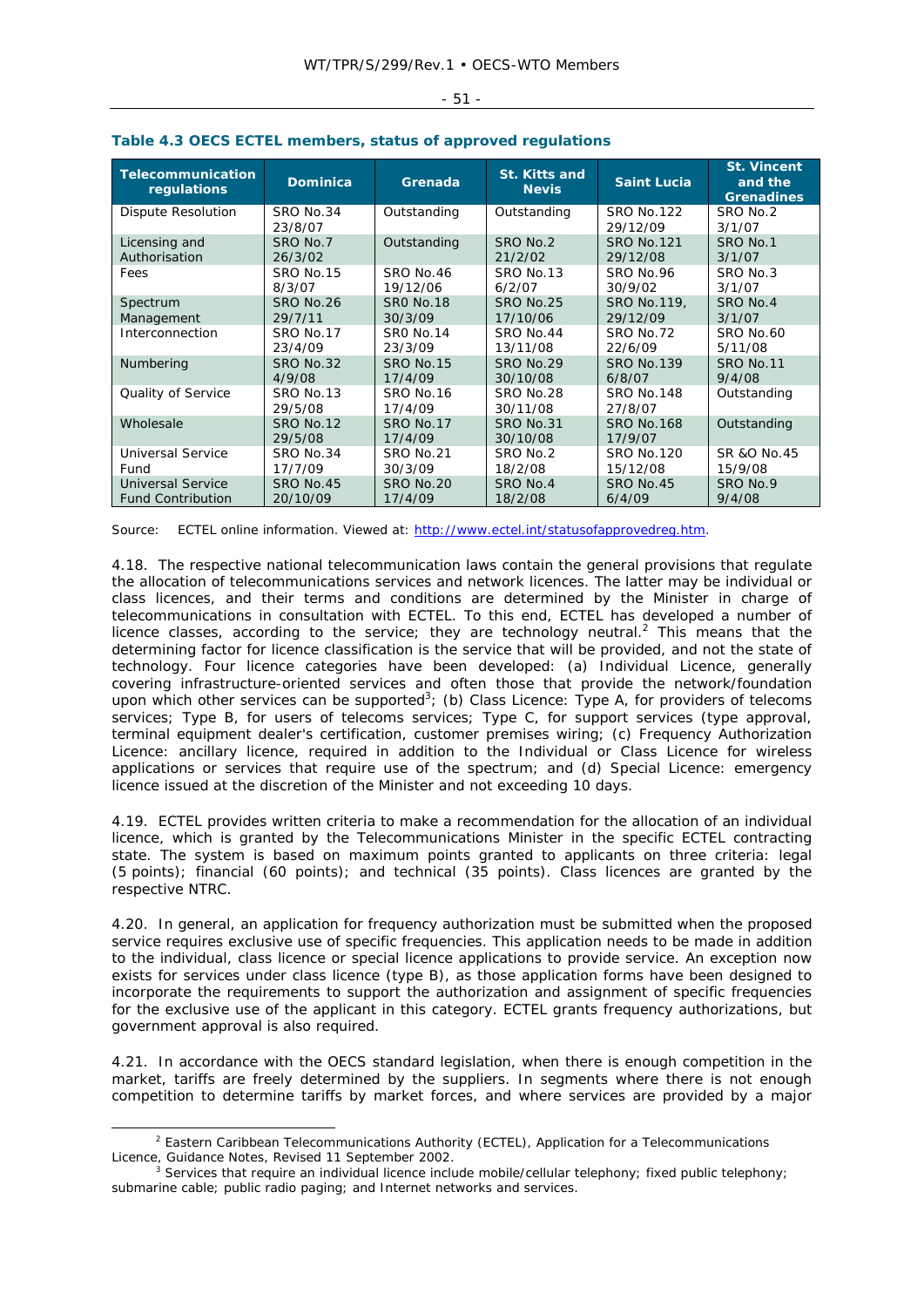**Table 4.3 OECS ECTEL members, status of approved regulations**

| Telecommunication regulations | Dominica | Grenada | St. Kitts and Nevis | Saint Lucia | St. Vincent and the Grenadines |
|---|---|---|---|---|---|
| Dispute Resolution | SRO No.34 23/8/07 | Outstanding | Outstanding | SRO No.122 29/12/09 | SRO No.2 3/1/07 |
| Licensing and Authorisation | SRO No.7 26/3/02 | Outstanding | SRO No.2 21/2/02 | SRO No.121 29/12/08 | SRO No.1 3/1/07 |
| Fees | SRO No.15 8/3/07 | SRO No.46 19/12/06 | SRO No.13 6/2/07 | SRO No.96 30/9/02 | SRO No.3 3/1/07 |
| Spectrum Management | SRO No.26 29/7/11 | SR0 No.18 30/3/09 | SRO No.25 17/10/06 | SRO No.119, 29/12/09 | SRO No.4 3/1/07 |
| Interconnection | SRO No.17 23/4/09 | SR0 No.14 23/3/09 | SRO No.44 13/11/08 | SRO No.72 22/6/09 | SRO No.60 5/11/08 |
| Numbering | SRO No.32 4/9/08 | SRO No.15 17/4/09 | SRO No.29 30/10/08 | SRO No.139 6/8/07 | SRO No.11 9/4/08 |
| Quality of Service | SRO No.13 29/5/08 | SRO No.16 17/4/09 | SRO No.28 30/11/08 | SRO No.148 27/8/07 | Outstanding |
| Wholesale | SRO No.12 29/5/08 | SRO No.17 17/4/09 | SRO No.31 30/10/08 | SRO No.168 17/9/07 | Outstanding |
| Universal Service Fund | SRO No.34 17/7/09 | SRO No.21 30/3/09 | SRO No.2 18/2/08 | SRO No.120 15/12/08 | SR &O No.45 15/9/08 |
| Universal Service Fund Contribution | SRO No.45 20/10/09 | SRO No.20 17/4/09 | SRO No.4 18/2/08 | SRO No.45 6/4/09 | SRO No.9 9/4/08 |

Source: ECTEL online information. Viewed at: http://www.ectel.int/statusofapprovedreg.htm.

4.18. The respective national telecommunication laws contain the general provisions that regulate the allocation of telecommunications services and network licences. The latter may be individual or class licences, and their terms and conditions are determined by the Minister in charge of telecommunications in consultation with ECTEL. To this end, ECTEL has developed a number of licence classes, according to the service; they are technology neutral.[2] This means that the determining factor for licence classification is the service that will be provided, and not the state of technology. Four licence categories have been developed: (a) Individual Licence, generally covering infrastructure-oriented services and often those that provide the network/foundation upon which other services can be supported[3]; (b) Class Licence: Type A, for providers of telecoms services; Type B, for users of telecoms services; Type C, for support services (type approval, terminal equipment dealer's certification, customer premises wiring; (c) Frequency Authorization Licence: ancillary licence, required in addition to the Individual or Class Licence for wireless applications or services that require use of the spectrum; and (d) Special Licence: emergency licence issued at the discretion of the Minister and not exceeding 10 days.

4.19. ECTEL provides written criteria to make a recommendation for the allocation of an individual licence, which is granted by the Telecommunications Minister in the specific ECTEL contracting state. The system is based on maximum points granted to applicants on three criteria: legal (5 points); financial (60 points); and technical (35 points). Class licences are granted by the respective NTRC.

4.20. In general, an application for frequency authorization must be submitted when the proposed service requires exclusive use of specific frequencies. This application needs to be made in addition to the individual, class licence or special licence applications to provide service. An exception now exists for services under class licence (type B), as those application forms have been designed to incorporate the requirements to support the authorization and assignment of specific frequencies for the exclusive use of the applicant in this category. ECTEL grants frequency authorizations, but government approval is also required.

4.21. In accordance with the OECS standard legislation, when there is enough competition in the market, tariffs are freely determined by the suppliers. In segments where there is not enough competition to determine tariffs by market forces, and where services are provided by a major

[2] Eastern Caribbean Telecommunications Authority (ECTEL), Application for a Telecommunications Licence, Guidance Notes, Revised 11 September 2002.

[3] Services that require an individual licence include mobile/cellular telephony; fixed public telephony; submarine cable; public radio paging; and Internet networks and services.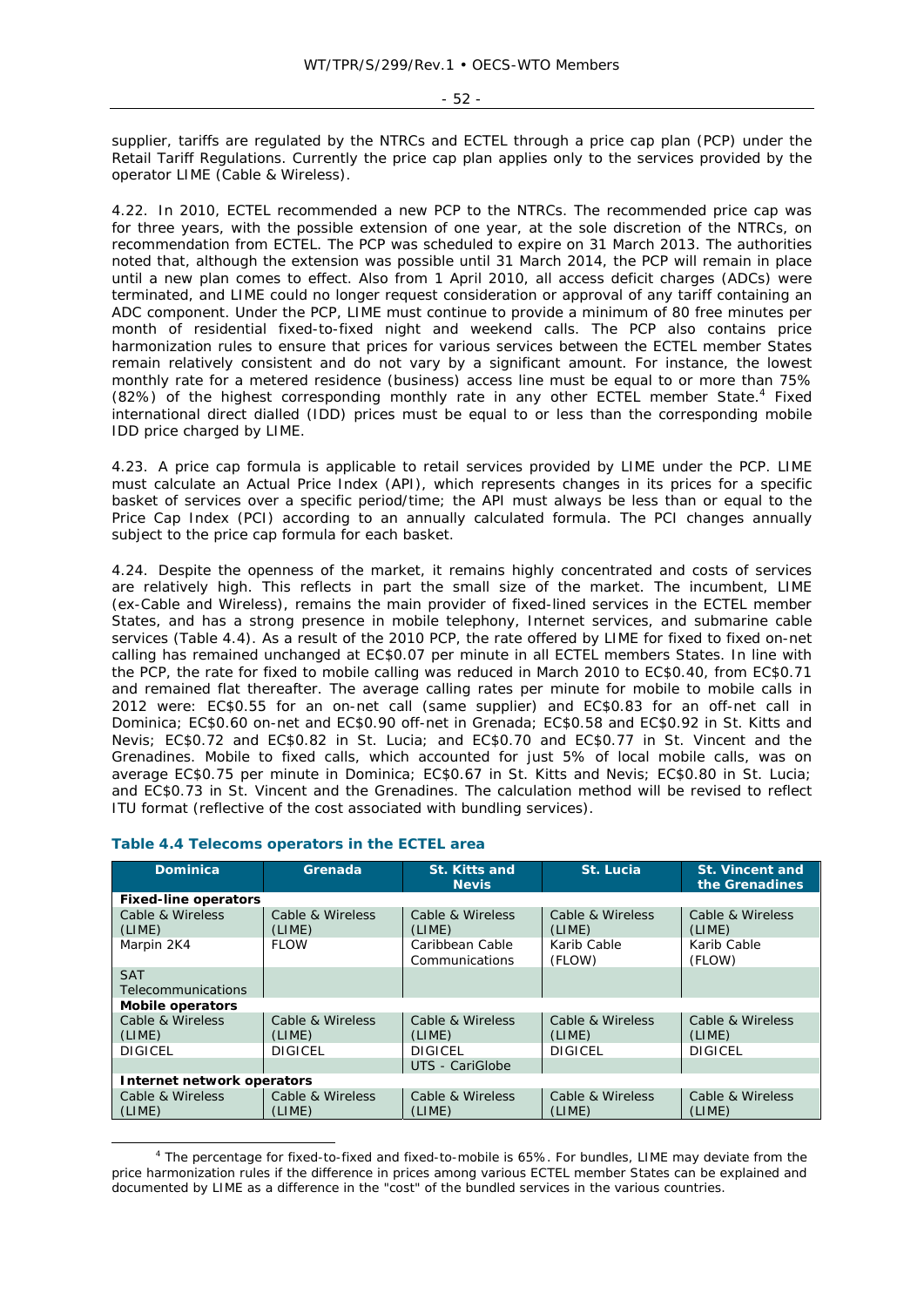supplier, tariffs are regulated by the NTRCs and ECTEL through a price cap plan (PCP) under the Retail Tariff Regulations. Currently the price cap plan applies only to the services provided by the operator LIME (Cable & Wireless).

4.22. In 2010, ECTEL recommended a new PCP to the NTRCs. The recommended price cap was for three years, with the possible extension of one year, at the sole discretion of the NTRCs, on recommendation from ECTEL. The PCP was scheduled to expire on 31 March 2013. The authorities noted that, although the extension was possible until 31 March 2014, the PCP will remain in place until a new plan comes to effect. Also from 1 April 2010, all access deficit charges (ADCs) were terminated, and LIME could no longer request consideration or approval of any tariff containing an ADC component. Under the PCP, LIME must continue to provide a minimum of 80 free minutes per month of residential fixed-to-fixed night and weekend calls. The PCP also contains price harmonization rules to ensure that prices for various services between the ECTEL member States remain relatively consistent and do not vary by a significant amount. For instance, the lowest monthly rate for a metered residence (business) access line must be equal to or more than 75% (82%) of the highest corresponding monthly rate in any other ECTEL member State.[4] Fixed international direct dialled (IDD) prices must be equal to or less than the corresponding mobile IDD price charged by LIME.

4.23. A price cap formula is applicable to retail services provided by LIME under the PCP. LIME must calculate an Actual Price Index (API), which represents changes in its prices for a specific basket of services over a specific period/time; the API must always be less than or equal to the Price Cap Index (PCI) according to an annually calculated formula. The PCI changes annually subject to the price cap formula for each basket.

4.24. Despite the openness of the market, it remains highly concentrated and costs of services are relatively high. This reflects in part the small size of the market. The incumbent, LIME (ex-Cable and Wireless), remains the main provider of fixed-lined services in the ECTEL member States, and has a strong presence in mobile telephony, Internet services, and submarine cable services (Table 4.4). As a result of the 2010 PCP, the rate offered by LIME for fixed to fixed on-net calling has remained unchanged at EC$0.07 per minute in all ECTEL members States. In line with the PCP, the rate for fixed to mobile calling was reduced in March 2010 to EC$0.40, from EC$0.71 and remained flat thereafter. The average calling rates per minute for mobile to mobile calls in 2012 were: EC$0.55 for an on-net call (same supplier) and EC$0.83 for an off-net call in Dominica; EC$0.60 on-net and EC$0.90 off-net in Grenada; EC$0.58 and EC$0.92 in St. Kitts and Nevis; EC$0.72 and EC$0.82 in St. Lucia; and EC$0.70 and EC$0.77 in St. Vincent and the Grenadines. Mobile to fixed calls, which accounted for just 5% of local mobile calls, was on average EC$0.75 per minute in Dominica; EC$0.67 in St. Kitts and Nevis; EC$0.80 in St. Lucia; and EC$0.73 in St. Vincent and the Grenadines. The calculation method will be revised to reflect ITU format (reflective of the cost associated with bundling services).

**Table 4.4 Telecoms operators in the ECTEL area**

| Dominica | Grenada | St. Kitts and Nevis | St. Lucia | St. Vincent and the Grenadines |
|---|---|---|---|---|
| **Fixed-line operators** | | | | |
| Cable & Wireless (LIME) | Cable & Wireless (LIME) | Cable & Wireless (LIME) | Cable & Wireless (LIME) | Cable & Wireless (LIME) |
| Marpin 2K4 | FLOW | Caribbean Cable Communications | Karib Cable (FLOW) | Karib Cable (FLOW) |
| SAT Telecommunications | | | | |
| **Mobile operators** | | | | |
| Cable & Wireless (LIME) | Cable & Wireless (LIME) | Cable & Wireless (LIME) | Cable & Wireless (LIME) | Cable & Wireless (LIME) |
| DIGICEL | DIGICEL | DIGICEL | DIGICEL | DIGICEL |
| | | UTS - CariGlobe | | |
| **Internet network operators** | | | | |
| Cable & Wireless (LIME) | Cable & Wireless (LIME) | Cable & Wireless (LIME) | Cable & Wireless (LIME) | Cable & Wireless (LIME) |

[4] The percentage for fixed-to-fixed and fixed-to-mobile is 65%. For bundles, LIME may deviate from the price harmonization rules if the difference in prices among various ECTEL member States can be explained and documented by LIME as a difference in the "cost" of the bundled services in the various countries.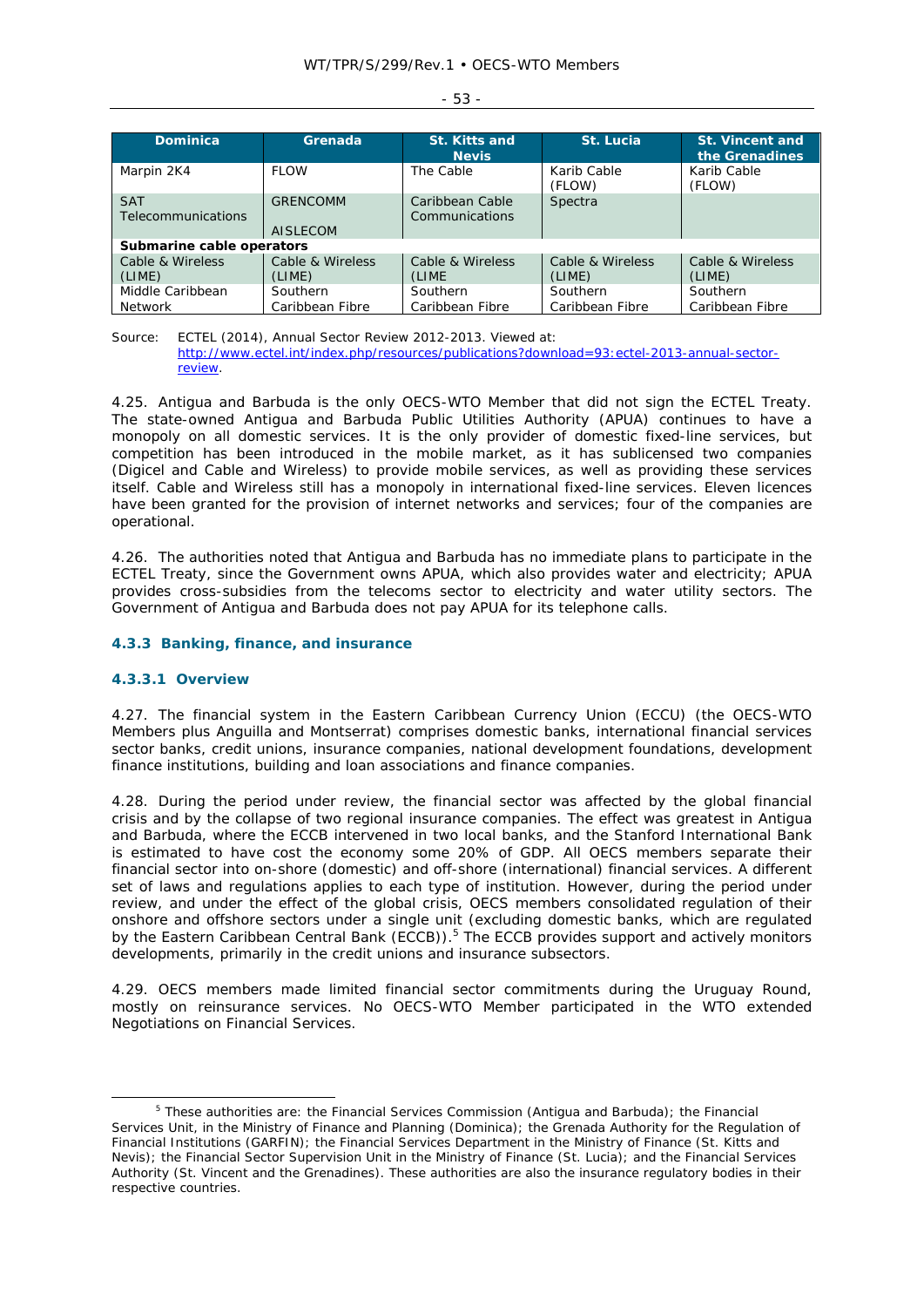| Dominica | Grenada | St. Kitts and Nevis | St. Lucia | St. Vincent and the Grenadines |
|---|---|---|---|---|
| Marpin 2K4 | FLOW | The Cable | Karib Cable (FLOW) | Karib Cable (FLOW) |
| SAT Telecommunications | GRENCOMM<br><br>AISLECOM | Caribbean Cable Communications | Spectra | |
| **Submarine cable operators** | | | | |
| Cable & Wireless (LIME) | Cable & Wireless (LIME) | Cable & Wireless (LIME | Cable & Wireless (LIME) | Cable & Wireless (LIME) |
| Middle Caribbean Network | Southern Caribbean Fibre | Southern Caribbean Fibre | Southern Caribbean Fibre | Southern Caribbean Fibre |

Source: ECTEL (2014), Annual Sector Review 2012-2013. Viewed at: http://www.ectel.int/index.php/resources/publications?download=93:ectel-2013-annual-sector-review.

4.25. Antigua and Barbuda is the only OECS-WTO Member that did not sign the ECTEL Treaty. The state-owned Antigua and Barbuda Public Utilities Authority (APUA) continues to have a monopoly on all domestic services. It is the only provider of domestic fixed-line services, but competition has been introduced in the mobile market, as it has sublicensed two companies (Digicel and Cable and Wireless) to provide mobile services, as well as providing these services itself. Cable and Wireless still has a monopoly in international fixed-line services. Eleven licences have been granted for the provision of internet networks and services; four of the companies are operational.

4.26. The authorities noted that Antigua and Barbuda has no immediate plans to participate in the ECTEL Treaty, since the Government owns APUA, which also provides water and electricity; APUA provides cross-subsidies from the telecoms sector to electricity and water utility sectors. The Government of Antigua and Barbuda does not pay APUA for its telephone calls.

### 4.3.3 Banking, finance, and insurance

#### 4.3.3.1 Overview

4.27. The financial system in the Eastern Caribbean Currency Union (ECCU) (the OECS-WTO Members plus Anguilla and Montserrat) comprises domestic banks, international financial services sector banks, credit unions, insurance companies, national development foundations, development finance institutions, building and loan associations and finance companies.

4.28. During the period under review, the financial sector was affected by the global financial crisis and by the collapse of two regional insurance companies. The effect was greatest in Antigua and Barbuda, where the ECCB intervened in two local banks, and the Stanford International Bank is estimated to have cost the economy some 20% of GDP. All OECS members separate their financial sector into on-shore (domestic) and off-shore (international) financial services. A different set of laws and regulations applies to each type of institution. However, during the period under review, and under the effect of the global crisis, OECS members consolidated regulation of their onshore and offshore sectors under a single unit (excluding domestic banks, which are regulated by the Eastern Caribbean Central Bank (ECCB)).[5] The ECCB provides support and actively monitors developments, primarily in the credit unions and insurance subsectors.

4.29. OECS members made limited financial sector commitments during the Uruguay Round, mostly on reinsurance services. No OECS-WTO Member participated in the WTO extended Negotiations on Financial Services.

[5] These authorities are: the Financial Services Commission (Antigua and Barbuda); the Financial Services Unit, in the Ministry of Finance and Planning (Dominica); the Grenada Authority for the Regulation of Financial Institutions (GARFIN); the Financial Services Department in the Ministry of Finance (St. Kitts and Nevis); the Financial Sector Supervision Unit in the Ministry of Finance (St. Lucia); and the Financial Services Authority (St. Vincent and the Grenadines). These authorities are also the insurance regulatory bodies in their respective countries.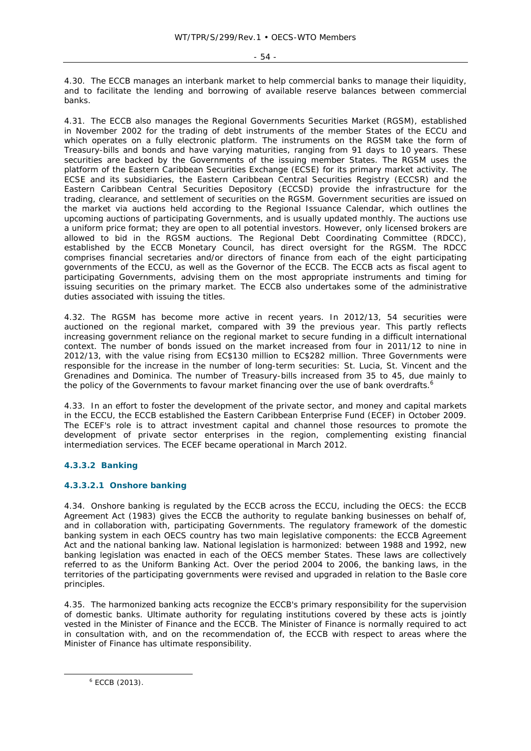4.30. The ECCB manages an interbank market to help commercial banks to manage their liquidity, and to facilitate the lending and borrowing of available reserve balances between commercial banks.

4.31. The ECCB also manages the Regional Governments Securities Market (RGSM), established in November 2002 for the trading of debt instruments of the member States of the ECCU and which operates on a fully electronic platform. The instruments on the RGSM take the form of Treasury-bills and bonds and have varying maturities, ranging from 91 days to 10 years. These securities are backed by the Governments of the issuing member States. The RGSM uses the platform of the Eastern Caribbean Securities Exchange (ECSE) for its primary market activity. The ECSE and its subsidiaries, the Eastern Caribbean Central Securities Registry (ECCSR) and the Eastern Caribbean Central Securities Depository (ECCSD) provide the infrastructure for the trading, clearance, and settlement of securities on the RGSM. Government securities are issued on the market via auctions held according to the Regional Issuance Calendar, which outlines the upcoming auctions of participating Governments, and is usually updated monthly. The auctions use a uniform price format; they are open to all potential investors. However, only licensed brokers are allowed to bid in the RGSM auctions. The Regional Debt Coordinating Committee (RDCC), established by the ECCB Monetary Council, has direct oversight for the RGSM. The RDCC comprises financial secretaries and/or directors of finance from each of the eight participating governments of the ECCU, as well as the Governor of the ECCB. The ECCB acts as fiscal agent to participating Governments, advising them on the most appropriate instruments and timing for issuing securities on the primary market. The ECCB also undertakes some of the administrative duties associated with issuing the titles.

4.32. The RGSM has become more active in recent years. In 2012/13, 54 securities were auctioned on the regional market, compared with 39 the previous year. This partly reflects increasing government reliance on the regional market to secure funding in a difficult international context. The number of bonds issued on the market increased from four in 2011/12 to nine in 2012/13, with the value rising from EC$130 million to EC$282 million. Three Governments were responsible for the increase in the number of long-term securities: St. Lucia, St. Vincent and the Grenadines and Dominica. The number of Treasury-bills increased from 35 to 45, due mainly to the policy of the Governments to favour market financing over the use of bank overdrafts.[6]

4.33. In an effort to foster the development of the private sector, and money and capital markets in the ECCU, the ECCB established the Eastern Caribbean Enterprise Fund (ECEF) in October 2009. The ECEF's role is to attract investment capital and channel those resources to promote the development of private sector enterprises in the region, complementing existing financial intermediation services. The ECEF became operational in March 2012.

#### 4.3.3.2 Banking

##### 4.3.3.2.1 Onshore banking

4.34. Onshore banking is regulated by the ECCB across the ECCU, including the OECS: the ECCB Agreement Act (1983) gives the ECCB the authority to regulate banking businesses on behalf of, and in collaboration with, participating Governments. The regulatory framework of the domestic banking system in each OECS country has two main legislative components: the ECCB Agreement Act and the national banking law. National legislation is harmonized: between 1988 and 1992, new banking legislation was enacted in each of the OECS member States. These laws are collectively referred to as the Uniform Banking Act. Over the period 2004 to 2006, the banking laws, in the territories of the participating governments were revised and upgraded in relation to the Basle core principles.

4.35. The harmonized banking acts recognize the ECCB's primary responsibility for the supervision of domestic banks. Ultimate authority for regulating institutions covered by these acts is jointly vested in the Minister of Finance and the ECCB. The Minister of Finance is normally required to act in consultation with, and on the recommendation of, the ECCB with respect to areas where the Minister of Finance has ultimate responsibility.

[6] ECCB (2013).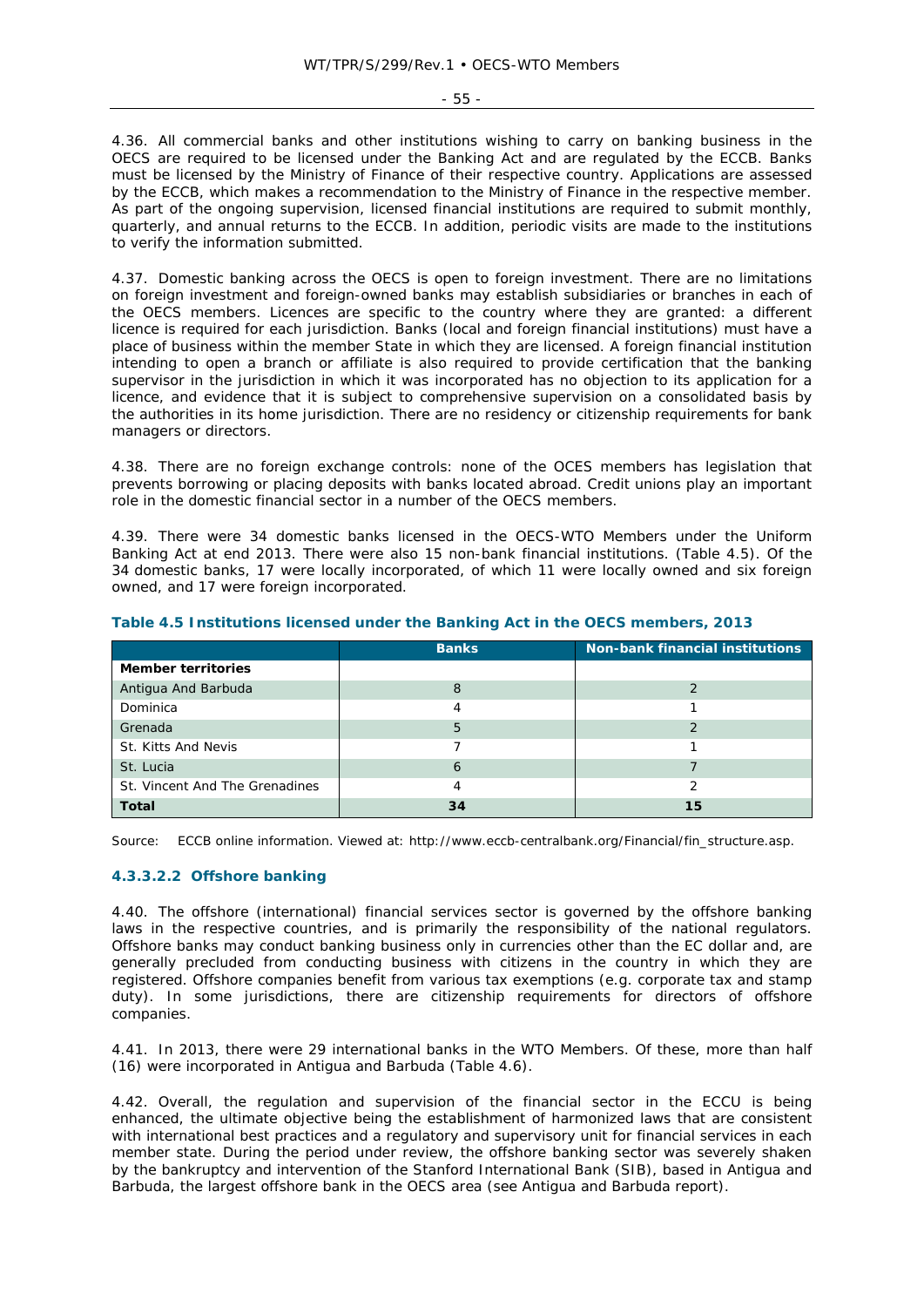4.36. All commercial banks and other institutions wishing to carry on banking business in the OECS are required to be licensed under the Banking Act and are regulated by the ECCB. Banks must be licensed by the Ministry of Finance of their respective country. Applications are assessed by the ECCB, which makes a recommendation to the Ministry of Finance in the respective member. As part of the ongoing supervision, licensed financial institutions are required to submit monthly, quarterly, and annual returns to the ECCB. In addition, periodic visits are made to the institutions to verify the information submitted.

4.37. Domestic banking across the OECS is open to foreign investment. There are no limitations on foreign investment and foreign-owned banks may establish subsidiaries or branches in each of the OECS members. Licences are specific to the country where they are granted: a different licence is required for each jurisdiction. Banks (local and foreign financial institutions) must have a place of business within the member State in which they are licensed. A foreign financial institution intending to open a branch or affiliate is also required to provide certification that the banking supervisor in the jurisdiction in which it was incorporated has no objection to its application for a licence, and evidence that it is subject to comprehensive supervision on a consolidated basis by the authorities in its home jurisdiction. There are no residency or citizenship requirements for bank managers or directors.

4.38. There are no foreign exchange controls: none of the OCES members has legislation that prevents borrowing or placing deposits with banks located abroad. Credit unions play an important role in the domestic financial sector in a number of the OECS members.

4.39. There were 34 domestic banks licensed in the OECS-WTO Members under the Uniform Banking Act at end 2013. There were also 15 non-bank financial institutions. (Table 4.5). Of the 34 domestic banks, 17 were locally incorporated, of which 11 were locally owned and six foreign owned, and 17 were foreign incorporated.

**Table 4.5 Institutions licensed under the Banking Act in the OECS members, 2013**

| | Banks | Non-bank financial institutions |
|---|---|---|
| **Member territories** | | |
| Antigua And Barbuda | 8 | 2 |
| Dominica | 4 | 1 |
| Grenada | 5 | 2 |
| St. Kitts And Nevis | 7 | 1 |
| St. Lucia | 6 | 7 |
| St. Vincent And The Grenadines | 4 | 2 |
| **Total** | **34** | **15** |

Source: ECCB online information. Viewed at: http://www.eccb-centralbank.org/Financial/fin_structure.asp.

#### 4.3.3.2.2 Offshore banking

4.40. The offshore (international) financial services sector is governed by the offshore banking laws in the respective countries, and is primarily the responsibility of the national regulators. Offshore banks may conduct banking business only in currencies other than the EC dollar and, are generally precluded from conducting business with citizens in the country in which they are registered. Offshore companies benefit from various tax exemptions (e.g. corporate tax and stamp duty). In some jurisdictions, there are citizenship requirements for directors of offshore companies.

4.41. In 2013, there were 29 international banks in the WTO Members. Of these, more than half (16) were incorporated in Antigua and Barbuda (Table 4.6).

4.42. Overall, the regulation and supervision of the financial sector in the ECCU is being enhanced, the ultimate objective being the establishment of harmonized laws that are consistent with international best practices and a regulatory and supervisory unit for financial services in each member state. During the period under review, the offshore banking sector was severely shaken by the bankruptcy and intervention of the Stanford International Bank (SIB), based in Antigua and Barbuda, the largest offshore bank in the OECS area (see Antigua and Barbuda report).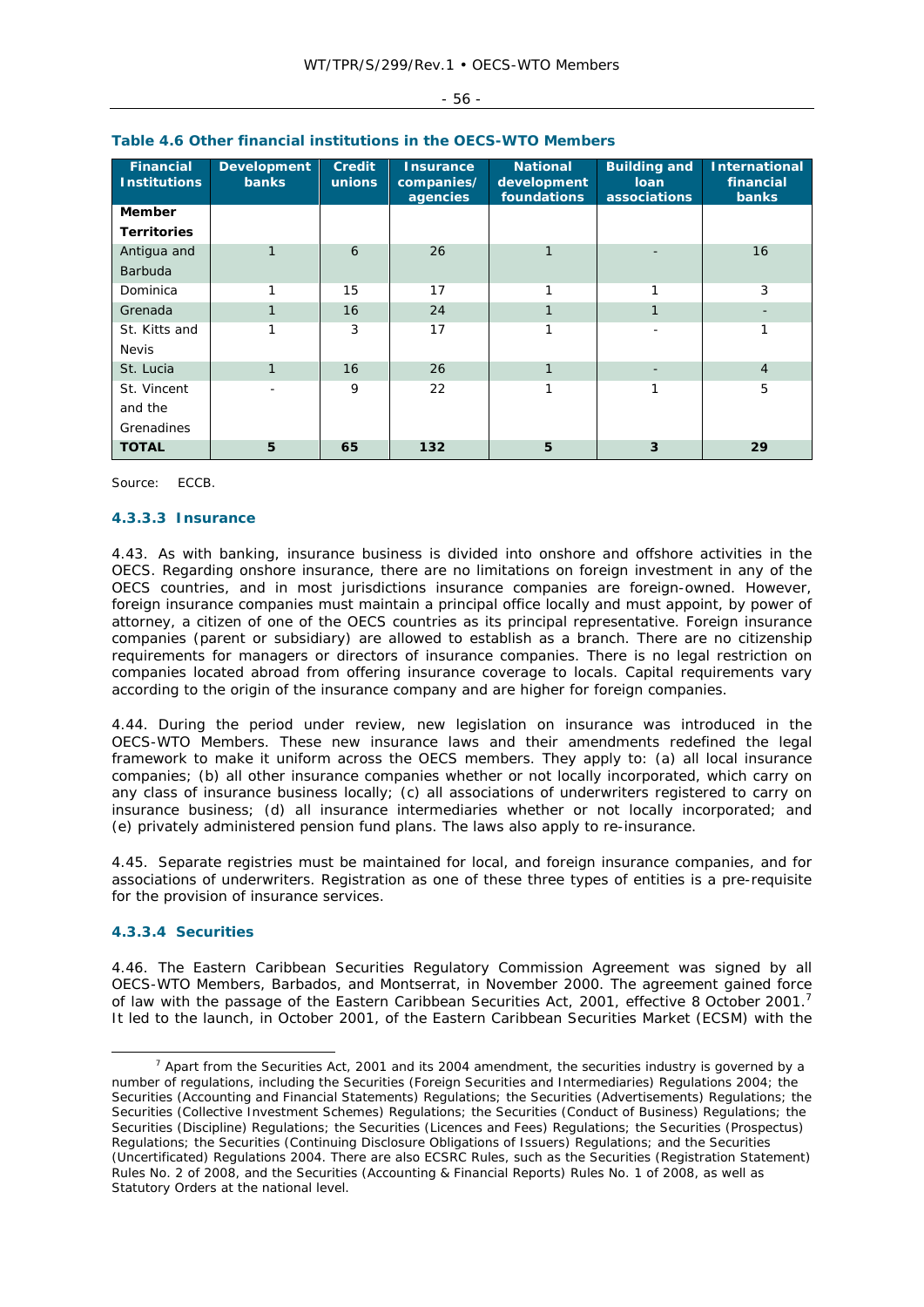**Table 4.6 Other financial institutions in the OECS-WTO Members**

| Financial Institutions | Development banks | Credit unions | Insurance companies/ agencies | National development foundations | Building and loan associations | International financial banks |
|---|---|---|---|---|---|---|
| **Member Territories** | | | | | | |
| Antigua and Barbuda | 1 | 6 | 26 | 1 | - | 16 |
| Dominica | 1 | 15 | 17 | 1 | 1 | 3 |
| Grenada | 1 | 16 | 24 | 1 | 1 | - |
| St. Kitts and Nevis | 1 | 3 | 17 | 1 | - | 1 |
| St. Lucia | 1 | 16 | 26 | 1 | - | 4 |
| St. Vincent and the Grenadines | - | 9 | 22 | 1 | 1 | 5 |
| **TOTAL** | **5** | **65** | **132** | **5** | **3** | **29** |

Source: ECCB.

#### 4.3.3.3 Insurance

4.43. As with banking, insurance business is divided into onshore and offshore activities in the OECS. Regarding onshore insurance, there are no limitations on foreign investment in any of the OECS countries, and in most jurisdictions insurance companies are foreign-owned. However, foreign insurance companies must maintain a principal office locally and must appoint, by power of attorney, a citizen of one of the OECS countries as its principal representative. Foreign insurance companies (parent or subsidiary) are allowed to establish as a branch. There are no citizenship requirements for managers or directors of insurance companies. There is no legal restriction on companies located abroad from offering insurance coverage to locals. Capital requirements vary according to the origin of the insurance company and are higher for foreign companies.

4.44. During the period under review, new legislation on insurance was introduced in the OECS-WTO Members. These new insurance laws and their amendments redefined the legal framework to make it uniform across the OECS members. They apply to: (a) all local insurance companies; (b) all other insurance companies whether or not locally incorporated, which carry on any class of insurance business locally; (c) all associations of underwriters registered to carry on insurance business; (d) all insurance intermediaries whether or not locally incorporated; and (e) privately administered pension fund plans. The laws also apply to re-insurance.

4.45. Separate registries must be maintained for local, and foreign insurance companies, and for associations of underwriters. Registration as one of these three types of entities is a pre-requisite for the provision of insurance services.

#### 4.3.3.4 Securities

4.46. The Eastern Caribbean Securities Regulatory Commission Agreement was signed by all OECS-WTO Members, Barbados, and Montserrat, in November 2000. The agreement gained force of law with the passage of the Eastern Caribbean Securities Act, 2001, effective 8 October 2001.[7] It led to the launch, in October 2001, of the Eastern Caribbean Securities Market (ECSM) with the

---

[7] Apart from the Securities Act, 2001 and its 2004 amendment, the securities industry is governed by a number of regulations, including the Securities (Foreign Securities and Intermediaries) Regulations 2004; the Securities (Accounting and Financial Statements) Regulations; the Securities (Advertisements) Regulations; the Securities (Collective Investment Schemes) Regulations; the Securities (Conduct of Business) Regulations; the Securities (Discipline) Regulations; the Securities (Licences and Fees) Regulations; the Securities (Prospectus) Regulations; the Securities (Continuing Disclosure Obligations of Issuers) Regulations; and the Securities (Uncertificated) Regulations 2004. There are also ECSRC Rules, such as the Securities (Registration Statement) Rules No. 2 of 2008, and the Securities (Accounting & Financial Reports) Rules No. 1 of 2008, as well as Statutory Orders at the national level.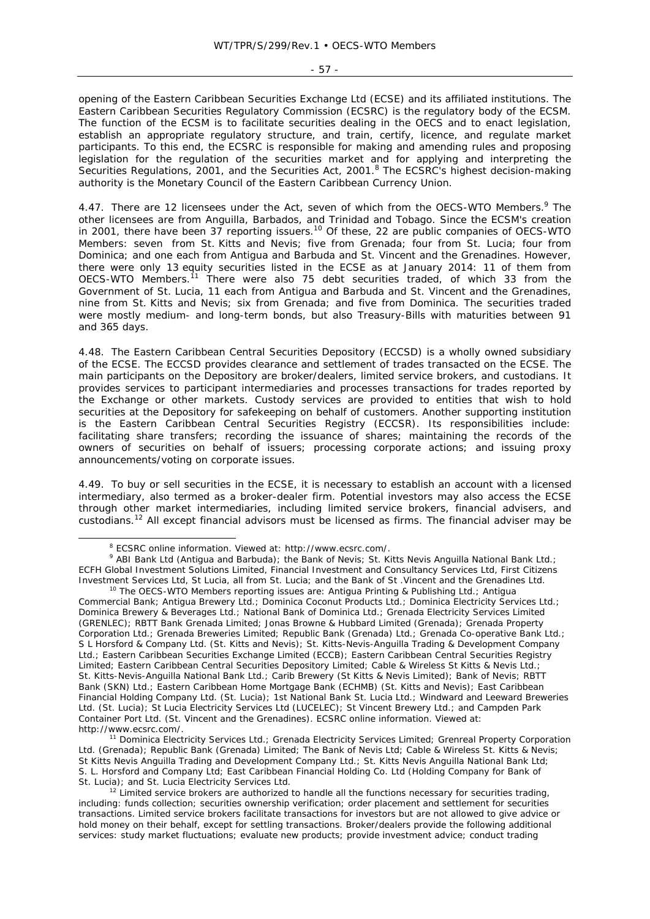opening of the Eastern Caribbean Securities Exchange Ltd (ECSE) and its affiliated institutions. The Eastern Caribbean Securities Regulatory Commission (ECSRC) is the regulatory body of the ECSM. The function of the ECSM is to facilitate securities dealing in the OECS and to enact legislation, establish an appropriate regulatory structure, and train, certify, licence, and regulate market participants. To this end, the ECSRC is responsible for making and amending rules and proposing legislation for the regulation of the securities market and for applying and interpreting the Securities Regulations, 2001, and the Securities Act, 2001.[8] The ECSRC's highest decision-making authority is the Monetary Council of the Eastern Caribbean Currency Union.

4.47. There are 12 licensees under the Act, seven of which from the OECS-WTO Members.[9] The other licensees are from Anguilla, Barbados, and Trinidad and Tobago. Since the ECSM's creation in 2001, there have been 37 reporting issuers.[10] Of these, 22 are public companies of OECS-WTO Members: seven from St. Kitts and Nevis; five from Grenada; four from St. Lucia; four from Dominica; and one each from Antigua and Barbuda and St. Vincent and the Grenadines. However, there were only 13 equity securities listed in the ECSE as at January 2014: 11 of them from OECS-WTO Members.[11] There were also 75 debt securities traded, of which 33 from the Government of St. Lucia, 11 each from Antigua and Barbuda and St. Vincent and the Grenadines, nine from St. Kitts and Nevis; six from Grenada; and five from Dominica. The securities traded were mostly medium- and long-term bonds, but also Treasury-Bills with maturities between 91 and 365 days.

4.48. The Eastern Caribbean Central Securities Depository (ECCSD) is a wholly owned subsidiary of the ECSE. The ECCSD provides clearance and settlement of trades transacted on the ECSE. The main participants on the Depository are broker/dealers, limited service brokers, and custodians. It provides services to participant intermediaries and processes transactions for trades reported by the Exchange or other markets. Custody services are provided to entities that wish to hold securities at the Depository for safekeeping on behalf of customers. Another supporting institution is the Eastern Caribbean Central Securities Registry (ECCSR). Its responsibilities include: facilitating share transfers; recording the issuance of shares; maintaining the records of the owners of securities on behalf of issuers; processing corporate actions; and issuing proxy announcements/voting on corporate issues.

4.49. To buy or sell securities in the ECSE, it is necessary to establish an account with a licensed intermediary, also termed as a broker-dealer firm. Potential investors may also access the ECSE through other market intermediaries, including limited service brokers, financial advisers, and custodians.[12] All except financial advisors must be licensed as firms. The financial adviser may be

---

[8] ECSRC online information. Viewed at: http://www.ecsrc.com/.

[9] ABI Bank Ltd (Antigua and Barbuda); the Bank of Nevis; St. Kitts Nevis Anguilla National Bank Ltd.; ECFH Global Investment Solutions Limited, Financial Investment and Consultancy Services Ltd, First Citizens Investment Services Ltd, St Lucia, all from St. Lucia; and the Bank of St .Vincent and the Grenadines Ltd.

[10] The OECS-WTO Members reporting issues are: Antigua Printing & Publishing Ltd.; Antigua Commercial Bank; Antigua Brewery Ltd.; Dominica Coconut Products Ltd.; Dominica Electricity Services Ltd.; Dominica Brewery & Beverages Ltd.; National Bank of Dominica Ltd.; Grenada Electricity Services Limited (GRENLEC); RBTT Bank Grenada Limited; Jonas Browne & Hubbard Limited (Grenada); Grenada Property Corporation Ltd.; Grenada Breweries Limited; Republic Bank (Grenada) Ltd.; Grenada Co-operative Bank Ltd.; S L Horsford & Company Ltd. (St. Kitts and Nevis); St. Kitts-Nevis-Anguilla Trading & Development Company Ltd.; Eastern Caribbean Securities Exchange Limited (ECCB); Eastern Caribbean Central Securities Registry Limited; Eastern Caribbean Central Securities Depository Limited; Cable & Wireless St Kitts & Nevis Ltd.; St. Kitts-Nevis-Anguilla National Bank Ltd.; Carib Brewery (St Kitts & Nevis Limited); Bank of Nevis; RBTT Bank (SKN) Ltd.; Eastern Caribbean Home Mortgage Bank (ECHMB) (St. Kitts and Nevis); East Caribbean Financial Holding Company Ltd. (St. Lucia); 1st National Bank St. Lucia Ltd.; Windward and Leeward Breweries Ltd. (St. Lucia); St Lucia Electricity Services Ltd (LUCELEC); St Vincent Brewery Ltd.; and Campden Park Container Port Ltd. (St. Vincent and the Grenadines). ECSRC online information. Viewed at: http://www.ecsrc.com/.

[11] Dominica Electricity Services Ltd.; Grenada Electricity Services Limited; Grenreal Property Corporation Ltd. (Grenada); Republic Bank (Grenada) Limited; The Bank of Nevis Ltd; Cable & Wireless St. Kitts & Nevis; St Kitts Nevis Anguilla Trading and Development Company Ltd.; St. Kitts Nevis Anguilla National Bank Ltd; S. L. Horsford and Company Ltd; East Caribbean Financial Holding Co. Ltd (Holding Company for Bank of St. Lucia); and St. Lucia Electricity Services Ltd.

[12] Limited service brokers are authorized to handle all the functions necessary for securities trading, including: funds collection; securities ownership verification; order placement and settlement for securities transactions. Limited service brokers facilitate transactions for investors but are not allowed to give advice or hold money on their behalf, except for settling transactions. Broker/dealers provide the following additional services: study market fluctuations; evaluate new products; provide investment advice; conduct trading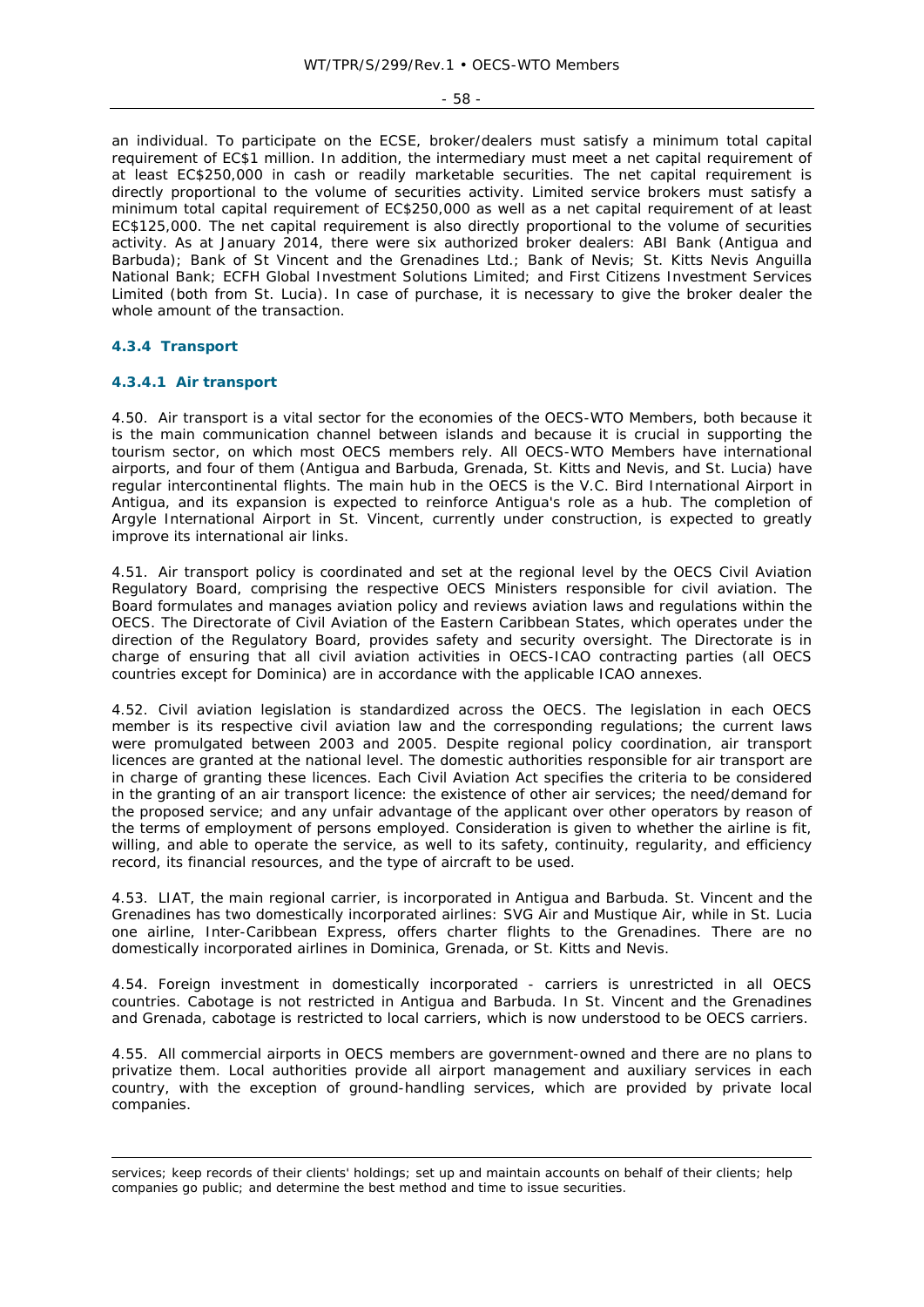an individual. To participate on the ECSE, broker/dealers must satisfy a minimum total capital requirement of EC$1 million. In addition, the intermediary must meet a net capital requirement of at least EC$250,000 in cash or readily marketable securities. The net capital requirement is directly proportional to the volume of securities activity. Limited service brokers must satisfy a minimum total capital requirement of EC$250,000 as well as a net capital requirement of at least EC$125,000. The net capital requirement is also directly proportional to the volume of securities activity. As at January 2014, there were six authorized broker dealers: ABI Bank (Antigua and Barbuda); Bank of St Vincent and the Grenadines Ltd.; Bank of Nevis; St. Kitts Nevis Anguilla National Bank; ECFH Global Investment Solutions Limited; and First Citizens Investment Services Limited (both from St. Lucia). In case of purchase, it is necessary to give the broker dealer the whole amount of the transaction.

### 4.3.4 Transport

#### 4.3.4.1 Air transport

4.50. Air transport is a vital sector for the economies of the OECS-WTO Members, both because it is the main communication channel between islands and because it is crucial in supporting the tourism sector, on which most OECS members rely. All OECS-WTO Members have international airports, and four of them (Antigua and Barbuda, Grenada, St. Kitts and Nevis, and St. Lucia) have regular intercontinental flights. The main hub in the OECS is the V.C. Bird International Airport in Antigua, and its expansion is expected to reinforce Antigua's role as a hub. The completion of Argyle International Airport in St. Vincent, currently under construction, is expected to greatly improve its international air links.

4.51. Air transport policy is coordinated and set at the regional level by the OECS Civil Aviation Regulatory Board, comprising the respective OECS Ministers responsible for civil aviation. The Board formulates and manages aviation policy and reviews aviation laws and regulations within the OECS. The Directorate of Civil Aviation of the Eastern Caribbean States, which operates under the direction of the Regulatory Board, provides safety and security oversight. The Directorate is in charge of ensuring that all civil aviation activities in OECS-ICAO contracting parties (all OECS countries except for Dominica) are in accordance with the applicable ICAO annexes.

4.52. Civil aviation legislation is standardized across the OECS. The legislation in each OECS member is its respective civil aviation law and the corresponding regulations; the current laws were promulgated between 2003 and 2005. Despite regional policy coordination, air transport licences are granted at the national level. The domestic authorities responsible for air transport are in charge of granting these licences. Each Civil Aviation Act specifies the criteria to be considered in the granting of an air transport licence: the existence of other air services; the need/demand for the proposed service; and any unfair advantage of the applicant over other operators by reason of the terms of employment of persons employed. Consideration is given to whether the airline is fit, willing, and able to operate the service, as well to its safety, continuity, regularity, and efficiency record, its financial resources, and the type of aircraft to be used.

4.53. LIAT, the main regional carrier, is incorporated in Antigua and Barbuda. St. Vincent and the Grenadines has two domestically incorporated airlines: SVG Air and Mustique Air, while in St. Lucia one airline, Inter-Caribbean Express, offers charter flights to the Grenadines. There are no domestically incorporated airlines in Dominica, Grenada, or St. Kitts and Nevis.

4.54. Foreign investment in domestically incorporated - carriers is unrestricted in all OECS countries. Cabotage is not restricted in Antigua and Barbuda. In St. Vincent and the Grenadines and Grenada, cabotage is restricted to local carriers, which is now understood to be OECS carriers.

4.55. All commercial airports in OECS members are government-owned and there are no plans to privatize them. Local authorities provide all airport management and auxiliary services in each country, with the exception of ground-handling services, which are provided by private local companies.

---

services; keep records of their clients' holdings; set up and maintain accounts on behalf of their clients; help companies go public; and determine the best method and time to issue securities.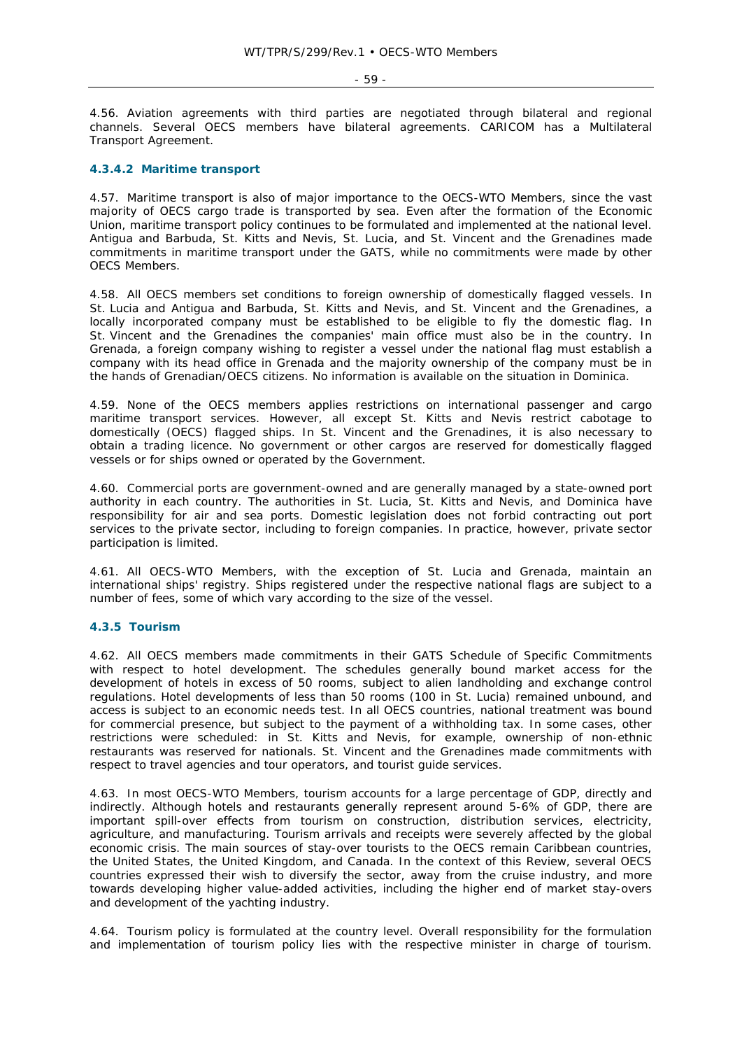4.56. Aviation agreements with third parties are negotiated through bilateral and regional channels. Several OECS members have bilateral agreements. CARICOM has a Multilateral Transport Agreement.

#### 4.3.4.2 Maritime transport

4.57. Maritime transport is also of major importance to the OECS-WTO Members, since the vast majority of OECS cargo trade is transported by sea. Even after the formation of the Economic Union, maritime transport policy continues to be formulated and implemented at the national level. Antigua and Barbuda, St. Kitts and Nevis, St. Lucia, and St. Vincent and the Grenadines made commitments in maritime transport under the GATS, while no commitments were made by other OECS Members.

4.58. All OECS members set conditions to foreign ownership of domestically flagged vessels. In St. Lucia and Antigua and Barbuda, St. Kitts and Nevis, and St. Vincent and the Grenadines, a locally incorporated company must be established to be eligible to fly the domestic flag. In St. Vincent and the Grenadines the companies' main office must also be in the country. In Grenada, a foreign company wishing to register a vessel under the national flag must establish a company with its head office in Grenada and the majority ownership of the company must be in the hands of Grenadian/OECS citizens. No information is available on the situation in Dominica.

4.59. None of the OECS members applies restrictions on international passenger and cargo maritime transport services. However, all except St. Kitts and Nevis restrict cabotage to domestically (OECS) flagged ships. In St. Vincent and the Grenadines, it is also necessary to obtain a trading licence. No government or other cargos are reserved for domestically flagged vessels or for ships owned or operated by the Government.

4.60. Commercial ports are government-owned and are generally managed by a state-owned port authority in each country. The authorities in St. Lucia, St. Kitts and Nevis, and Dominica have responsibility for air and sea ports. Domestic legislation does not forbid contracting out port services to the private sector, including to foreign companies. In practice, however, private sector participation is limited.

4.61. All OECS-WTO Members, with the exception of St. Lucia and Grenada, maintain an international ships' registry. Ships registered under the respective national flags are subject to a number of fees, some of which vary according to the size of the vessel.

### 4.3.5 Tourism

4.62. All OECS members made commitments in their GATS Schedule of Specific Commitments with respect to hotel development. The schedules generally bound market access for the development of hotels in excess of 50 rooms, subject to alien landholding and exchange control regulations. Hotel developments of less than 50 rooms (100 in St. Lucia) remained unbound, and access is subject to an economic needs test. In all OECS countries, national treatment was bound for commercial presence, but subject to the payment of a withholding tax. In some cases, other restrictions were scheduled: in St. Kitts and Nevis, for example, ownership of non-ethnic restaurants was reserved for nationals. St. Vincent and the Grenadines made commitments with respect to travel agencies and tour operators, and tourist guide services.

4.63. In most OECS-WTO Members, tourism accounts for a large percentage of GDP, directly and indirectly. Although hotels and restaurants generally represent around 5-6% of GDP, there are important spill-over effects from tourism on construction, distribution services, electricity, agriculture, and manufacturing. Tourism arrivals and receipts were severely affected by the global economic crisis. The main sources of stay-over tourists to the OECS remain Caribbean countries, the United States, the United Kingdom, and Canada. In the context of this Review, several OECS countries expressed their wish to diversify the sector, away from the cruise industry, and more towards developing higher value-added activities, including the higher end of market stay-overs and development of the yachting industry.

4.64. Tourism policy is formulated at the country level. Overall responsibility for the formulation and implementation of tourism policy lies with the respective minister in charge of tourism.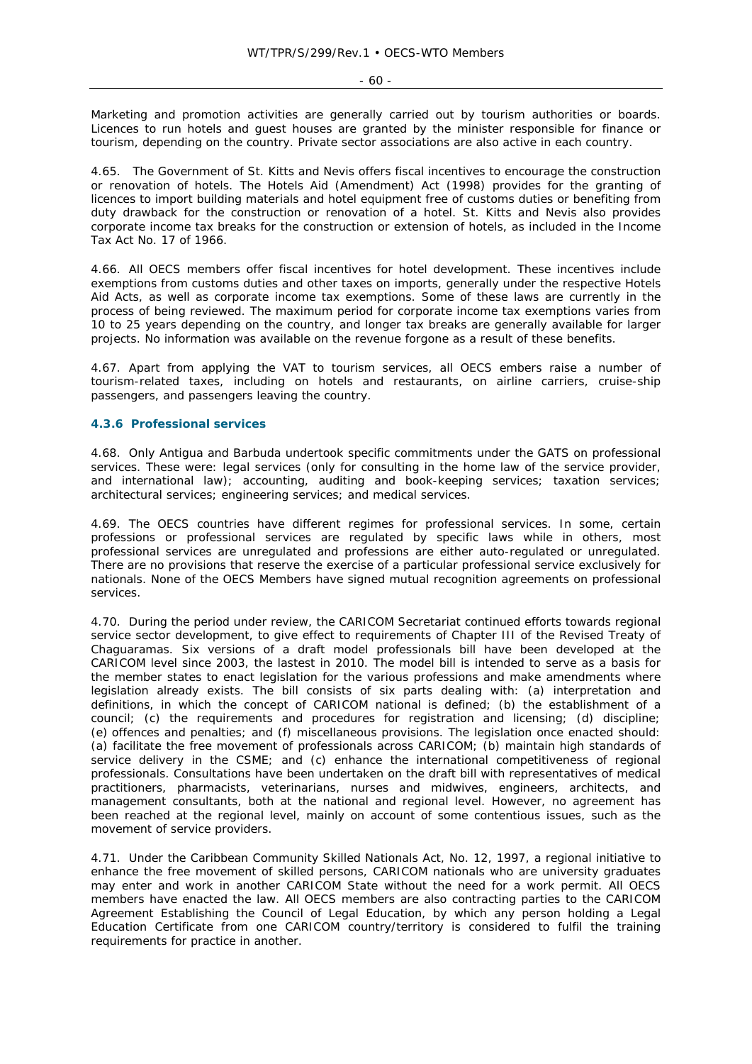Marketing and promotion activities are generally carried out by tourism authorities or boards. Licences to run hotels and guest houses are granted by the minister responsible for finance or tourism, depending on the country. Private sector associations are also active in each country.

4.65. The Government of St. Kitts and Nevis offers fiscal incentives to encourage the construction or renovation of hotels. The Hotels Aid (Amendment) Act (1998) provides for the granting of licences to import building materials and hotel equipment free of customs duties or benefiting from duty drawback for the construction or renovation of a hotel. St. Kitts and Nevis also provides corporate income tax breaks for the construction or extension of hotels, as included in the Income Tax Act No. 17 of 1966.

4.66. All OECS members offer fiscal incentives for hotel development. These incentives include exemptions from customs duties and other taxes on imports, generally under the respective Hotels Aid Acts, as well as corporate income tax exemptions. Some of these laws are currently in the process of being reviewed. The maximum period for corporate income tax exemptions varies from 10 to 25 years depending on the country, and longer tax breaks are generally available for larger projects. No information was available on the revenue forgone as a result of these benefits.

4.67. Apart from applying the VAT to tourism services, all OECS embers raise a number of tourism-related taxes, including on hotels and restaurants, on airline carriers, cruise-ship passengers, and passengers leaving the country.

### 4.3.6 Professional services

4.68. Only Antigua and Barbuda undertook specific commitments under the GATS on professional services. These were: legal services (only for consulting in the home law of the service provider, and international law); accounting, auditing and book-keeping services; taxation services; architectural services; engineering services; and medical services.

4.69. The OECS countries have different regimes for professional services. In some, certain professions or professional services are regulated by specific laws while in others, most professional services are unregulated and professions are either auto-regulated or unregulated. There are no provisions that reserve the exercise of a particular professional service exclusively for nationals. None of the OECS Members have signed mutual recognition agreements on professional services.

4.70. During the period under review, the CARICOM Secretariat continued efforts towards regional service sector development, to give effect to requirements of Chapter III of the Revised Treaty of Chaguaramas. Six versions of a draft model professionals bill have been developed at the CARICOM level since 2003, the lastest in 2010. The model bill is intended to serve as a basis for the member states to enact legislation for the various professions and make amendments where legislation already exists. The bill consists of six parts dealing with: (a) interpretation and definitions, in which the concept of CARICOM national is defined; (b) the establishment of a council; (c) the requirements and procedures for registration and licensing; (d) discipline; (e) offences and penalties; and (f) miscellaneous provisions. The legislation once enacted should: (a) facilitate the free movement of professionals across CARICOM; (b) maintain high standards of service delivery in the CSME; and (c) enhance the international competitiveness of regional professionals. Consultations have been undertaken on the draft bill with representatives of medical practitioners, pharmacists, veterinarians, nurses and midwives, engineers, architects, and management consultants, both at the national and regional level. However, no agreement has been reached at the regional level, mainly on account of some contentious issues, such as the movement of service providers.

4.71. Under the Caribbean Community Skilled Nationals Act, No. 12, 1997, a regional initiative to enhance the free movement of skilled persons, CARICOM nationals who are university graduates may enter and work in another CARICOM State without the need for a work permit. All OECS members have enacted the law. All OECS members are also contracting parties to the CARICOM Agreement Establishing the Council of Legal Education, by which any person holding a Legal Education Certificate from one CARICOM country/territory is considered to fulfil the training requirements for practice in another.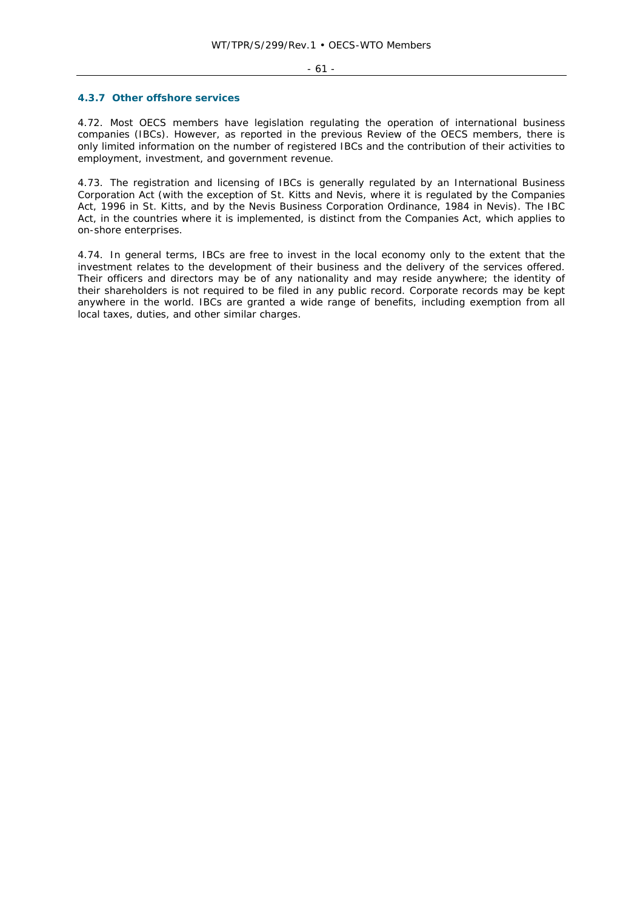### 4.3.7 Other offshore services

4.72. Most OECS members have legislation regulating the operation of international business companies (IBCs). However, as reported in the previous Review of the OECS members, there is only limited information on the number of registered IBCs and the contribution of their activities to employment, investment, and government revenue.

4.73. The registration and licensing of IBCs is generally regulated by an International Business Corporation Act (with the exception of St. Kitts and Nevis, where it is regulated by the Companies Act, 1996 in St. Kitts, and by the Nevis Business Corporation Ordinance, 1984 in Nevis). The IBC Act, in the countries where it is implemented, is distinct from the Companies Act, which applies to on-shore enterprises.

4.74. In general terms, IBCs are free to invest in the local economy only to the extent that the investment relates to the development of their business and the delivery of the services offered. Their officers and directors may be of any nationality and may reside anywhere; the identity of their shareholders is not required to be filed in any public record. Corporate records may be kept anywhere in the world. IBCs are granted a wide range of benefits, including exemption from all local taxes, duties, and other similar charges.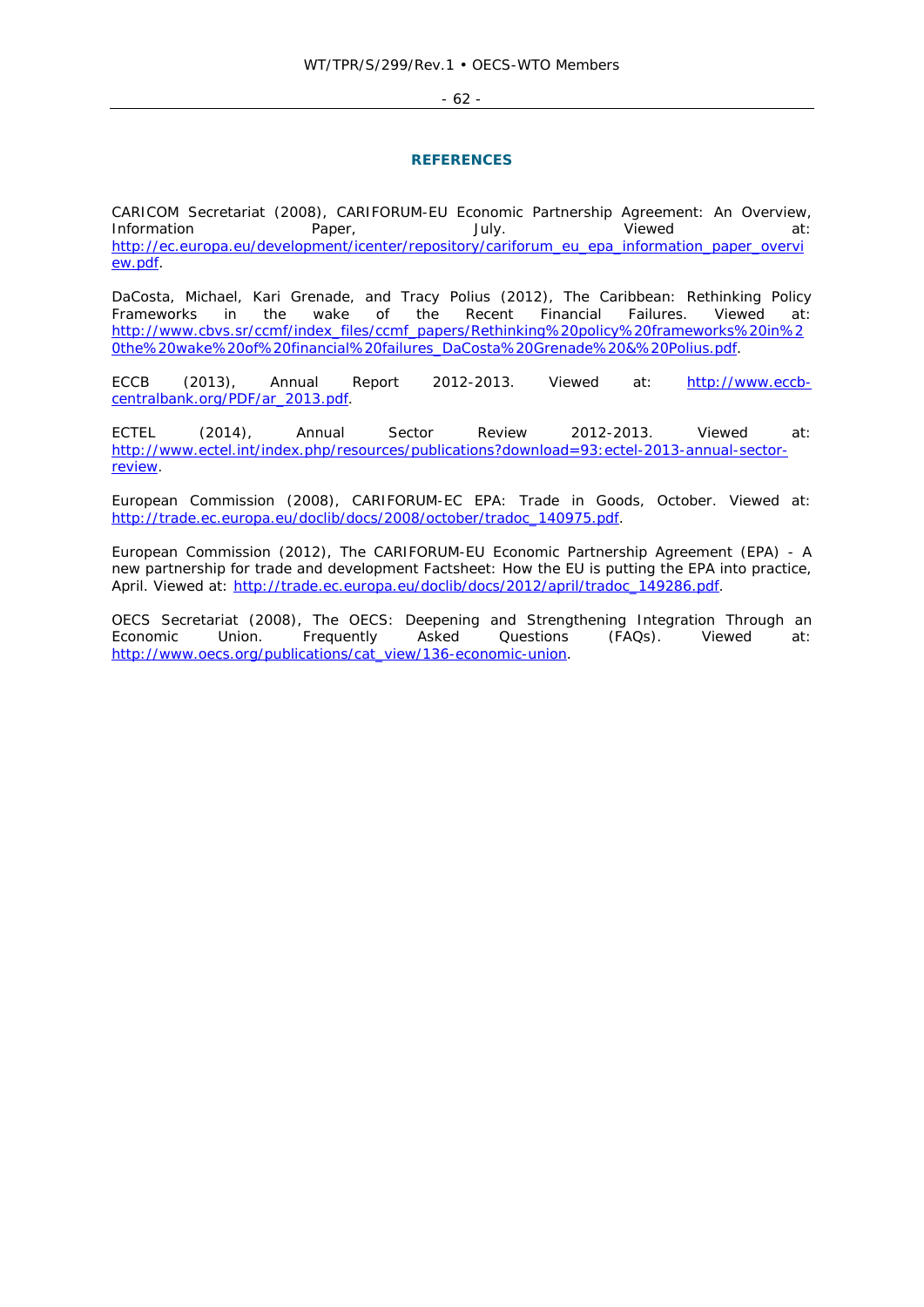## REFERENCES

CARICOM Secretariat (2008), CARIFORUM-EU Economic Partnership Agreement: An Overview, Information Paper, July. Viewed at: http://ec.europa.eu/development/icenter/repository/cariforum_eu_epa_information_paper_overview.pdf.

DaCosta, Michael, Kari Grenade, and Tracy Polius (2012), The Caribbean: Rethinking Policy Frameworks in the wake of the Recent Financial Failures. Viewed at: http://www.cbvs.sr/ccmf/index_files/ccmf_papers/Rethinking%20policy%20frameworks%20in%20the%20wake%20of%20financial%20failures_DaCosta%20Grenade%20&%20Polius.pdf.

ECCB (2013), Annual Report 2012-2013. Viewed at: http://www.eccb-centralbank.org/PDF/ar_2013.pdf.

ECTEL (2014), Annual Sector Review 2012-2013. Viewed at: http://www.ectel.int/index.php/resources/publications?download=93:ectel-2013-annual-sector-review.

European Commission (2008), CARIFORUM-EC EPA: Trade in Goods, October. Viewed at: http://trade.ec.europa.eu/doclib/docs/2008/october/tradoc_140975.pdf.

European Commission (2012), The CARIFORUM-EU Economic Partnership Agreement (EPA) - A new partnership for trade and development Factsheet: How the EU is putting the EPA into practice, April. Viewed at: http://trade.ec.europa.eu/doclib/docs/2012/april/tradoc_149286.pdf.

OECS Secretariat (2008), The OECS: Deepening and Strengthening Integration Through an Economic Union. Frequently Asked Questions (FAQs). Viewed at: http://www.oecs.org/publications/cat_view/136-economic-union.